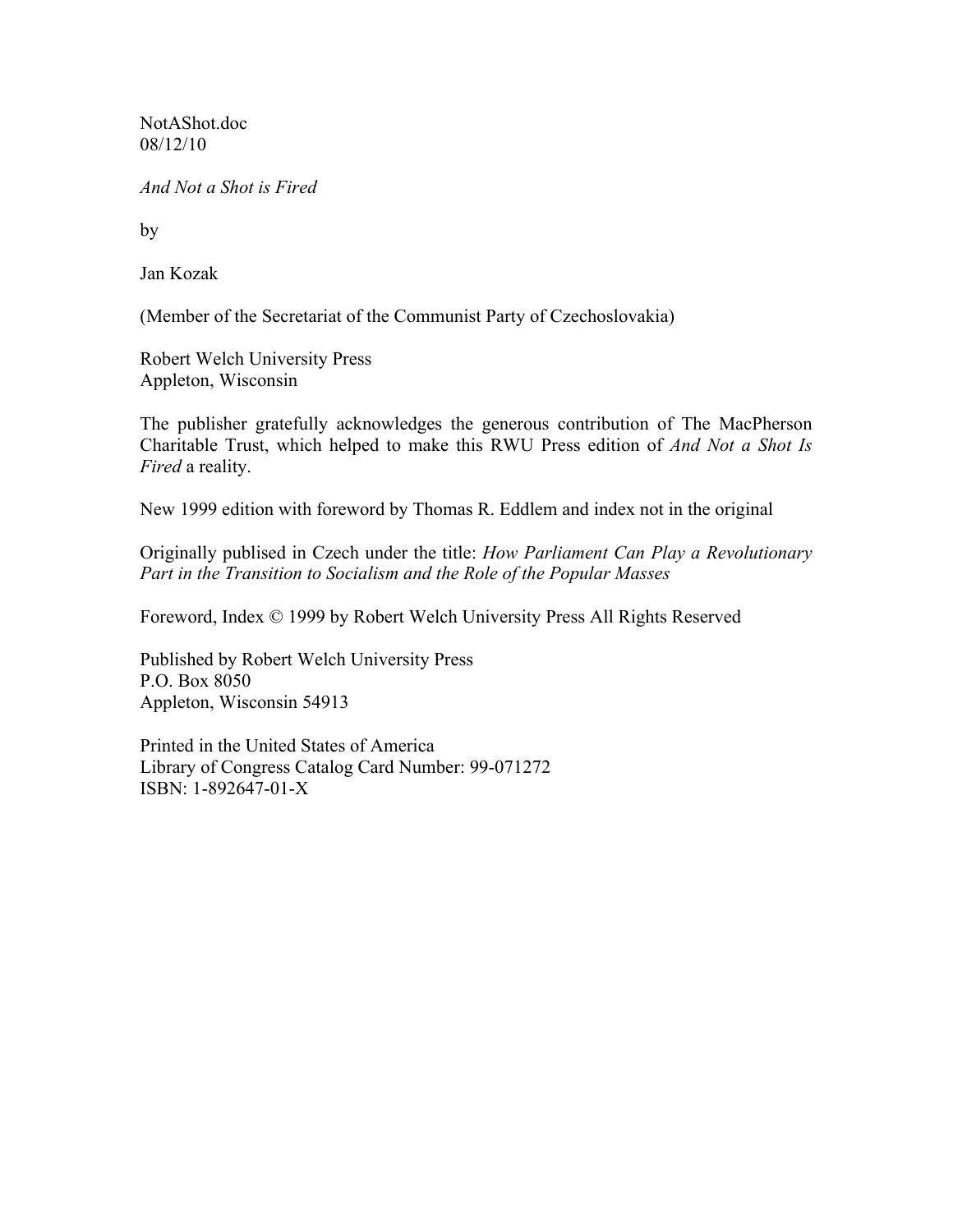NotAShot.doc
08/12/10

*And Not a Shot is Fired*

by

Jan Kozak

(Member of the Secretariat of the Communist Party of Czechoslovakia)

Robert Welch University Press
Appleton, Wisconsin

The publisher gratefully acknowledges the generous contribution of The MacPherson Charitable Trust, which helped to make this RWU Press edition of *And Not a Shot Is Fired* a reality.

New 1999 edition with foreword by Thomas R. Eddlem and index not in the original

Originally publised in Czech under the title: *How Parliament Can Play a Revolutionary Part in the Transition to Socialism and the Role of the Popular Masses*

Foreword, Index © 1999 by Robert Welch University Press All Rights Reserved

Published by Robert Welch University Press
P.O. Box 8050
Appleton, Wisconsin 54913

Printed in the United States of America
Library of Congress Catalog Card Number: 99-071272
ISBN: 1-892647-01-X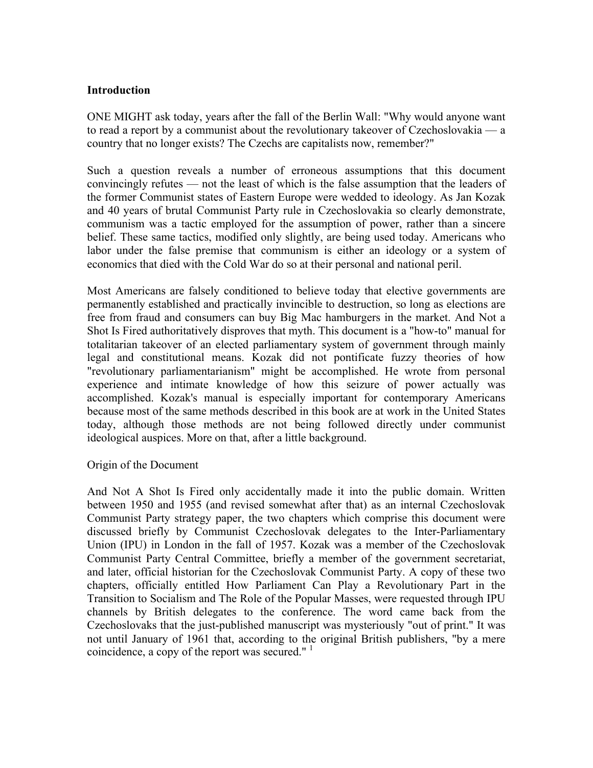**Introduction**

ONE MIGHT ask today, years after the fall of the Berlin Wall: "Why would anyone want to read a report by a communist about the revolutionary takeover of Czechoslovakia — a country that no longer exists? The Czechs are capitalists now, remember?"

Such a question reveals a number of erroneous assumptions that this document convincingly refutes — not the least of which is the false assumption that the leaders of the former Communist states of Eastern Europe were wedded to ideology. As Jan Kozak and 40 years of brutal Communist Party rule in Czechoslovakia so clearly demonstrate, communism was a tactic employed for the assumption of power, rather than a sincere belief. These same tactics, modified only slightly, are being used today. Americans who labor under the false premise that communism is either an ideology or a system of economics that died with the Cold War do so at their personal and national peril.

Most Americans are falsely conditioned to believe today that elective governments are permanently established and practically invincible to destruction, so long as elections are free from fraud and consumers can buy Big Mac hamburgers in the market. And Not a Shot Is Fired authoritatively disproves that myth. This document is a "how-to" manual for totalitarian takeover of an elected parliamentary system of government through mainly legal and constitutional means. Kozak did not pontificate fuzzy theories of how "revolutionary parliamentarianism" might be accomplished. He wrote from personal experience and intimate knowledge of how this seizure of power actually was accomplished. Kozak's manual is especially important for contemporary Americans because most of the same methods described in this book are at work in the United States today, although those methods are not being followed directly under communist ideological auspices. More on that, after a little background.

Origin of the Document

And Not A Shot Is Fired only accidentally made it into the public domain. Written between 1950 and 1955 (and revised somewhat after that) as an internal Czechoslovak Communist Party strategy paper, the two chapters which comprise this document were discussed briefly by Communist Czechoslovak delegates to the Inter-Parliamentary Union (IPU) in London in the fall of 1957. Kozak was a member of the Czechoslovak Communist Party Central Committee, briefly a member of the government secretariat, and later, official historian for the Czechoslovak Communist Party. A copy of these two chapters, officially entitled How Parliament Can Play a Revolutionary Part in the Transition to Socialism and The Role of the Popular Masses, were requested through IPU channels by British delegates to the conference. The word came back from the Czechoslovaks that the just-published manuscript was mysteriously "out of print." It was not until January of 1961 that, according to the original British publishers, "by a mere coincidence, a copy of the report was secured." [1]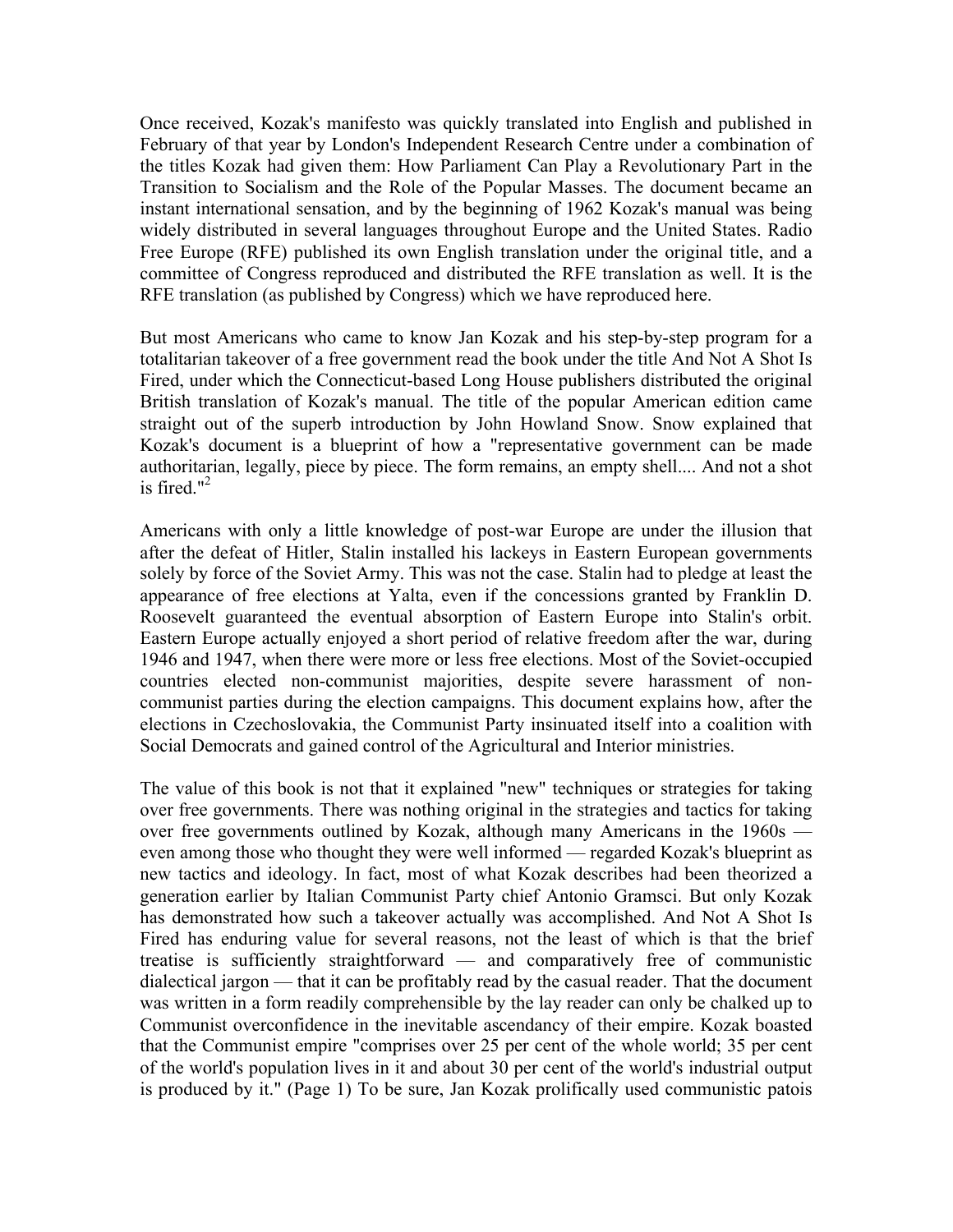Once received, Kozak's manifesto was quickly translated into English and published in February of that year by London's Independent Research Centre under a combination of the titles Kozak had given them: How Parliament Can Play a Revolutionary Part in the Transition to Socialism and the Role of the Popular Masses. The document became an instant international sensation, and by the beginning of 1962 Kozak's manual was being widely distributed in several languages throughout Europe and the United States. Radio Free Europe (RFE) published its own English translation under the original title, and a committee of Congress reproduced and distributed the RFE translation as well. It is the RFE translation (as published by Congress) which we have reproduced here.

But most Americans who came to know Jan Kozak and his step-by-step program for a totalitarian takeover of a free government read the book under the title And Not A Shot Is Fired, under which the Connecticut-based Long House publishers distributed the original British translation of Kozak's manual. The title of the popular American edition came straight out of the superb introduction by John Howland Snow. Snow explained that Kozak's document is a blueprint of how a "representative government can be made authoritarian, legally, piece by piece. The form remains, an empty shell.... And not a shot is fired."[2]

Americans with only a little knowledge of post-war Europe are under the illusion that after the defeat of Hitler, Stalin installed his lackeys in Eastern European governments solely by force of the Soviet Army. This was not the case. Stalin had to pledge at least the appearance of free elections at Yalta, even if the concessions granted by Franklin D. Roosevelt guaranteed the eventual absorption of Eastern Europe into Stalin's orbit. Eastern Europe actually enjoyed a short period of relative freedom after the war, during 1946 and 1947, when there were more or less free elections. Most of the Soviet-occupied countries elected non-communist majorities, despite severe harassment of non-communist parties during the election campaigns. This document explains how, after the elections in Czechoslovakia, the Communist Party insinuated itself into a coalition with Social Democrats and gained control of the Agricultural and Interior ministries.

The value of this book is not that it explained "new" techniques or strategies for taking over free governments. There was nothing original in the strategies and tactics for taking over free governments outlined by Kozak, although many Americans in the 1960s — even among those who thought they were well informed — regarded Kozak's blueprint as new tactics and ideology. In fact, most of what Kozak describes had been theorized a generation earlier by Italian Communist Party chief Antonio Gramsci. But only Kozak has demonstrated how such a takeover actually was accomplished. And Not A Shot Is Fired has enduring value for several reasons, not the least of which is that the brief treatise is sufficiently straightforward — and comparatively free of communistic dialectical jargon — that it can be profitably read by the casual reader. That the document was written in a form readily comprehensible by the lay reader can only be chalked up to Communist overconfidence in the inevitable ascendancy of their empire. Kozak boasted that the Communist empire "comprises over 25 per cent of the whole world; 35 per cent of the world's population lives in it and about 30 per cent of the world's industrial output is produced by it." (Page 1) To be sure, Jan Kozak prolifically used communistic patois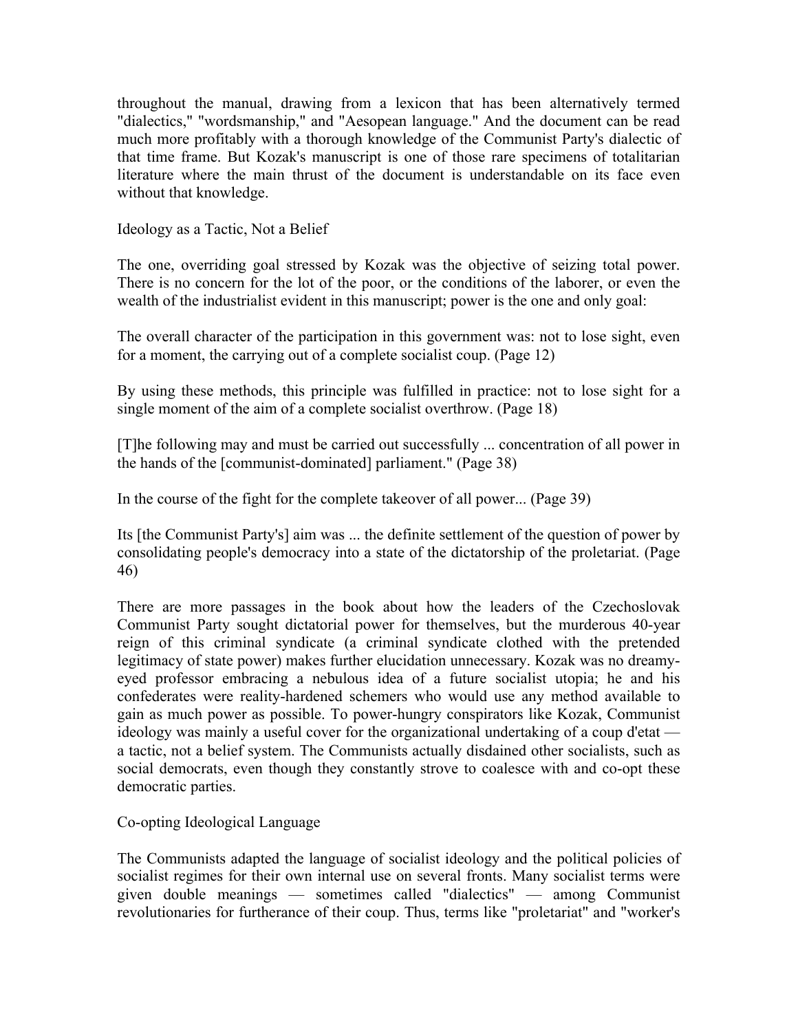throughout the manual, drawing from a lexicon that has been alternatively termed "dialectics," "wordsmanship," and "Aesopean language." And the document can be read much more profitably with a thorough knowledge of the Communist Party's dialectic of that time frame. But Kozak's manuscript is one of those rare specimens of totalitarian literature where the main thrust of the document is understandable on its face even without that knowledge.

## Ideology as a Tactic, Not a Belief

The one, overriding goal stressed by Kozak was the objective of seizing total power. There is no concern for the lot of the poor, or the conditions of the laborer, or even the wealth of the industrialist evident in this manuscript; power is the one and only goal:

The overall character of the participation in this government was: not to lose sight, even for a moment, the carrying out of a complete socialist coup. (Page 12)

By using these methods, this principle was fulfilled in practice: not to lose sight for a single moment of the aim of a complete socialist overthrow. (Page 18)

[T]he following may and must be carried out successfully ... concentration of all power in the hands of the [communist-dominated] parliament." (Page 38)

In the course of the fight for the complete takeover of all power... (Page 39)

Its [the Communist Party's] aim was ... the definite settlement of the question of power by consolidating people's democracy into a state of the dictatorship of the proletariat. (Page 46)

There are more passages in the book about how the leaders of the Czechoslovak Communist Party sought dictatorial power for themselves, but the murderous 40-year reign of this criminal syndicate (a criminal syndicate clothed with the pretended legitimacy of state power) makes further elucidation unnecessary. Kozak was no dreamy-eyed professor embracing a nebulous idea of a future socialist utopia; he and his confederates were reality-hardened schemers who would use any method available to gain as much power as possible. To power-hungry conspirators like Kozak, Communist ideology was mainly a useful cover for the organizational undertaking of a coup d'etat — a tactic, not a belief system. The Communists actually disdained other socialists, such as social democrats, even though they constantly strove to coalesce with and co-opt these democratic parties.

## Co-opting Ideological Language

The Communists adapted the language of socialist ideology and the political policies of socialist regimes for their own internal use on several fronts. Many socialist terms were given double meanings — sometimes called "dialectics" — among Communist revolutionaries for furtherance of their coup. Thus, terms like "proletariat" and "worker's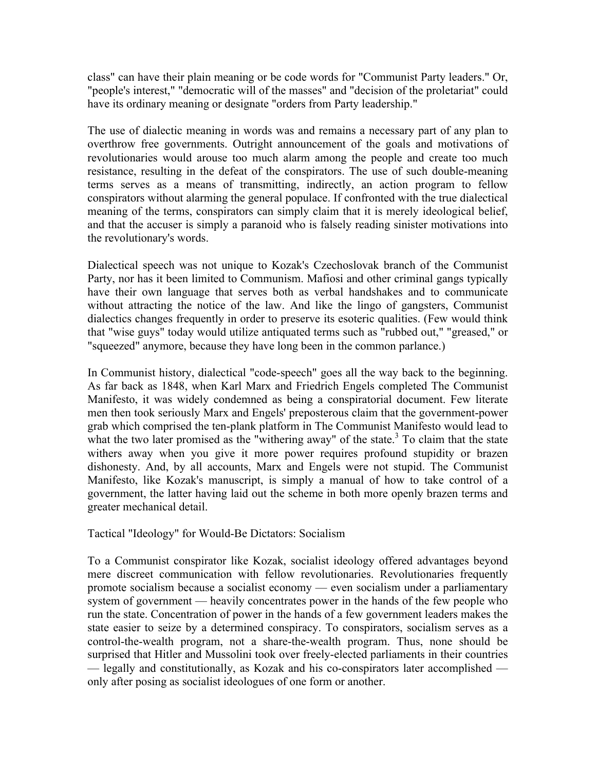class" can have their plain meaning or be code words for "Communist Party leaders." Or, "people's interest," "democratic will of the masses" and "decision of the proletariat" could have its ordinary meaning or designate "orders from Party leadership."

The use of dialectic meaning in words was and remains a necessary part of any plan to overthrow free governments. Outright announcement of the goals and motivations of revolutionaries would arouse too much alarm among the people and create too much resistance, resulting in the defeat of the conspirators. The use of such double-meaning terms serves as a means of transmitting, indirectly, an action program to fellow conspirators without alarming the general populace. If confronted with the true dialectical meaning of the terms, conspirators can simply claim that it is merely ideological belief, and that the accuser is simply a paranoid who is falsely reading sinister motivations into the revolutionary's words.

Dialectical speech was not unique to Kozak's Czechoslovak branch of the Communist Party, nor has it been limited to Communism. Mafiosi and other criminal gangs typically have their own language that serves both as verbal handshakes and to communicate without attracting the notice of the law. And like the lingo of gangsters, Communist dialectics changes frequently in order to preserve its esoteric qualities. (Few would think that "wise guys" today would utilize antiquated terms such as "rubbed out," "greased," or "squeezed" anymore, because they have long been in the common parlance.)

In Communist history, dialectical "code-speech" goes all the way back to the beginning. As far back as 1848, when Karl Marx and Friedrich Engels completed The Communist Manifesto, it was widely condemned as being a conspiratorial document. Few literate men then took seriously Marx and Engels' preposterous claim that the government-power grab which comprised the ten-plank platform in The Communist Manifesto would lead to what the two later promised as the "withering away" of the state.[3] To claim that the state withers away when you give it more power requires profound stupidity or brazen dishonesty. And, by all accounts, Marx and Engels were not stupid. The Communist Manifesto, like Kozak's manuscript, is simply a manual of how to take control of a government, the latter having laid out the scheme in both more openly brazen terms and greater mechanical detail.

## Tactical "Ideology" for Would-Be Dictators: Socialism

To a Communist conspirator like Kozak, socialist ideology offered advantages beyond mere discreet communication with fellow revolutionaries. Revolutionaries frequently promote socialism because a socialist economy — even socialism under a parliamentary system of government — heavily concentrates power in the hands of the few people who run the state. Concentration of power in the hands of a few government leaders makes the state easier to seize by a determined conspiracy. To conspirators, socialism serves as a control-the-wealth program, not a share-the-wealth program. Thus, none should be surprised that Hitler and Mussolini took over freely-elected parliaments in their countries — legally and constitutionally, as Kozak and his co-conspirators later accomplished — only after posing as socialist ideologues of one form or another.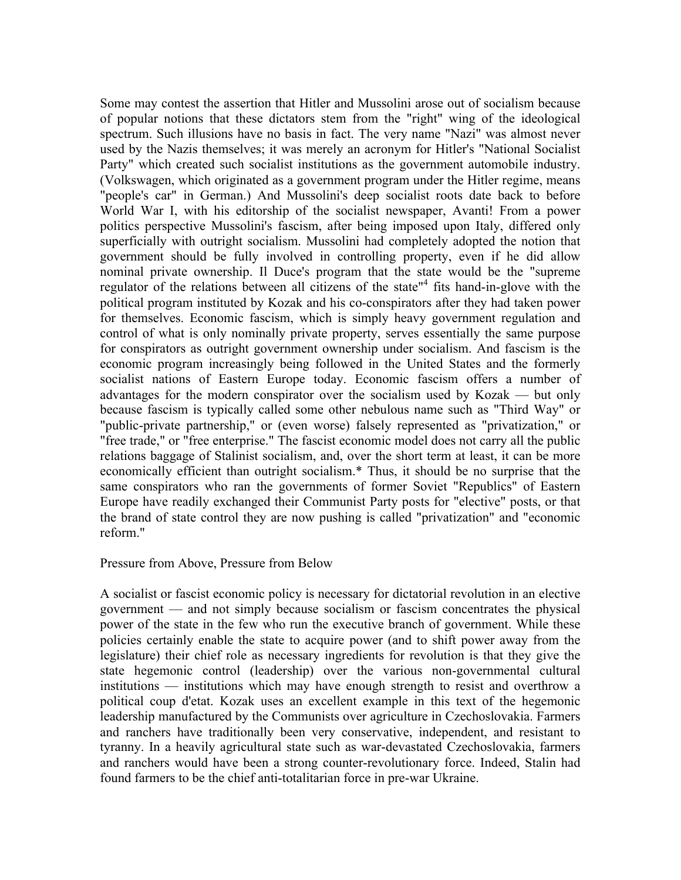Some may contest the assertion that Hitler and Mussolini arose out of socialism because of popular notions that these dictators stem from the "right" wing of the ideological spectrum. Such illusions have no basis in fact. The very name "Nazi" was almost never used by the Nazis themselves; it was merely an acronym for Hitler's "National Socialist Party" which created such socialist institutions as the government automobile industry. (Volkswagen, which originated as a government program under the Hitler regime, means "people's car" in German.) And Mussolini's deep socialist roots date back to before World War I, with his editorship of the socialist newspaper, Avanti! From a power politics perspective Mussolini's fascism, after being imposed upon Italy, differed only superficially with outright socialism. Mussolini had completely adopted the notion that government should be fully involved in controlling property, even if he did allow nominal private ownership. Il Duce's program that the state would be the "supreme regulator of the relations between all citizens of the state"[4] fits hand-in-glove with the political program instituted by Kozak and his co-conspirators after they had taken power for themselves. Economic fascism, which is simply heavy government regulation and control of what is only nominally private property, serves essentially the same purpose for conspirators as outright government ownership under socialism. And fascism is the economic program increasingly being followed in the United States and the formerly socialist nations of Eastern Europe today. Economic fascism offers a number of advantages for the modern conspirator over the socialism used by Kozak — but only because fascism is typically called some other nebulous name such as "Third Way" or "public-private partnership," or (even worse) falsely represented as "privatization," or "free trade," or "free enterprise." The fascist economic model does not carry all the public relations baggage of Stalinist socialism, and, over the short term at least, it can be more economically efficient than outright socialism.* Thus, it should be no surprise that the same conspirators who ran the governments of former Soviet "Republics" of Eastern Europe have readily exchanged their Communist Party posts for "elective" posts, or that the brand of state control they are now pushing is called "privatization" and "economic reform."

## Pressure from Above, Pressure from Below

A socialist or fascist economic policy is necessary for dictatorial revolution in an elective government — and not simply because socialism or fascism concentrates the physical power of the state in the few who run the executive branch of government. While these policies certainly enable the state to acquire power (and to shift power away from the legislature) their chief role as necessary ingredients for revolution is that they give the state hegemonic control (leadership) over the various non-governmental cultural institutions — institutions which may have enough strength to resist and overthrow a political coup d'etat. Kozak uses an excellent example in this text of the hegemonic leadership manufactured by the Communists over agriculture in Czechoslovakia. Farmers and ranchers have traditionally been very conservative, independent, and resistant to tyranny. In a heavily agricultural state such as war-devastated Czechoslovakia, farmers and ranchers would have been a strong counter-revolutionary force. Indeed, Stalin had found farmers to be the chief anti-totalitarian force in pre-war Ukraine.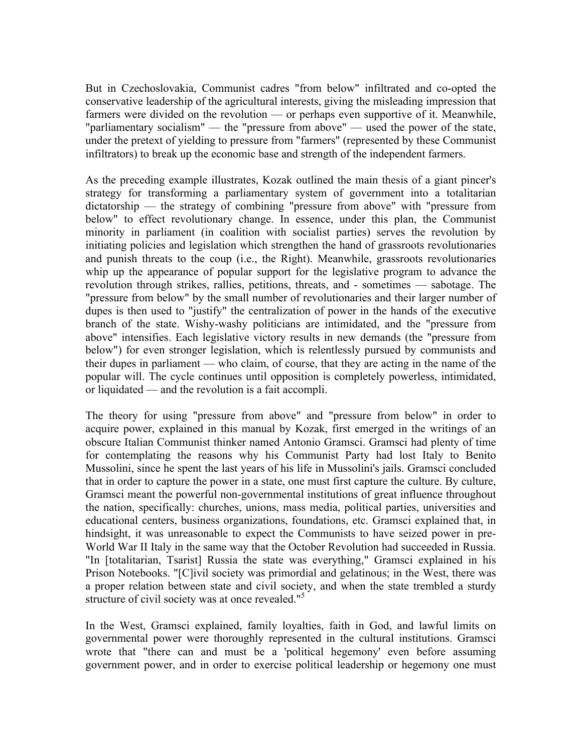But in Czechoslovakia, Communist cadres "from below" infiltrated and co-opted the conservative leadership of the agricultural interests, giving the misleading impression that farmers were divided on the revolution — or perhaps even supportive of it. Meanwhile, "parliamentary socialism" — the "pressure from above" — used the power of the state, under the pretext of yielding to pressure from "farmers" (represented by these Communist infiltrators) to break up the economic base and strength of the independent farmers.

As the preceding example illustrates, Kozak outlined the main thesis of a giant pincer's strategy for transforming a parliamentary system of government into a totalitarian dictatorship — the strategy of combining "pressure from above" with "pressure from below" to effect revolutionary change. In essence, under this plan, the Communist minority in parliament (in coalition with socialist parties) serves the revolution by initiating policies and legislation which strengthen the hand of grassroots revolutionaries and punish threats to the coup (i.e., the Right). Meanwhile, grassroots revolutionaries whip up the appearance of popular support for the legislative program to advance the revolution through strikes, rallies, petitions, threats, and - sometimes — sabotage. The "pressure from below" by the small number of revolutionaries and their larger number of dupes is then used to "justify" the centralization of power in the hands of the executive branch of the state. Wishy-washy politicians are intimidated, and the "pressure from above" intensifies. Each legislative victory results in new demands (the "pressure from below") for even stronger legislation, which is relentlessly pursued by communists and their dupes in parliament — who claim, of course, that they are acting in the name of the popular will. The cycle continues until opposition is completely powerless, intimidated, or liquidated — and the revolution is a fait accompli.

The theory for using "pressure from above" and "pressure from below" in order to acquire power, explained in this manual by Kozak, first emerged in the writings of an obscure Italian Communist thinker named Antonio Gramsci. Gramsci had plenty of time for contemplating the reasons why his Communist Party had lost Italy to Benito Mussolini, since he spent the last years of his life in Mussolini's jails. Gramsci concluded that in order to capture the power in a state, one must first capture the culture. By culture, Gramsci meant the powerful non-governmental institutions of great influence throughout the nation, specifically: churches, unions, mass media, political parties, universities and educational centers, business organizations, foundations, etc. Gramsci explained that, in hindsight, it was unreasonable to expect the Communists to have seized power in pre-World War II Italy in the same way that the October Revolution had succeeded in Russia. "In [totalitarian, Tsarist] Russia the state was everything," Gramsci explained in his Prison Notebooks. "[C]ivil society was primordial and gelatinous; in the West, there was a proper relation between state and civil society, and when the state trembled a sturdy structure of civil society was at once revealed."[5]

In the West, Gramsci explained, family loyalties, faith in God, and lawful limits on governmental power were thoroughly represented in the cultural institutions. Gramsci wrote that "there can and must be a 'political hegemony' even before assuming government power, and in order to exercise political leadership or hegemony one must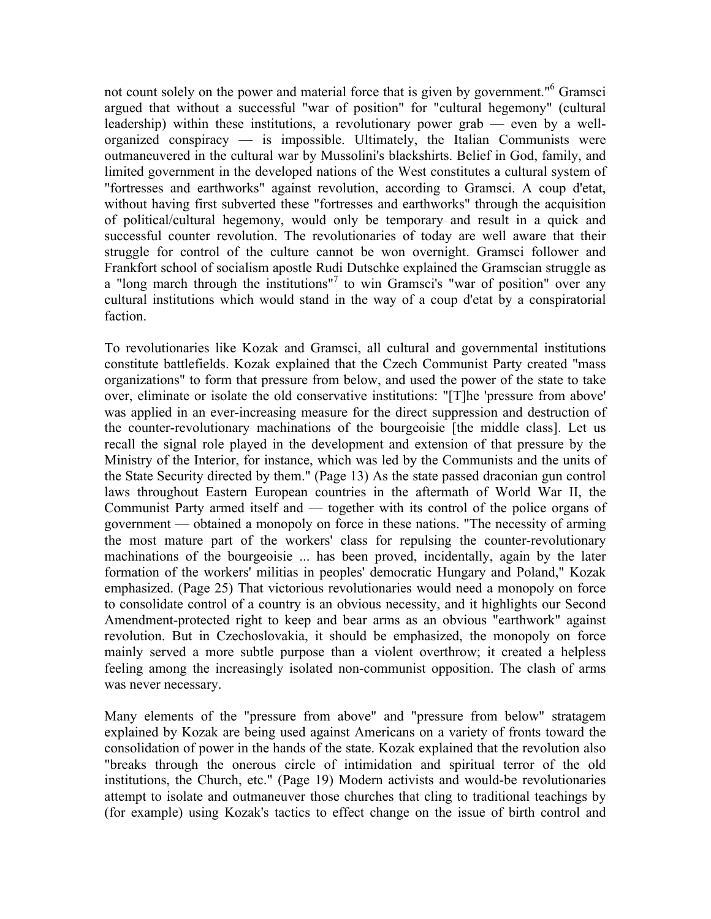not count solely on the power and material force that is given by government."[6] Gramsci argued that without a successful "war of position" for "cultural hegemony" (cultural leadership) within these institutions, a revolutionary power grab — even by a well-organized conspiracy — is impossible. Ultimately, the Italian Communists were outmaneuvered in the cultural war by Mussolini's blackshirts. Belief in God, family, and limited government in the developed nations of the West constitutes a cultural system of "fortresses and earthworks" against revolution, according to Gramsci. A coup d'etat, without having first subverted these "fortresses and earthworks" through the acquisition of political/cultural hegemony, would only be temporary and result in a quick and successful counter revolution. The revolutionaries of today are well aware that their struggle for control of the culture cannot be won overnight. Gramsci follower and Frankfort school of socialism apostle Rudi Dutschke explained the Gramscian struggle as a "long march through the institutions"[7] to win Gramsci's "war of position" over any cultural institutions which would stand in the way of a coup d'etat by a conspiratorial faction.

To revolutionaries like Kozak and Gramsci, all cultural and governmental institutions constitute battlefields. Kozak explained that the Czech Communist Party created "mass organizations" to form that pressure from below, and used the power of the state to take over, eliminate or isolate the old conservative institutions: "[T]he 'pressure from above' was applied in an ever-increasing measure for the direct suppression and destruction of the counter-revolutionary machinations of the bourgeoisie [the middle class]. Let us recall the signal role played in the development and extension of that pressure by the Ministry of the Interior, for instance, which was led by the Communists and the units of the State Security directed by them." (Page 13) As the state passed draconian gun control laws throughout Eastern European countries in the aftermath of World War II, the Communist Party armed itself and — together with its control of the police organs of government — obtained a monopoly on force in these nations. "The necessity of arming the most mature part of the workers' class for repulsing the counter-revolutionary machinations of the bourgeoisie ... has been proved, incidentally, again by the later formation of the workers' militias in peoples' democratic Hungary and Poland," Kozak emphasized. (Page 25) That victorious revolutionaries would need a monopoly on force to consolidate control of a country is an obvious necessity, and it highlights our Second Amendment-protected right to keep and bear arms as an obvious "earthwork" against revolution. But in Czechoslovakia, it should be emphasized, the monopoly on force mainly served a more subtle purpose than a violent overthrow; it created a helpless feeling among the increasingly isolated non-communist opposition. The clash of arms was never necessary.

Many elements of the "pressure from above" and "pressure from below" stratagem explained by Kozak are being used against Americans on a variety of fronts toward the consolidation of power in the hands of the state. Kozak explained that the revolution also "breaks through the onerous circle of intimidation and spiritual terror of the old institutions, the Church, etc." (Page 19) Modern activists and would-be revolutionaries attempt to isolate and outmaneuver those churches that cling to traditional teachings by (for example) using Kozak's tactics to effect change on the issue of birth control and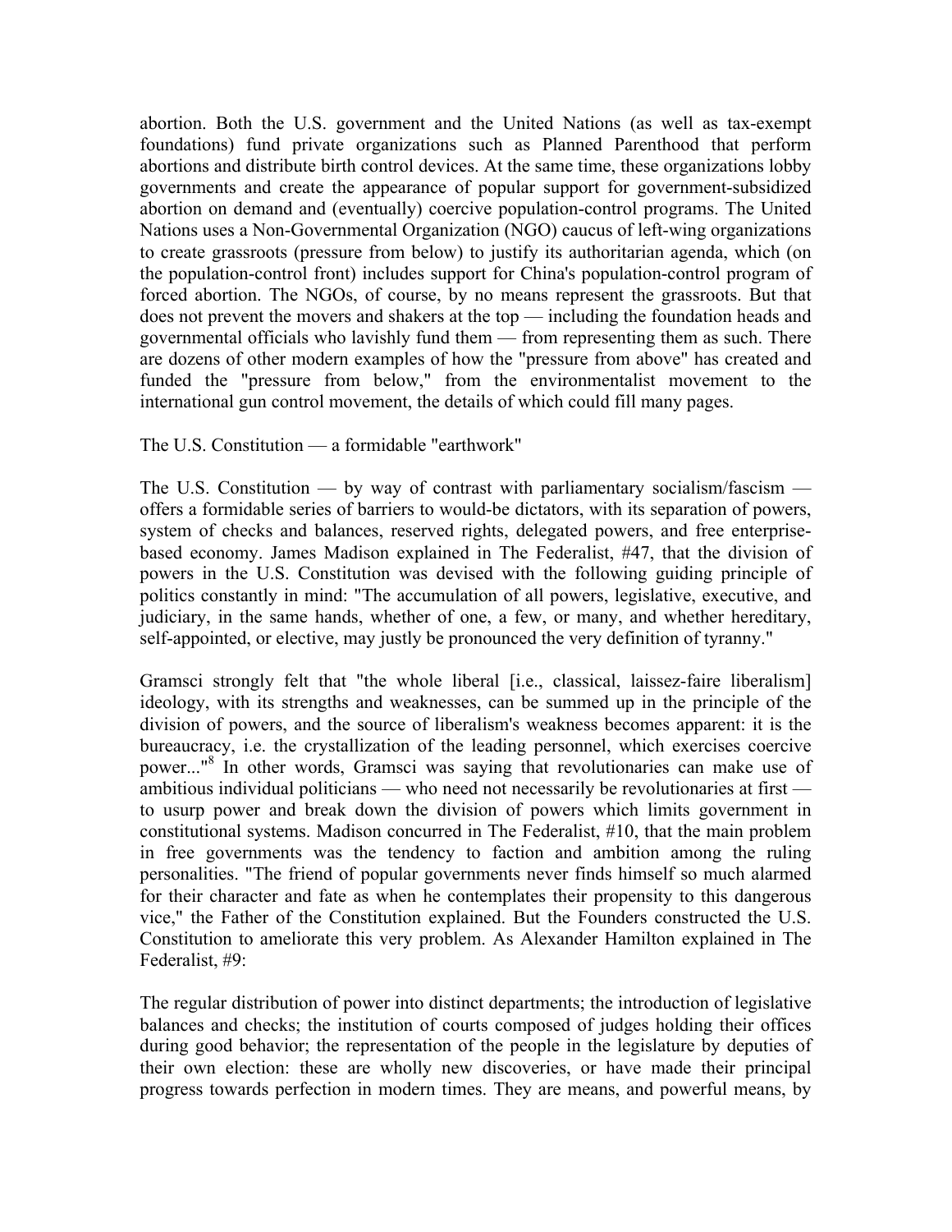abortion. Both the U.S. government and the United Nations (as well as tax-exempt foundations) fund private organizations such as Planned Parenthood that perform abortions and distribute birth control devices. At the same time, these organizations lobby governments and create the appearance of popular support for government-subsidized abortion on demand and (eventually) coercive population-control programs. The United Nations uses a Non-Governmental Organization (NGO) caucus of left-wing organizations to create grassroots (pressure from below) to justify its authoritarian agenda, which (on the population-control front) includes support for China's population-control program of forced abortion. The NGOs, of course, by no means represent the grassroots. But that does not prevent the movers and shakers at the top — including the foundation heads and governmental officials who lavishly fund them — from representing them as such. There are dozens of other modern examples of how the "pressure from above" has created and funded the "pressure from below," from the environmentalist movement to the international gun control movement, the details of which could fill many pages.

## The U.S. Constitution — a formidable "earthwork"

The U.S. Constitution — by way of contrast with parliamentary socialism/fascism — offers a formidable series of barriers to would-be dictators, with its separation of powers, system of checks and balances, reserved rights, delegated powers, and free enterprise-based economy. James Madison explained in The Federalist, #47, that the division of powers in the U.S. Constitution was devised with the following guiding principle of politics constantly in mind: "The accumulation of all powers, legislative, executive, and judiciary, in the same hands, whether of one, a few, or many, and whether hereditary, self-appointed, or elective, may justly be pronounced the very definition of tyranny."

Gramsci strongly felt that "the whole liberal [i.e., classical, laissez-faire liberalism] ideology, with its strengths and weaknesses, can be summed up in the principle of the division of powers, and the source of liberalism's weakness becomes apparent: it is the bureaucracy, i.e. the crystallization of the leading personnel, which exercises coercive power..."[8] In other words, Gramsci was saying that revolutionaries can make use of ambitious individual politicians — who need not necessarily be revolutionaries at first — to usurp power and break down the division of powers which limits government in constitutional systems. Madison concurred in The Federalist, #10, that the main problem in free governments was the tendency to faction and ambition among the ruling personalities. "The friend of popular governments never finds himself so much alarmed for their character and fate as when he contemplates their propensity to this dangerous vice," the Father of the Constitution explained. But the Founders constructed the U.S. Constitution to ameliorate this very problem. As Alexander Hamilton explained in The Federalist, #9:

The regular distribution of power into distinct departments; the introduction of legislative balances and checks; the institution of courts composed of judges holding their offices during good behavior; the representation of the people in the legislature by deputies of their own election: these are wholly new discoveries, or have made their principal progress towards perfection in modern times. They are means, and powerful means, by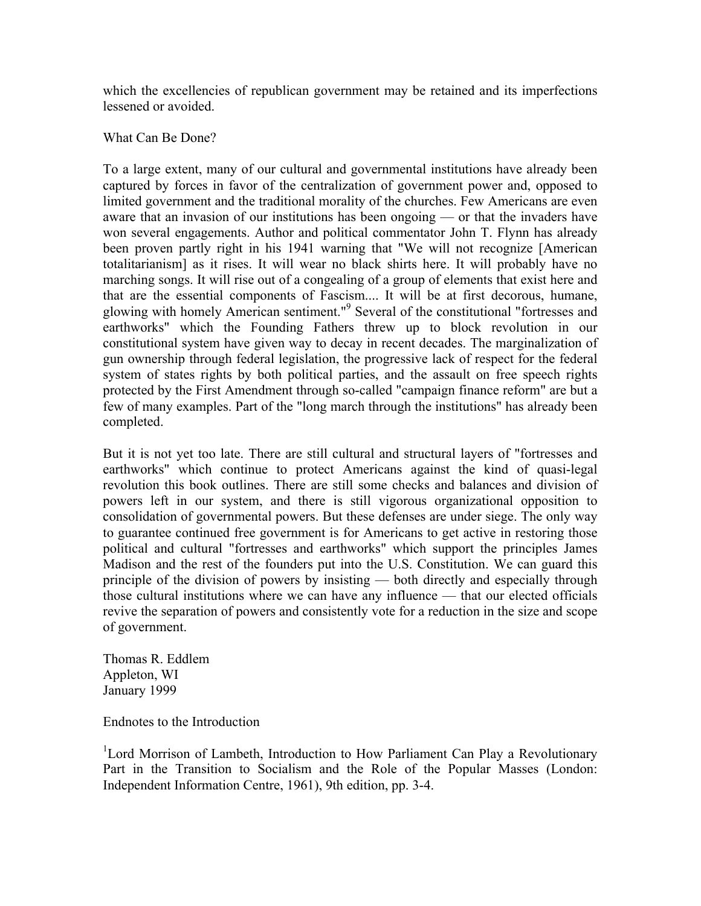which the excellencies of republican government may be retained and its imperfections lessened or avoided.

## What Can Be Done?

To a large extent, many of our cultural and governmental institutions have already been captured by forces in favor of the centralization of government power and, opposed to limited government and the traditional morality of the churches. Few Americans are even aware that an invasion of our institutions has been ongoing — or that the invaders have won several engagements. Author and political commentator John T. Flynn has already been proven partly right in his 1941 warning that "We will not recognize [American totalitarianism] as it rises. It will wear no black shirts here. It will probably have no marching songs. It will rise out of a congealing of a group of elements that exist here and that are the essential components of Fascism.... It will be at first decorous, humane, glowing with homely American sentiment."[9] Several of the constitutional "fortresses and earthworks" which the Founding Fathers threw up to block revolution in our constitutional system have given way to decay in recent decades. The marginalization of gun ownership through federal legislation, the progressive lack of respect for the federal system of states rights by both political parties, and the assault on free speech rights protected by the First Amendment through so-called "campaign finance reform" are but a few of many examples. Part of the "long march through the institutions" has already been completed.

But it is not yet too late. There are still cultural and structural layers of "fortresses and earthworks" which continue to protect Americans against the kind of quasi-legal revolution this book outlines. There are still some checks and balances and division of powers left in our system, and there is still vigorous organizational opposition to consolidation of governmental powers. But these defenses are under siege. The only way to guarantee continued free government is for Americans to get active in restoring those political and cultural "fortresses and earthworks" which support the principles James Madison and the rest of the founders put into the U.S. Constitution. We can guard this principle of the division of powers by insisting — both directly and especially through those cultural institutions where we can have any influence — that our elected officials revive the separation of powers and consistently vote for a reduction in the size and scope of government.

Thomas R. Eddlem
Appleton, WI
January 1999

## Endnotes to the Introduction

[1]Lord Morrison of Lambeth, Introduction to How Parliament Can Play a Revolutionary Part in the Transition to Socialism and the Role of the Popular Masses (London: Independent Information Centre, 1961), 9th edition, pp. 3-4.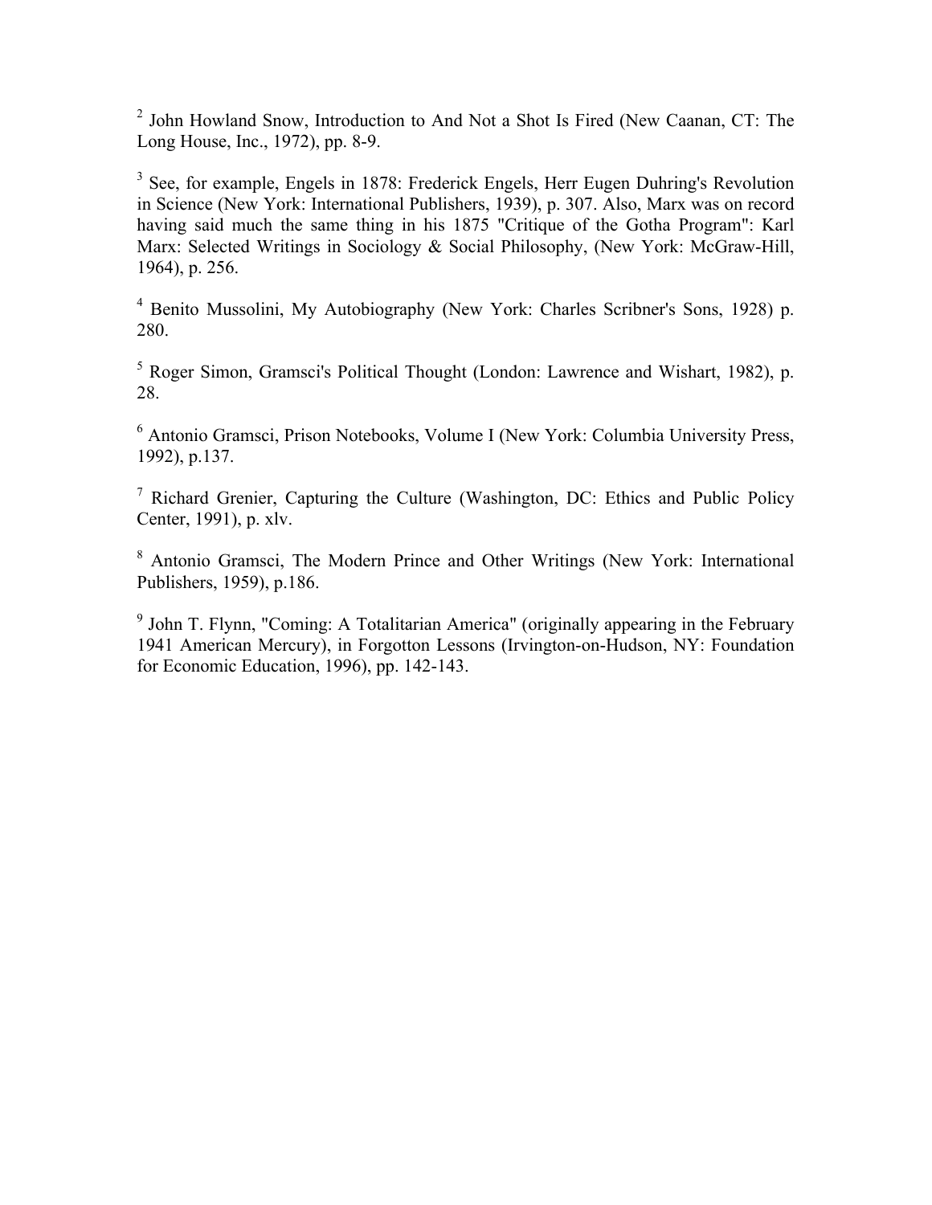[2] John Howland Snow, Introduction to And Not a Shot Is Fired (New Caanan, CT: The Long House, Inc., 1972), pp. 8-9.

[3] See, for example, Engels in 1878: Frederick Engels, Herr Eugen Duhring's Revolution in Science (New York: International Publishers, 1939), p. 307. Also, Marx was on record having said much the same thing in his 1875 "Critique of the Gotha Program": Karl Marx: Selected Writings in Sociology & Social Philosophy, (New York: McGraw-Hill, 1964), p. 256.

[4] Benito Mussolini, My Autobiography (New York: Charles Scribner's Sons, 1928) p. 280.

[5] Roger Simon, Gramsci's Political Thought (London: Lawrence and Wishart, 1982), p. 28.

[6] Antonio Gramsci, Prison Notebooks, Volume I (New York: Columbia University Press, 1992), p.137.

[7] Richard Grenier, Capturing the Culture (Washington, DC: Ethics and Public Policy Center, 1991), p. xlv.

[8] Antonio Gramsci, The Modern Prince and Other Writings (New York: International Publishers, 1959), p.186.

[9] John T. Flynn, "Coming: A Totalitarian America" (originally appearing in the February 1941 American Mercury), in Forgotton Lessons (Irvington-on-Hudson, NY: Foundation for Economic Education, 1996), pp. 142-143.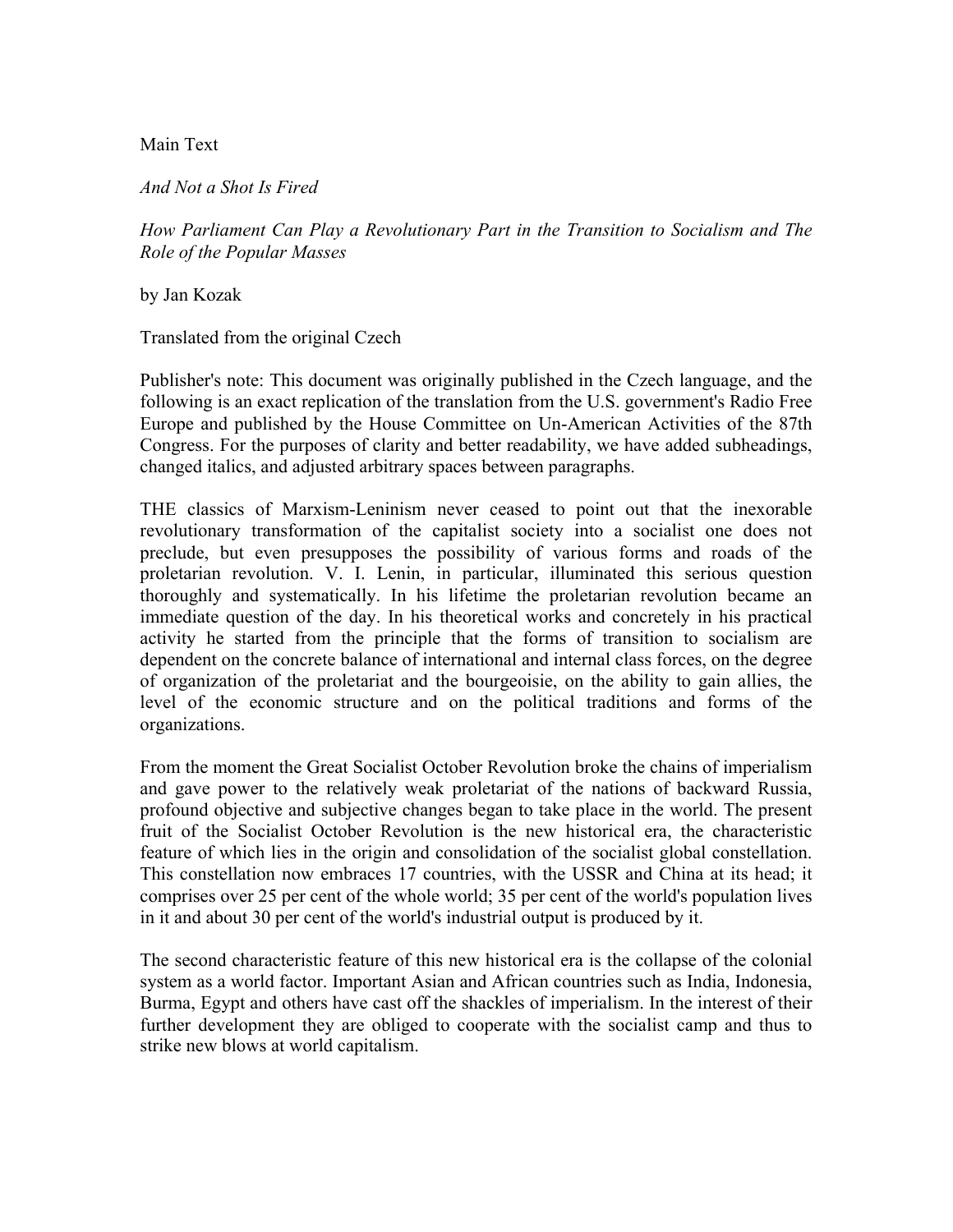Main Text

*And Not a Shot Is Fired*

*How Parliament Can Play a Revolutionary Part in the Transition to Socialism and The Role of the Popular Masses*

by Jan Kozak

Translated from the original Czech

Publisher's note: This document was originally published in the Czech language, and the following is an exact replication of the translation from the U.S. government's Radio Free Europe and published by the House Committee on Un-American Activities of the 87th Congress. For the purposes of clarity and better readability, we have added subheadings, changed italics, and adjusted arbitrary spaces between paragraphs.

THE classics of Marxism-Leninism never ceased to point out that the inexorable revolutionary transformation of the capitalist society into a socialist one does not preclude, but even presupposes the possibility of various forms and roads of the proletarian revolution. V. I. Lenin, in particular, illuminated this serious question thoroughly and systematically. In his lifetime the proletarian revolution became an immediate question of the day. In his theoretical works and concretely in his practical activity he started from the principle that the forms of transition to socialism are dependent on the concrete balance of international and internal class forces, on the degree of organization of the proletariat and the bourgeoisie, on the ability to gain allies, the level of the economic structure and on the political traditions and forms of the organizations.

From the moment the Great Socialist October Revolution broke the chains of imperialism and gave power to the relatively weak proletariat of the nations of backward Russia, profound objective and subjective changes began to take place in the world. The present fruit of the Socialist October Revolution is the new historical era, the characteristic feature of which lies in the origin and consolidation of the socialist global constellation. This constellation now embraces 17 countries, with the USSR and China at its head; it comprises over 25 per cent of the whole world; 35 per cent of the world's population lives in it and about 30 per cent of the world's industrial output is produced by it.

The second characteristic feature of this new historical era is the collapse of the colonial system as a world factor. Important Asian and African countries such as India, Indonesia, Burma, Egypt and others have cast off the shackles of imperialism. In the interest of their further development they are obliged to cooperate with the socialist camp and thus to strike new blows at world capitalism.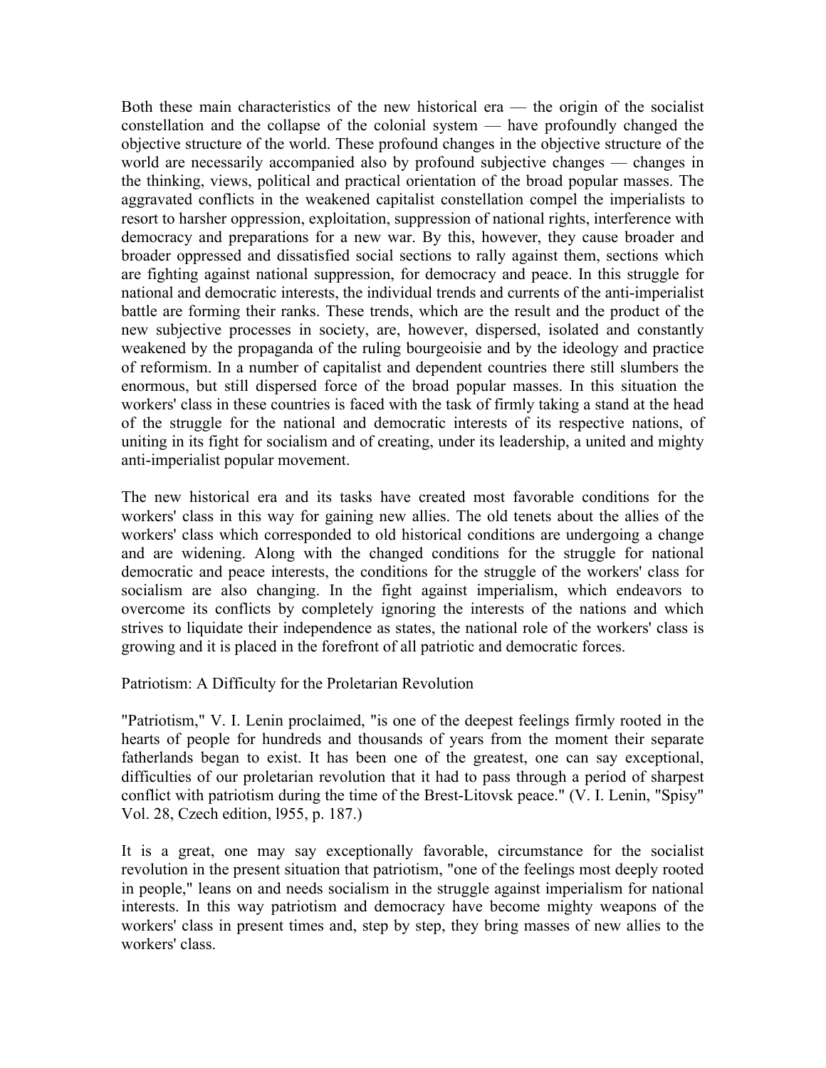Both these main characteristics of the new historical era — the origin of the socialist constellation and the collapse of the colonial system — have profoundly changed the objective structure of the world. These profound changes in the objective structure of the world are necessarily accompanied also by profound subjective changes — changes in the thinking, views, political and practical orientation of the broad popular masses. The aggravated conflicts in the weakened capitalist constellation compel the imperialists to resort to harsher oppression, exploitation, suppression of national rights, interference with democracy and preparations for a new war. By this, however, they cause broader and broader oppressed and dissatisfied social sections to rally against them, sections which are fighting against national suppression, for democracy and peace. In this struggle for national and democratic interests, the individual trends and currents of the anti-imperialist battle are forming their ranks. These trends, which are the result and the product of the new subjective processes in society, are, however, dispersed, isolated and constantly weakened by the propaganda of the ruling bourgeoisie and by the ideology and practice of reformism. In a number of capitalist and dependent countries there still slumbers the enormous, but still dispersed force of the broad popular masses. In this situation the workers' class in these countries is faced with the task of firmly taking a stand at the head of the struggle for the national and democratic interests of its respective nations, of uniting in its fight for socialism and of creating, under its leadership, a united and mighty anti-imperialist popular movement.

The new historical era and its tasks have created most favorable conditions for the workers' class in this way for gaining new allies. The old tenets about the allies of the workers' class which corresponded to old historical conditions are undergoing a change and are widening. Along with the changed conditions for the struggle for national democratic and peace interests, the conditions for the struggle of the workers' class for socialism are also changing. In the fight against imperialism, which endeavors to overcome its conflicts by completely ignoring the interests of the nations and which strives to liquidate their independence as states, the national role of the workers' class is growing and it is placed in the forefront of all patriotic and democratic forces.

## Patriotism: A Difficulty for the Proletarian Revolution

"Patriotism," V. I. Lenin proclaimed, "is one of the deepest feelings firmly rooted in the hearts of people for hundreds and thousands of years from the moment their separate fatherlands began to exist. It has been one of the greatest, one can say exceptional, difficulties of our proletarian revolution that it had to pass through a period of sharpest conflict with patriotism during the time of the Brest-Litovsk peace." (V. I. Lenin, "Spisy" Vol. 28, Czech edition, l955, p. 187.)

It is a great, one may say exceptionally favorable, circumstance for the socialist revolution in the present situation that patriotism, "one of the feelings most deeply rooted in people," leans on and needs socialism in the struggle against imperialism for national interests. In this way patriotism and democracy have become mighty weapons of the workers' class in present times and, step by step, they bring masses of new allies to the workers' class.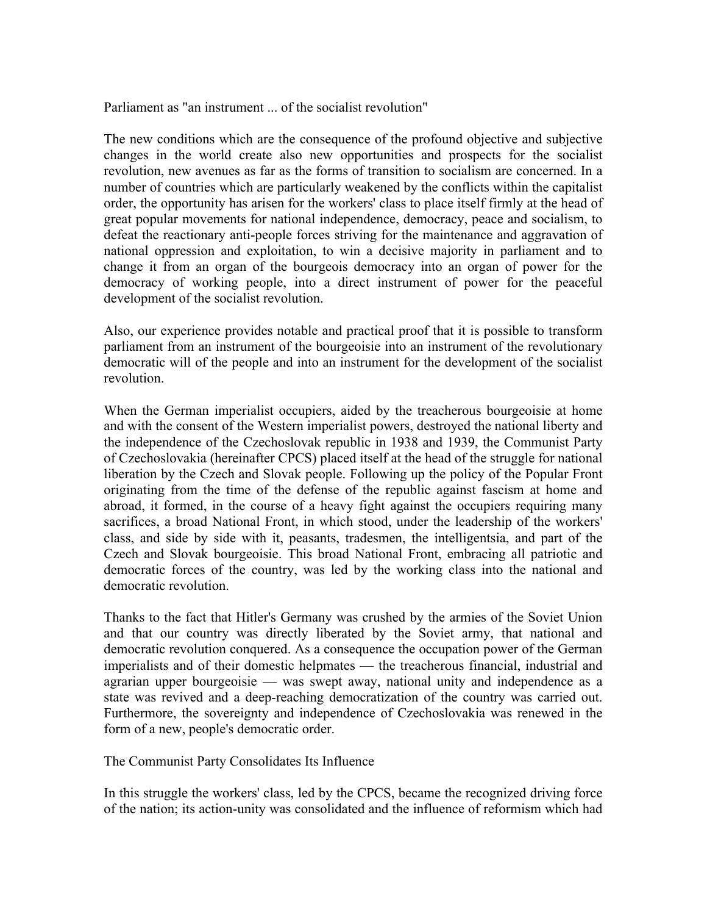## Parliament as "an instrument ... of the socialist revolution"

The new conditions which are the consequence of the profound objective and subjective changes in the world create also new opportunities and prospects for the socialist revolution, new avenues as far as the forms of transition to socialism are concerned. In a number of countries which are particularly weakened by the conflicts within the capitalist order, the opportunity has arisen for the workers' class to place itself firmly at the head of great popular movements for national independence, democracy, peace and socialism, to defeat the reactionary anti-people forces striving for the maintenance and aggravation of national oppression and exploitation, to win a decisive majority in parliament and to change it from an organ of the bourgeois democracy into an organ of power for the democracy of working people, into a direct instrument of power for the peaceful development of the socialist revolution.

Also, our experience provides notable and practical proof that it is possible to transform parliament from an instrument of the bourgeoisie into an instrument of the revolutionary democratic will of the people and into an instrument for the development of the socialist revolution.

When the German imperialist occupiers, aided by the treacherous bourgeoisie at home and with the consent of the Western imperialist powers, destroyed the national liberty and the independence of the Czechoslovak republic in 1938 and 1939, the Communist Party of Czechoslovakia (hereinafter CPCS) placed itself at the head of the struggle for national liberation by the Czech and Slovak people. Following up the policy of the Popular Front originating from the time of the defense of the republic against fascism at home and abroad, it formed, in the course of a heavy fight against the occupiers requiring many sacrifices, a broad National Front, in which stood, under the leadership of the workers' class, and side by side with it, peasants, tradesmen, the intelligentsia, and part of the Czech and Slovak bourgeoisie. This broad National Front, embracing all patriotic and democratic forces of the country, was led by the working class into the national and democratic revolution.

Thanks to the fact that Hitler's Germany was crushed by the armies of the Soviet Union and that our country was directly liberated by the Soviet army, that national and democratic revolution conquered. As a consequence the occupation power of the German imperialists and of their domestic helpmates — the treacherous financial, industrial and agrarian upper bourgeoisie — was swept away, national unity and independence as a state was revived and a deep-reaching democratization of the country was carried out. Furthermore, the sovereignty and independence of Czechoslovakia was renewed in the form of a new, people's democratic order.

## The Communist Party Consolidates Its Influence

In this struggle the workers' class, led by the CPCS, became the recognized driving force of the nation; its action-unity was consolidated and the influence of reformism which had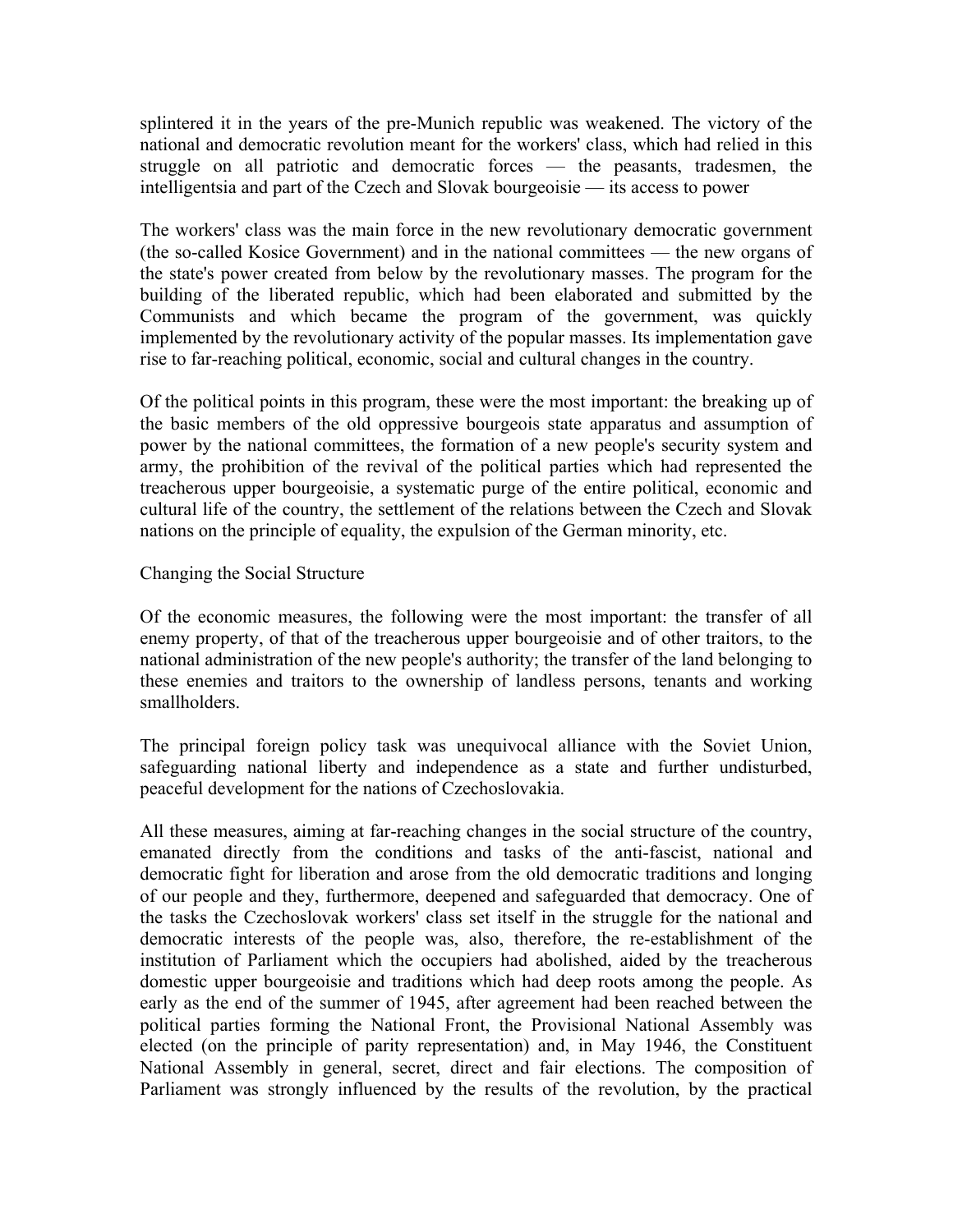splintered it in the years of the pre-Munich republic was weakened. The victory of the national and democratic revolution meant for the workers' class, which had relied in this struggle on all patriotic and democratic forces — the peasants, tradesmen, the intelligentsia and part of the Czech and Slovak bourgeoisie — its access to power

The workers' class was the main force in the new revolutionary democratic government (the so-called Kosice Government) and in the national committees — the new organs of the state's power created from below by the revolutionary masses. The program for the building of the liberated republic, which had been elaborated and submitted by the Communists and which became the program of the government, was quickly implemented by the revolutionary activity of the popular masses. Its implementation gave rise to far-reaching political, economic, social and cultural changes in the country.

Of the political points in this program, these were the most important: the breaking up of the basic members of the old oppressive bourgeois state apparatus and assumption of power by the national committees, the formation of a new people's security system and army, the prohibition of the revival of the political parties which had represented the treacherous upper bourgeoisie, a systematic purge of the entire political, economic and cultural life of the country, the settlement of the relations between the Czech and Slovak nations on the principle of equality, the expulsion of the German minority, etc.

## Changing the Social Structure

Of the economic measures, the following were the most important: the transfer of all enemy property, of that of the treacherous upper bourgeoisie and of other traitors, to the national administration of the new people's authority; the transfer of the land belonging to these enemies and traitors to the ownership of landless persons, tenants and working smallholders.

The principal foreign policy task was unequivocal alliance with the Soviet Union, safeguarding national liberty and independence as a state and further undisturbed, peaceful development for the nations of Czechoslovakia.

All these measures, aiming at far-reaching changes in the social structure of the country, emanated directly from the conditions and tasks of the anti-fascist, national and democratic fight for liberation and arose from the old democratic traditions and longing of our people and they, furthermore, deepened and safeguarded that democracy. One of the tasks the Czechoslovak workers' class set itself in the struggle for the national and democratic interests of the people was, also, therefore, the re-establishment of the institution of Parliament which the occupiers had abolished, aided by the treacherous domestic upper bourgeoisie and traditions which had deep roots among the people. As early as the end of the summer of 1945, after agreement had been reached between the political parties forming the National Front, the Provisional National Assembly was elected (on the principle of parity representation) and, in May 1946, the Constituent National Assembly in general, secret, direct and fair elections. The composition of Parliament was strongly influenced by the results of the revolution, by the practical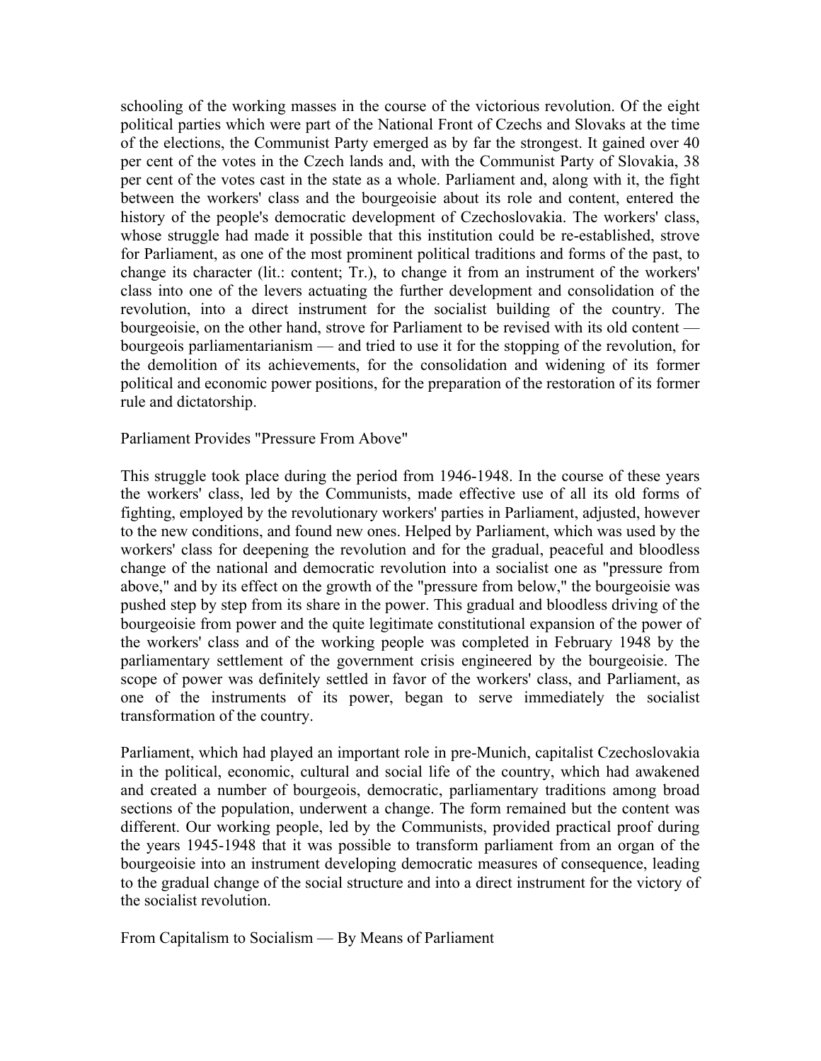schooling of the working masses in the course of the victorious revolution. Of the eight political parties which were part of the National Front of Czechs and Slovaks at the time of the elections, the Communist Party emerged as by far the strongest. It gained over 40 per cent of the votes in the Czech lands and, with the Communist Party of Slovakia, 38 per cent of the votes cast in the state as a whole. Parliament and, along with it, the fight between the workers' class and the bourgeoisie about its role and content, entered the history of the people's democratic development of Czechoslovakia. The workers' class, whose struggle had made it possible that this institution could be re-established, strove for Parliament, as one of the most prominent political traditions and forms of the past, to change its character (lit.: content; Tr.), to change it from an instrument of the workers' class into one of the levers actuating the further development and consolidation of the revolution, into a direct instrument for the socialist building of the country. The bourgeoisie, on the other hand, strove for Parliament to be revised with its old content — bourgeois parliamentarianism — and tried to use it for the stopping of the revolution, for the demolition of its achievements, for the consolidation and widening of its former political and economic power positions, for the preparation of the restoration of its former rule and dictatorship.

## Parliament Provides "Pressure From Above"

This struggle took place during the period from 1946-1948. In the course of these years the workers' class, led by the Communists, made effective use of all its old forms of fighting, employed by the revolutionary workers' parties in Parliament, adjusted, however to the new conditions, and found new ones. Helped by Parliament, which was used by the workers' class for deepening the revolution and for the gradual, peaceful and bloodless change of the national and democratic revolution into a socialist one as "pressure from above," and by its effect on the growth of the "pressure from below," the bourgeoisie was pushed step by step from its share in the power. This gradual and bloodless driving of the bourgeoisie from power and the quite legitimate constitutional expansion of the power of the workers' class and of the working people was completed in February 1948 by the parliamentary settlement of the government crisis engineered by the bourgeoisie. The scope of power was definitely settled in favor of the workers' class, and Parliament, as one of the instruments of its power, began to serve immediately the socialist transformation of the country.

Parliament, which had played an important role in pre-Munich, capitalist Czechoslovakia in the political, economic, cultural and social life of the country, which had awakened and created a number of bourgeois, democratic, parliamentary traditions among broad sections of the population, underwent a change. The form remained but the content was different. Our working people, led by the Communists, provided practical proof during the years 1945-1948 that it was possible to transform parliament from an organ of the bourgeoisie into an instrument developing democratic measures of consequence, leading to the gradual change of the social structure and into a direct instrument for the victory of the socialist revolution.

## From Capitalism to Socialism — By Means of Parliament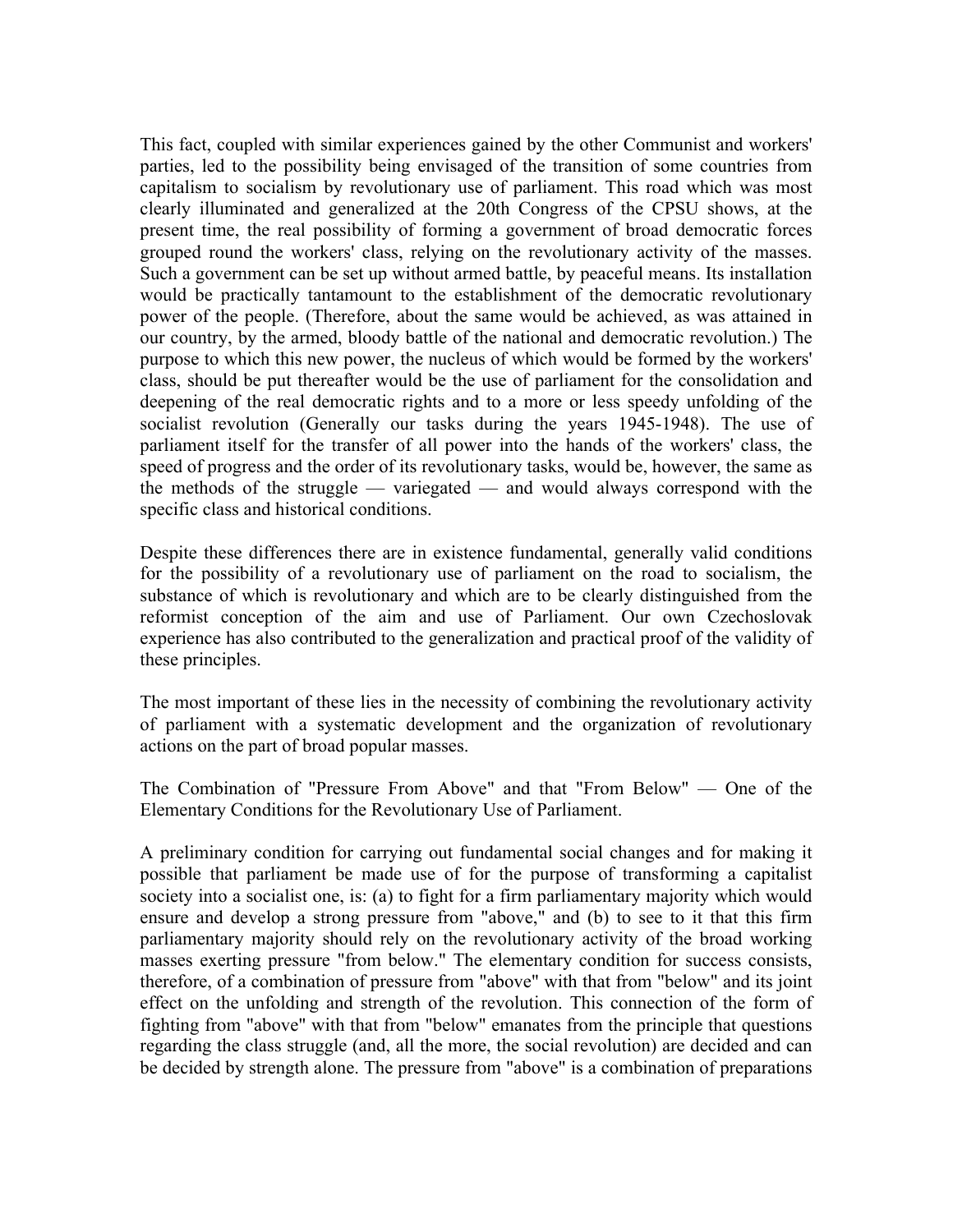This fact, coupled with similar experiences gained by the other Communist and workers' parties, led to the possibility being envisaged of the transition of some countries from capitalism to socialism by revolutionary use of parliament. This road which was most clearly illuminated and generalized at the 20th Congress of the CPSU shows, at the present time, the real possibility of forming a government of broad democratic forces grouped round the workers' class, relying on the revolutionary activity of the masses. Such a government can be set up without armed battle, by peaceful means. Its installation would be practically tantamount to the establishment of the democratic revolutionary power of the people. (Therefore, about the same would be achieved, as was attained in our country, by the armed, bloody battle of the national and democratic revolution.) The purpose to which this new power, the nucleus of which would be formed by the workers' class, should be put thereafter would be the use of parliament for the consolidation and deepening of the real democratic rights and to a more or less speedy unfolding of the socialist revolution (Generally our tasks during the years 1945-1948). The use of parliament itself for the transfer of all power into the hands of the workers' class, the speed of progress and the order of its revolutionary tasks, would be, however, the same as the methods of the struggle — variegated — and would always correspond with the specific class and historical conditions.

Despite these differences there are in existence fundamental, generally valid conditions for the possibility of a revolutionary use of parliament on the road to socialism, the substance of which is revolutionary and which are to be clearly distinguished from the reformist conception of the aim and use of Parliament. Our own Czechoslovak experience has also contributed to the generalization and practical proof of the validity of these principles.

The most important of these lies in the necessity of combining the revolutionary activity of parliament with a systematic development and the organization of revolutionary actions on the part of broad popular masses.

## The Combination of "Pressure From Above" and that "From Below" — One of the Elementary Conditions for the Revolutionary Use of Parliament.

A preliminary condition for carrying out fundamental social changes and for making it possible that parliament be made use of for the purpose of transforming a capitalist society into a socialist one, is: (a) to fight for a firm parliamentary majority which would ensure and develop a strong pressure from "above," and (b) to see to it that this firm parliamentary majority should rely on the revolutionary activity of the broad working masses exerting pressure "from below." The elementary condition for success consists, therefore, of a combination of pressure from "above" with that from "below" and its joint effect on the unfolding and strength of the revolution. This connection of the form of fighting from "above" with that from "below" emanates from the principle that questions regarding the class struggle (and, all the more, the social revolution) are decided and can be decided by strength alone. The pressure from "above" is a combination of preparations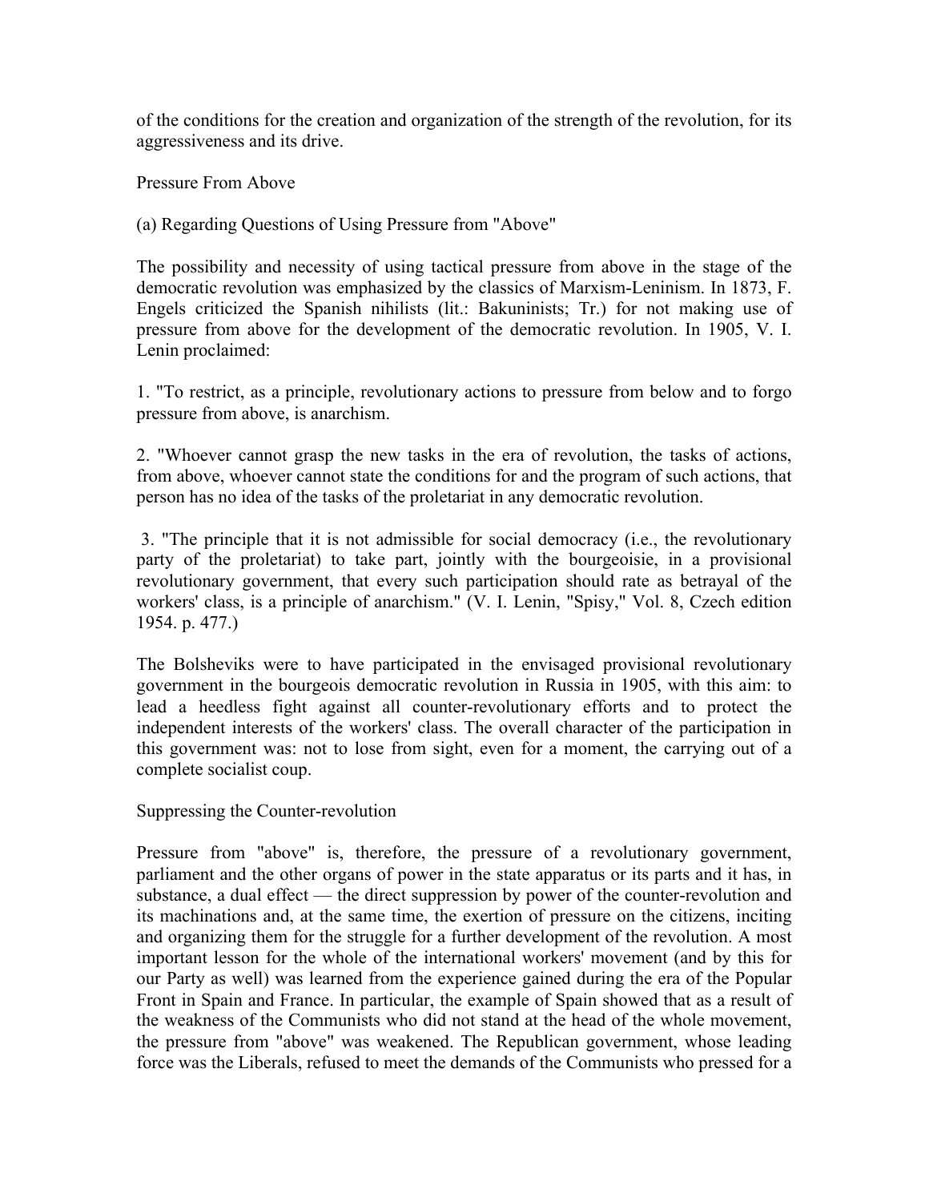of the conditions for the creation and organization of the strength of the revolution, for its aggressiveness and its drive.

## Pressure From Above

### (a) Regarding Questions of Using Pressure from "Above"

The possibility and necessity of using tactical pressure from above in the stage of the democratic revolution was emphasized by the classics of Marxism-Leninism. In 1873, F. Engels criticized the Spanish nihilists (lit.: Bakuninists; Tr.) for not making use of pressure from above for the development of the democratic revolution. In 1905, V. I. Lenin proclaimed:

1. "To restrict, as a principle, revolutionary actions to pressure from below and to forgo pressure from above, is anarchism.

2. "Whoever cannot grasp the new tasks in the era of revolution, the tasks of actions, from above, whoever cannot state the conditions for and the program of such actions, that person has no idea of the tasks of the proletariat in any democratic revolution.

3. "The principle that it is not admissible for social democracy (i.e., the revolutionary party of the proletariat) to take part, jointly with the bourgeoisie, in a provisional revolutionary government, that every such participation should rate as betrayal of the workers' class, is a principle of anarchism." (V. I. Lenin, "Spisy," Vol. 8, Czech edition 1954. p. 477.)

The Bolsheviks were to have participated in the envisaged provisional revolutionary government in the bourgeois democratic revolution in Russia in 1905, with this aim: to lead a heedless fight against all counter-revolutionary efforts and to protect the independent interests of the workers' class. The overall character of the participation in this government was: not to lose from sight, even for a moment, the carrying out of a complete socialist coup.

## Suppressing the Counter-revolution

Pressure from "above" is, therefore, the pressure of a revolutionary government, parliament and the other organs of power in the state apparatus or its parts and it has, in substance, a dual effect — the direct suppression by power of the counter-revolution and its machinations and, at the same time, the exertion of pressure on the citizens, inciting and organizing them for the struggle for a further development of the revolution. A most important lesson for the whole of the international workers' movement (and by this for our Party as well) was learned from the experience gained during the era of the Popular Front in Spain and France. In particular, the example of Spain showed that as a result of the weakness of the Communists who did not stand at the head of the whole movement, the pressure from "above" was weakened. The Republican government, whose leading force was the Liberals, refused to meet the demands of the Communists who pressed for a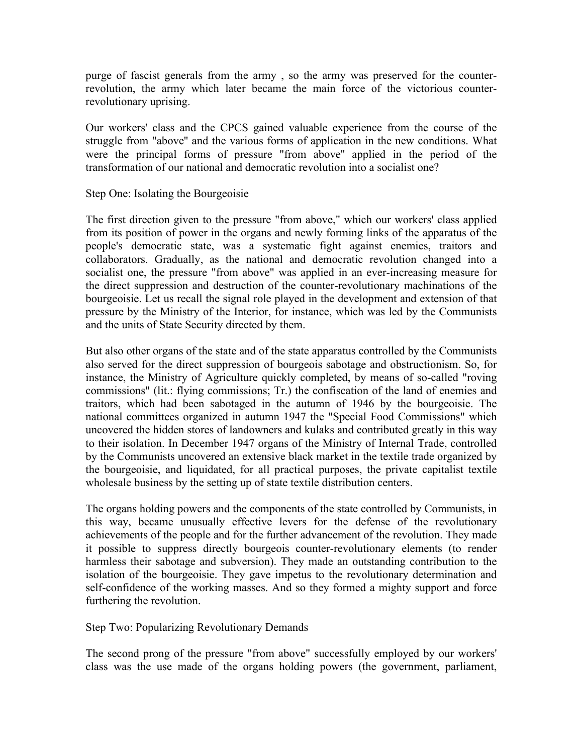purge of fascist generals from the army , so the army was preserved for the counter-revolution, the army which later became the main force of the victorious counter-revolutionary uprising.

Our workers' class and the CPCS gained valuable experience from the course of the struggle from "above" and the various forms of application in the new conditions. What were the principal forms of pressure "from above" applied in the period of the transformation of our national and democratic revolution into a socialist one?

### Step One: Isolating the Bourgeoisie

The first direction given to the pressure "from above," which our workers' class applied from its position of power in the organs and newly forming links of the apparatus of the people's democratic state, was a systematic fight against enemies, traitors and collaborators. Gradually, as the national and democratic revolution changed into a socialist one, the pressure "from above" was applied in an ever-increasing measure for the direct suppression and destruction of the counter-revolutionary machinations of the bourgeoisie. Let us recall the signal role played in the development and extension of that pressure by the Ministry of the Interior, for instance, which was led by the Communists and the units of State Security directed by them.

But also other organs of the state and of the state apparatus controlled by the Communists also served for the direct suppression of bourgeois sabotage and obstructionism. So, for instance, the Ministry of Agriculture quickly completed, by means of so-called "roving commissions" (lit.: flying commissions; Tr.) the confiscation of the land of enemies and traitors, which had been sabotaged in the autumn of 1946 by the bourgeoisie. The national committees organized in autumn 1947 the "Special Food Commissions" which uncovered the hidden stores of landowners and kulaks and contributed greatly in this way to their isolation. In December 1947 organs of the Ministry of Internal Trade, controlled by the Communists uncovered an extensive black market in the textile trade organized by the bourgeoisie, and liquidated, for all practical purposes, the private capitalist textile wholesale business by the setting up of state textile distribution centers.

The organs holding powers and the components of the state controlled by Communists, in this way, became unusually effective levers for the defense of the revolutionary achievements of the people and for the further advancement of the revolution. They made it possible to suppress directly bourgeois counter-revolutionary elements (to render harmless their sabotage and subversion). They made an outstanding contribution to the isolation of the bourgeoisie. They gave impetus to the revolutionary determination and self-confidence of the working masses. And so they formed a mighty support and force furthering the revolution.

### Step Two: Popularizing Revolutionary Demands

The second prong of the pressure "from above" successfully employed by our workers' class was the use made of the organs holding powers (the government, parliament,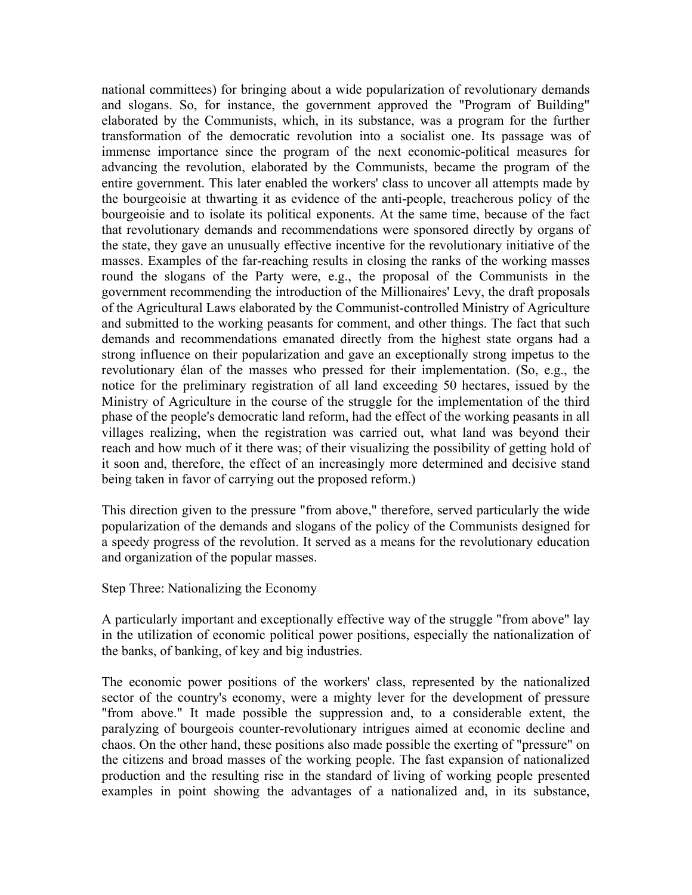national committees) for bringing about a wide popularization of revolutionary demands and slogans. So, for instance, the government approved the "Program of Building" elaborated by the Communists, which, in its substance, was a program for the further transformation of the democratic revolution into a socialist one. Its passage was of immense importance since the program of the next economic-political measures for advancing the revolution, elaborated by the Communists, became the program of the entire government. This later enabled the workers' class to uncover all attempts made by the bourgeoisie at thwarting it as evidence of the anti-people, treacherous policy of the bourgeoisie and to isolate its political exponents. At the same time, because of the fact that revolutionary demands and recommendations were sponsored directly by organs of the state, they gave an unusually effective incentive for the revolutionary initiative of the masses. Examples of the far-reaching results in closing the ranks of the working masses round the slogans of the Party were, e.g., the proposal of the Communists in the government recommending the introduction of the Millionaires' Levy, the draft proposals of the Agricultural Laws elaborated by the Communist-controlled Ministry of Agriculture and submitted to the working peasants for comment, and other things. The fact that such demands and recommendations emanated directly from the highest state organs had a strong influence on their popularization and gave an exceptionally strong impetus to the revolutionary élan of the masses who pressed for their implementation. (So, e.g., the notice for the preliminary registration of all land exceeding 50 hectares, issued by the Ministry of Agriculture in the course of the struggle for the implementation of the third phase of the people's democratic land reform, had the effect of the working peasants in all villages realizing, when the registration was carried out, what land was beyond their reach and how much of it there was; of their visualizing the possibility of getting hold of it soon and, therefore, the effect of an increasingly more determined and decisive stand being taken in favor of carrying out the proposed reform.)

This direction given to the pressure "from above," therefore, served particularly the wide popularization of the demands and slogans of the policy of the Communists designed for a speedy progress of the revolution. It served as a means for the revolutionary education and organization of the popular masses.

## Step Three: Nationalizing the Economy

A particularly important and exceptionally effective way of the struggle "from above" lay in the utilization of economic political power positions, especially the nationalization of the banks, of banking, of key and big industries.

The economic power positions of the workers' class, represented by the nationalized sector of the country's economy, were a mighty lever for the development of pressure "from above." It made possible the suppression and, to a considerable extent, the paralyzing of bourgeois counter-revolutionary intrigues aimed at economic decline and chaos. On the other hand, these positions also made possible the exerting of "pressure" on the citizens and broad masses of the working people. The fast expansion of nationalized production and the resulting rise in the standard of living of working people presented examples in point showing the advantages of a nationalized and, in its substance,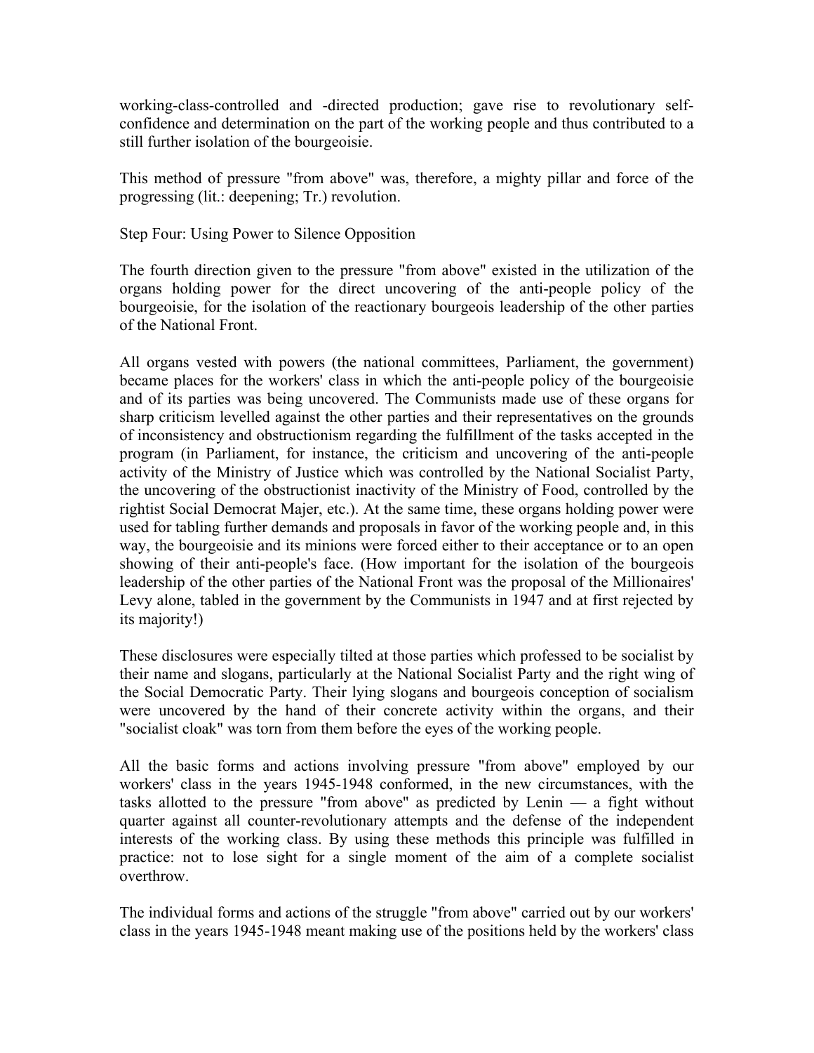working-class-controlled and -directed production; gave rise to revolutionary self-confidence and determination on the part of the working people and thus contributed to a still further isolation of the bourgeoisie.

This method of pressure "from above" was, therefore, a mighty pillar and force of the progressing (lit.: deepening; Tr.) revolution.

### Step Four: Using Power to Silence Opposition

The fourth direction given to the pressure "from above" existed in the utilization of the organs holding power for the direct uncovering of the anti-people policy of the bourgeoisie, for the isolation of the reactionary bourgeois leadership of the other parties of the National Front.

All organs vested with powers (the national committees, Parliament, the government) became places for the workers' class in which the anti-people policy of the bourgeoisie and of its parties was being uncovered. The Communists made use of these organs for sharp criticism levelled against the other parties and their representatives on the grounds of inconsistency and obstructionism regarding the fulfillment of the tasks accepted in the program (in Parliament, for instance, the criticism and uncovering of the anti-people activity of the Ministry of Justice which was controlled by the National Socialist Party, the uncovering of the obstructionist inactivity of the Ministry of Food, controlled by the rightist Social Democrat Majer, etc.). At the same time, these organs holding power were used for tabling further demands and proposals in favor of the working people and, in this way, the bourgeoisie and its minions were forced either to their acceptance or to an open showing of their anti-people's face. (How important for the isolation of the bourgeois leadership of the other parties of the National Front was the proposal of the Millionaires' Levy alone, tabled in the government by the Communists in 1947 and at first rejected by its majority!)

These disclosures were especially tilted at those parties which professed to be socialist by their name and slogans, particularly at the National Socialist Party and the right wing of the Social Democratic Party. Their lying slogans and bourgeois conception of socialism were uncovered by the hand of their concrete activity within the organs, and their "socialist cloak" was torn from them before the eyes of the working people.

All the basic forms and actions involving pressure "from above" employed by our workers' class in the years 1945-1948 conformed, in the new circumstances, with the tasks allotted to the pressure "from above" as predicted by Lenin — a fight without quarter against all counter-revolutionary attempts and the defense of the independent interests of the working class. By using these methods this principle was fulfilled in practice: not to lose sight for a single moment of the aim of a complete socialist overthrow.

The individual forms and actions of the struggle "from above" carried out by our workers' class in the years 1945-1948 meant making use of the positions held by the workers' class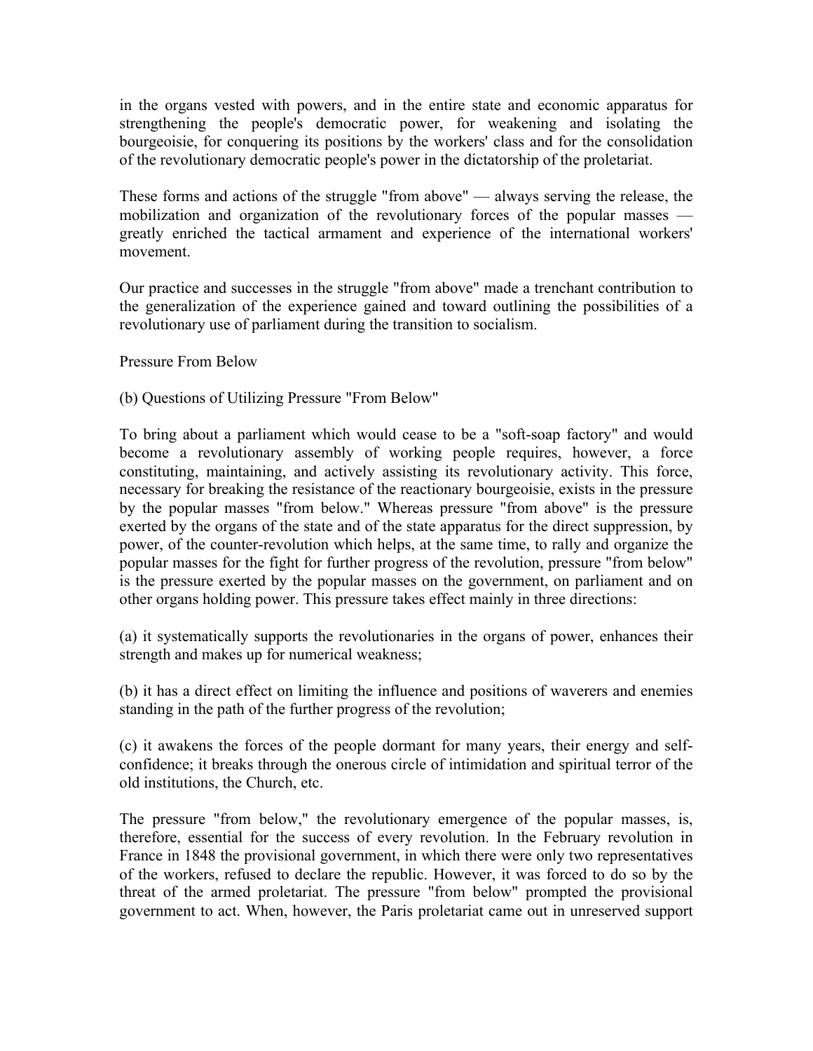in the organs vested with powers, and in the entire state and economic apparatus for strengthening the people's democratic power, for weakening and isolating the bourgeoisie, for conquering its positions by the workers' class and for the consolidation of the revolutionary democratic people's power in the dictatorship of the proletariat.

These forms and actions of the struggle "from above" — always serving the release, the mobilization and organization of the revolutionary forces of the popular masses — greatly enriched the tactical armament and experience of the international workers' movement.

Our practice and successes in the struggle "from above" made a trenchant contribution to the generalization of the experience gained and toward outlining the possibilities of a revolutionary use of parliament during the transition to socialism.

## Pressure From Below

### (b) Questions of Utilizing Pressure "From Below"

To bring about a parliament which would cease to be a "soft-soap factory" and would become a revolutionary assembly of working people requires, however, a force constituting, maintaining, and actively assisting its revolutionary activity. This force, necessary for breaking the resistance of the reactionary bourgeoisie, exists in the pressure by the popular masses "from below." Whereas pressure "from above" is the pressure exerted by the organs of the state and of the state apparatus for the direct suppression, by power, of the counter-revolution which helps, at the same time, to rally and organize the popular masses for the fight for further progress of the revolution, pressure "from below" is the pressure exerted by the popular masses on the government, on parliament and on other organs holding power. This pressure takes effect mainly in three directions:

(a) it systematically supports the revolutionaries in the organs of power, enhances their strength and makes up for numerical weakness;

(b) it has a direct effect on limiting the influence and positions of waverers and enemies standing in the path of the further progress of the revolution;

(c) it awakens the forces of the people dormant for many years, their energy and self-confidence; it breaks through the onerous circle of intimidation and spiritual terror of the old institutions, the Church, etc.

The pressure "from below," the revolutionary emergence of the popular masses, is, therefore, essential for the success of every revolution. In the February revolution in France in 1848 the provisional government, in which there were only two representatives of the workers, refused to declare the republic. However, it was forced to do so by the threat of the armed proletariat. The pressure "from below" prompted the provisional government to act. When, however, the Paris proletariat came out in unreserved support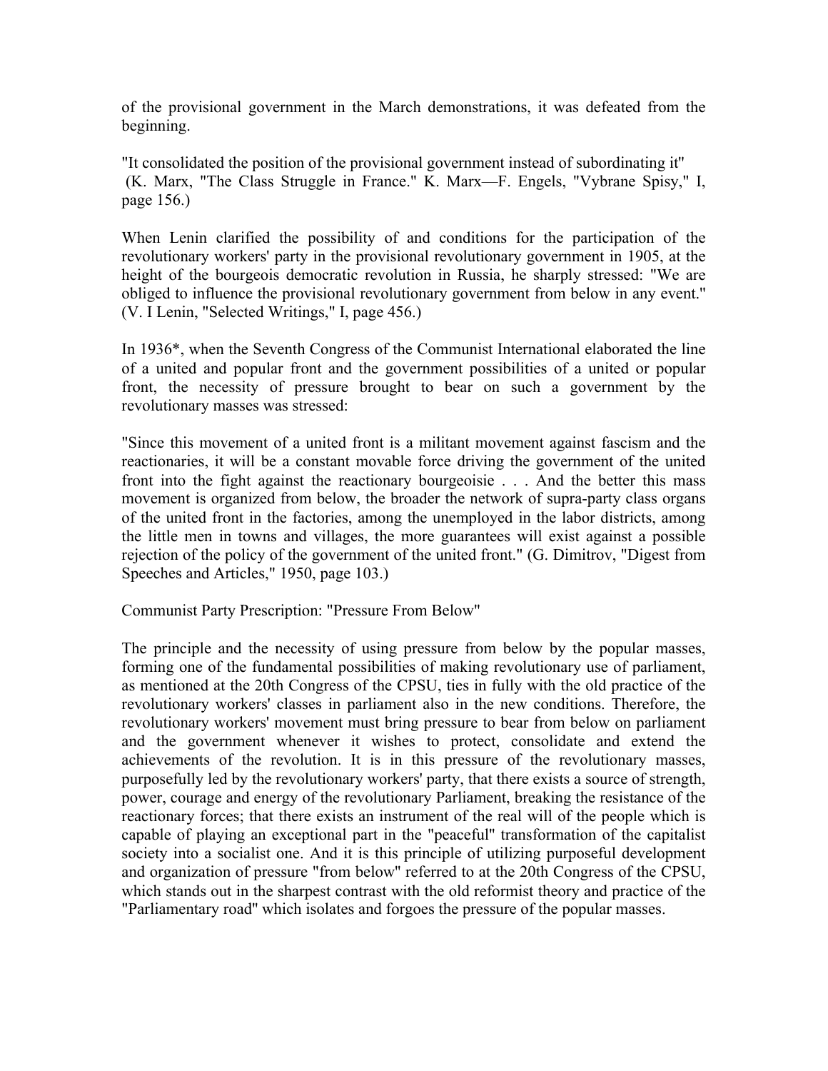of the provisional government in the March demonstrations, it was defeated from the beginning.

"It consolidated the position of the provisional government instead of subordinating it" (K. Marx, "The Class Struggle in France." K. Marx—F. Engels, "Vybrane Spisy," I, page 156.)

When Lenin clarified the possibility of and conditions for the participation of the revolutionary workers' party in the provisional revolutionary government in 1905, at the height of the bourgeois democratic revolution in Russia, he sharply stressed: "We are obliged to influence the provisional revolutionary government from below in any event." (V. I Lenin, "Selected Writings," I, page 456.)

In 1936*, when the Seventh Congress of the Communist International elaborated the line of a united and popular front and the government possibilities of a united or popular front, the necessity of pressure brought to bear on such a government by the revolutionary masses was stressed:

"Since this movement of a united front is a militant movement against fascism and the reactionaries, it will be a constant movable force driving the government of the united front into the fight against the reactionary bourgeoisie . . . And the better this mass movement is organized from below, the broader the network of supra-party class organs of the united front in the factories, among the unemployed in the labor districts, among the little men in towns and villages, the more guarantees will exist against a possible rejection of the policy of the government of the united front." (G. Dimitrov, "Digest from Speeches and Articles," 1950, page 103.)

Communist Party Prescription: "Pressure From Below"

The principle and the necessity of using pressure from below by the popular masses, forming one of the fundamental possibilities of making revolutionary use of parliament, as mentioned at the 20th Congress of the CPSU, ties in fully with the old practice of the revolutionary workers' classes in parliament also in the new conditions. Therefore, the revolutionary workers' movement must bring pressure to bear from below on parliament and the government whenever it wishes to protect, consolidate and extend the achievements of the revolution. It is in this pressure of the revolutionary masses, purposefully led by the revolutionary workers' party, that there exists a source of strength, power, courage and energy of the revolutionary Parliament, breaking the resistance of the reactionary forces; that there exists an instrument of the real will of the people which is capable of playing an exceptional part in the "peaceful" transformation of the capitalist society into a socialist one. And it is this principle of utilizing purposeful development and organization of pressure "from below" referred to at the 20th Congress of the CPSU, which stands out in the sharpest contrast with the old reformist theory and practice of the "Parliamentary road" which isolates and forgoes the pressure of the popular masses.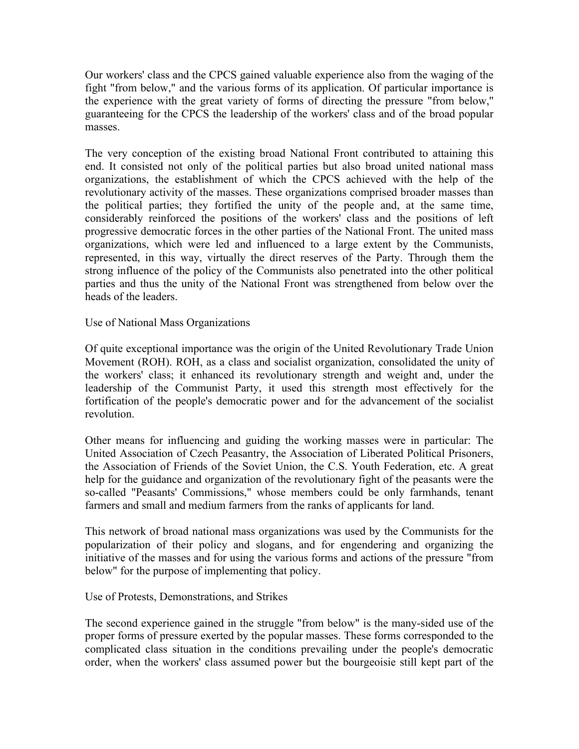Our workers' class and the CPCS gained valuable experience also from the waging of the fight "from below," and the various forms of its application. Of particular importance is the experience with the great variety of forms of directing the pressure "from below," guaranteeing for the CPCS the leadership of the workers' class and of the broad popular masses.

The very conception of the existing broad National Front contributed to attaining this end. It consisted not only of the political parties but also broad united national mass organizations, the establishment of which the CPCS achieved with the help of the revolutionary activity of the masses. These organizations comprised broader masses than the political parties; they fortified the unity of the people and, at the same time, considerably reinforced the positions of the workers' class and the positions of left progressive democratic forces in the other parties of the National Front. The united mass organizations, which were led and influenced to a large extent by the Communists, represented, in this way, virtually the direct reserves of the Party. Through them the strong influence of the policy of the Communists also penetrated into the other political parties and thus the unity of the National Front was strengthened from below over the heads of the leaders.

## Use of National Mass Organizations

Of quite exceptional importance was the origin of the United Revolutionary Trade Union Movement (ROH). ROH, as a class and socialist organization, consolidated the unity of the workers' class; it enhanced its revolutionary strength and weight and, under the leadership of the Communist Party, it used this strength most effectively for the fortification of the people's democratic power and for the advancement of the socialist revolution.

Other means for influencing and guiding the working masses were in particular: The United Association of Czech Peasantry, the Association of Liberated Political Prisoners, the Association of Friends of the Soviet Union, the C.S. Youth Federation, etc. A great help for the guidance and organization of the revolutionary fight of the peasants were the so-called "Peasants' Commissions," whose members could be only farmhands, tenant farmers and small and medium farmers from the ranks of applicants for land.

This network of broad national mass organizations was used by the Communists for the popularization of their policy and slogans, and for engendering and organizing the initiative of the masses and for using the various forms and actions of the pressure "from below" for the purpose of implementing that policy.

## Use of Protests, Demonstrations, and Strikes

The second experience gained in the struggle "from below" is the many-sided use of the proper forms of pressure exerted by the popular masses. These forms corresponded to the complicated class situation in the conditions prevailing under the people's democratic order, when the workers' class assumed power but the bourgeoisie still kept part of the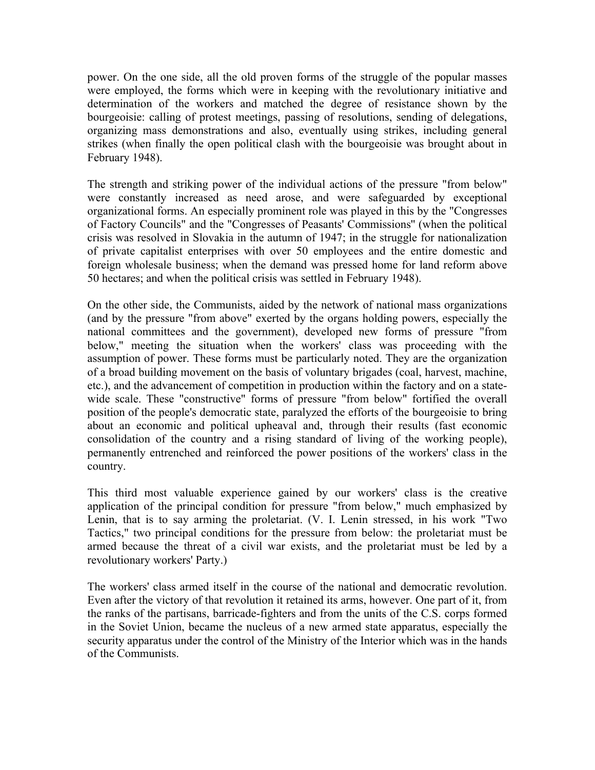power. On the one side, all the old proven forms of the struggle of the popular masses were employed, the forms which were in keeping with the revolutionary initiative and determination of the workers and matched the degree of resistance shown by the bourgeoisie: calling of protest meetings, passing of resolutions, sending of delegations, organizing mass demonstrations and also, eventually using strikes, including general strikes (when finally the open political clash with the bourgeoisie was brought about in February 1948).

The strength and striking power of the individual actions of the pressure "from below" were constantly increased as need arose, and were safeguarded by exceptional organizational forms. An especially prominent role was played in this by the "Congresses of Factory Councils" and the "Congresses of Peasants' Commissions" (when the political crisis was resolved in Slovakia in the autumn of 1947; in the struggle for nationalization of private capitalist enterprises with over 50 employees and the entire domestic and foreign wholesale business; when the demand was pressed home for land reform above 50 hectares; and when the political crisis was settled in February 1948).

On the other side, the Communists, aided by the network of national mass organizations (and by the pressure "from above" exerted by the organs holding powers, especially the national committees and the government), developed new forms of pressure "from below," meeting the situation when the workers' class was proceeding with the assumption of power. These forms must be particularly noted. They are the organization of a broad building movement on the basis of voluntary brigades (coal, harvest, machine, etc.), and the advancement of competition in production within the factory and on a state-wide scale. These "constructive" forms of pressure "from below" fortified the overall position of the people's democratic state, paralyzed the efforts of the bourgeoisie to bring about an economic and political upheaval and, through their results (fast economic consolidation of the country and a rising standard of living of the working people), permanently entrenched and reinforced the power positions of the workers' class in the country.

This third most valuable experience gained by our workers' class is the creative application of the principal condition for pressure "from below," much emphasized by Lenin, that is to say arming the proletariat. (V. I. Lenin stressed, in his work "Two Tactics," two principal conditions for the pressure from below: the proletariat must be armed because the threat of a civil war exists, and the proletariat must be led by a revolutionary workers' Party.)

The workers' class armed itself in the course of the national and democratic revolution. Even after the victory of that revolution it retained its arms, however. One part of it, from the ranks of the partisans, barricade-fighters and from the units of the C.S. corps formed in the Soviet Union, became the nucleus of a new armed state apparatus, especially the security apparatus under the control of the Ministry of the Interior which was in the hands of the Communists.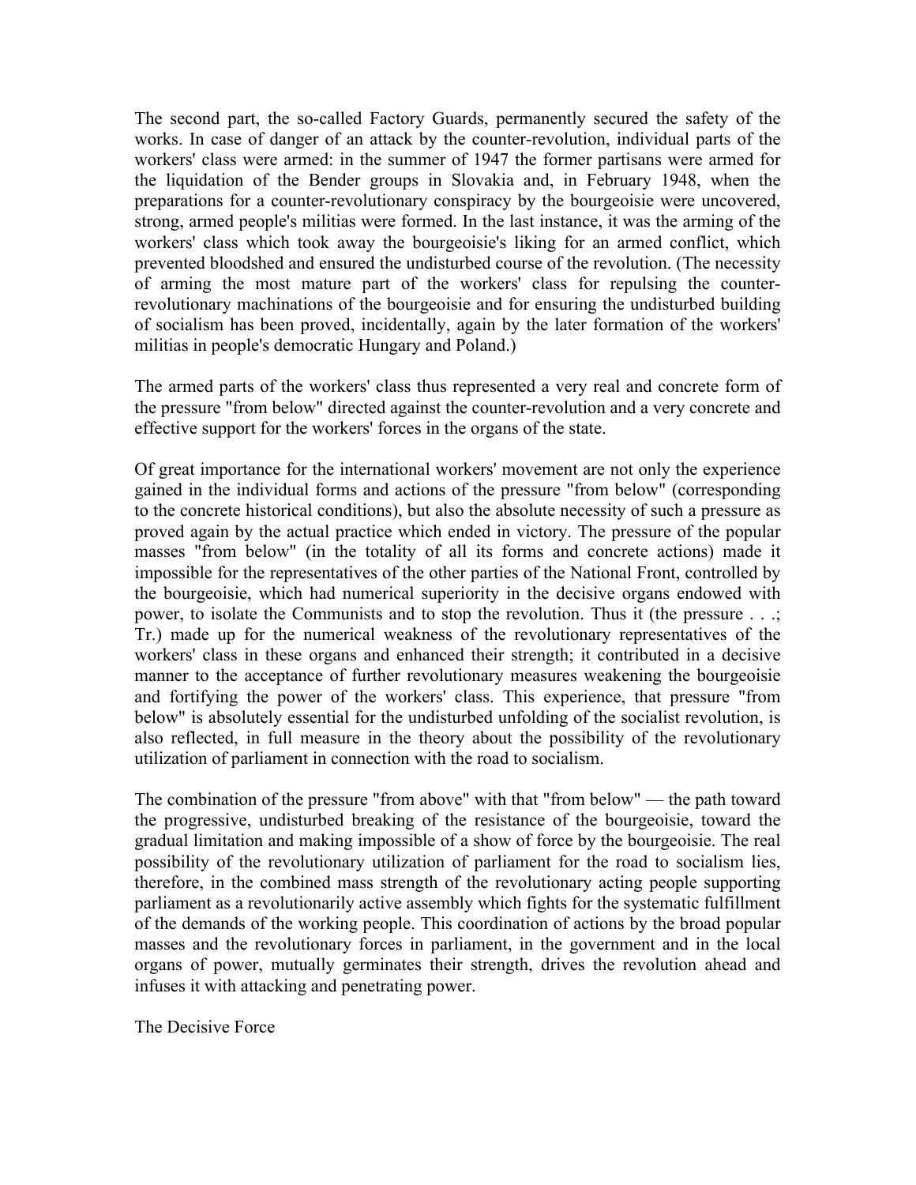The second part, the so-called Factory Guards, permanently secured the safety of the works. In case of danger of an attack by the counter-revolution, individual parts of the workers' class were armed: in the summer of 1947 the former partisans were armed for the liquidation of the Bender groups in Slovakia and, in February 1948, when the preparations for a counter-revolutionary conspiracy by the bourgeoisie were uncovered, strong, armed people's militias were formed. In the last instance, it was the arming of the workers' class which took away the bourgeoisie's liking for an armed conflict, which prevented bloodshed and ensured the undisturbed course of the revolution. (The necessity of arming the most mature part of the workers' class for repulsing the counter-revolutionary machinations of the bourgeoisie and for ensuring the undisturbed building of socialism has been proved, incidentally, again by the later formation of the workers' militias in people's democratic Hungary and Poland.)

The armed parts of the workers' class thus represented a very real and concrete form of the pressure "from below" directed against the counter-revolution and a very concrete and effective support for the workers' forces in the organs of the state.

Of great importance for the international workers' movement are not only the experience gained in the individual forms and actions of the pressure "from below" (corresponding to the concrete historical conditions), but also the absolute necessity of such a pressure as proved again by the actual practice which ended in victory. The pressure of the popular masses "from below" (in the totality of all its forms and concrete actions) made it impossible for the representatives of the other parties of the National Front, controlled by the bourgeoisie, which had numerical superiority in the decisive organs endowed with power, to isolate the Communists and to stop the revolution. Thus it (the pressure . . .; Tr.) made up for the numerical weakness of the revolutionary representatives of the workers' class in these organs and enhanced their strength; it contributed in a decisive manner to the acceptance of further revolutionary measures weakening the bourgeoisie and fortifying the power of the workers' class. This experience, that pressure "from below" is absolutely essential for the undisturbed unfolding of the socialist revolution, is also reflected, in full measure in the theory about the possibility of the revolutionary utilization of parliament in connection with the road to socialism.

The combination of the pressure "from above" with that "from below" — the path toward the progressive, undisturbed breaking of the resistance of the bourgeoisie, toward the gradual limitation and making impossible of a show of force by the bourgeoisie. The real possibility of the revolutionary utilization of parliament for the road to socialism lies, therefore, in the combined mass strength of the revolutionary acting people supporting parliament as a revolutionarily active assembly which fights for the systematic fulfillment of the demands of the working people. This coordination of actions by the broad popular masses and the revolutionary forces in parliament, in the government and in the local organs of power, mutually germinates their strength, drives the revolution ahead and infuses it with attacking and penetrating power.

## The Decisive Force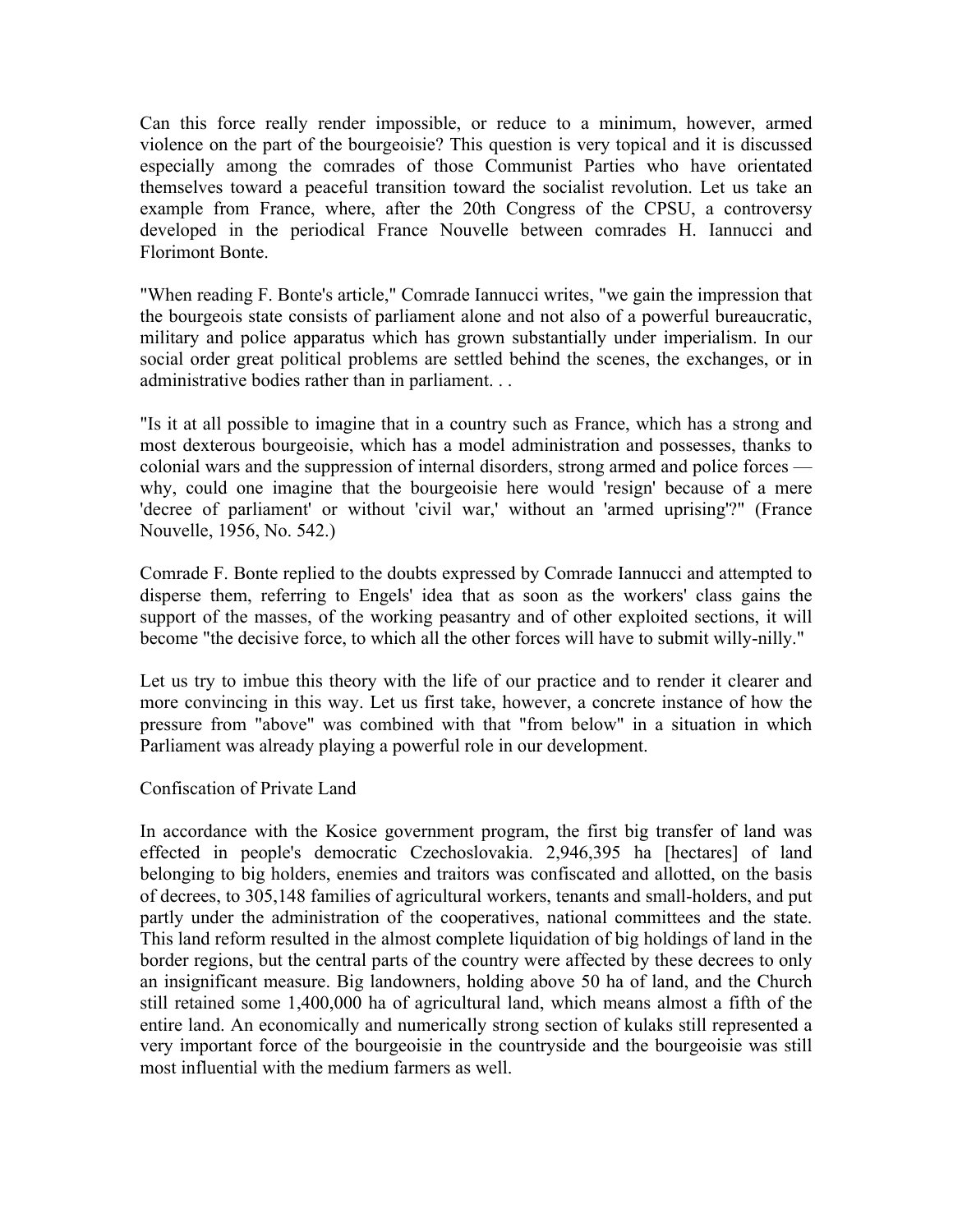Can this force really render impossible, or reduce to a minimum, however, armed violence on the part of the bourgeoisie? This question is very topical and it is discussed especially among the comrades of those Communist Parties who have orientated themselves toward a peaceful transition toward the socialist revolution. Let us take an example from France, where, after the 20th Congress of the CPSU, a controversy developed in the periodical France Nouvelle between comrades H. Iannucci and Florimont Bonte.

"When reading F. Bonte's article," Comrade Iannucci writes, "we gain the impression that the bourgeois state consists of parliament alone and not also of a powerful bureaucratic, military and police apparatus which has grown substantially under imperialism. In our social order great political problems are settled behind the scenes, the exchanges, or in administrative bodies rather than in parliament. . .

"Is it at all possible to imagine that in a country such as France, which has a strong and most dexterous bourgeoisie, which has a model administration and possesses, thanks to colonial wars and the suppression of internal disorders, strong armed and police forces — why, could one imagine that the bourgeoisie here would 'resign' because of a mere 'decree of parliament' or without 'civil war,' without an 'armed uprising'?" (France Nouvelle, 1956, No. 542.)

Comrade F. Bonte replied to the doubts expressed by Comrade Iannucci and attempted to disperse them, referring to Engels' idea that as soon as the workers' class gains the support of the masses, of the working peasantry and of other exploited sections, it will become "the decisive force, to which all the other forces will have to submit willy-nilly."

Let us try to imbue this theory with the life of our practice and to render it clearer and more convincing in this way. Let us first take, however, a concrete instance of how the pressure from "above" was combined with that "from below" in a situation in which Parliament was already playing a powerful role in our development.

## Confiscation of Private Land

In accordance with the Kosice government program, the first big transfer of land was effected in people's democratic Czechoslovakia. 2,946,395 ha [hectares] of land belonging to big holders, enemies and traitors was confiscated and allotted, on the basis of decrees, to 305,148 families of agricultural workers, tenants and small-holders, and put partly under the administration of the cooperatives, national committees and the state. This land reform resulted in the almost complete liquidation of big holdings of land in the border regions, but the central parts of the country were affected by these decrees to only an insignificant measure. Big landowners, holding above 50 ha of land, and the Church still retained some 1,400,000 ha of agricultural land, which means almost a fifth of the entire land. An economically and numerically strong section of kulaks still represented a very important force of the bourgeoisie in the countryside and the bourgeoisie was still most influential with the medium farmers as well.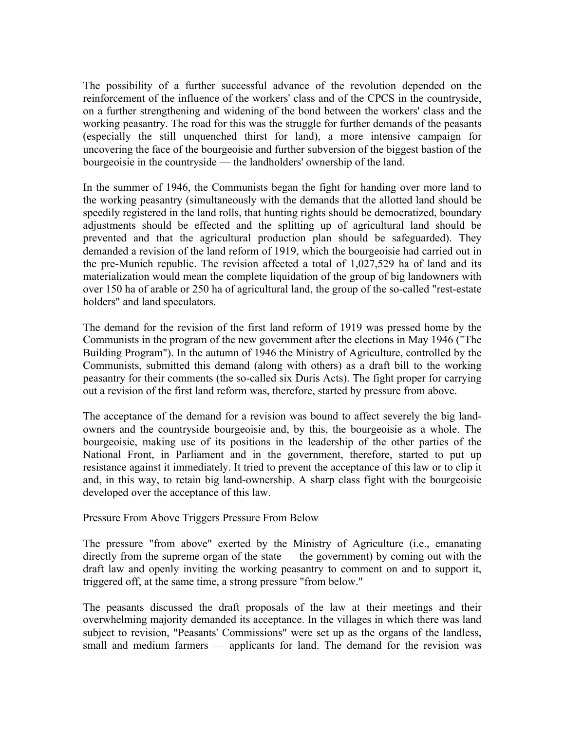The possibility of a further successful advance of the revolution depended on the reinforcement of the influence of the workers' class and of the CPCS in the countryside, on a further strengthening and widening of the bond between the workers' class and the working peasantry. The road for this was the struggle for further demands of the peasants (especially the still unquenched thirst for land), a more intensive campaign for uncovering the face of the bourgeoisie and further subversion of the biggest bastion of the bourgeoisie in the countryside — the landholders' ownership of the land.

In the summer of 1946, the Communists began the fight for handing over more land to the working peasantry (simultaneously with the demands that the allotted land should be speedily registered in the land rolls, that hunting rights should be democratized, boundary adjustments should be effected and the splitting up of agricultural land should be prevented and that the agricultural production plan should be safeguarded). They demanded a revision of the land reform of 1919, which the bourgeoisie had carried out in the pre-Munich republic. The revision affected a total of 1,027,529 ha of land and its materialization would mean the complete liquidation of the group of big landowners with over 150 ha of arable or 250 ha of agricultural land, the group of the so-called "rest-estate holders" and land speculators.

The demand for the revision of the first land reform of 1919 was pressed home by the Communists in the program of the new government after the elections in May 1946 ("The Building Program"). In the autumn of 1946 the Ministry of Agriculture, controlled by the Communists, submitted this demand (along with others) as a draft bill to the working peasantry for their comments (the so-called six Duris Acts). The fight proper for carrying out a revision of the first land reform was, therefore, started by pressure from above.

The acceptance of the demand for a revision was bound to affect severely the big land-owners and the countryside bourgeoisie and, by this, the bourgeoisie as a whole. The bourgeoisie, making use of its positions in the leadership of the other parties of the National Front, in Parliament and in the government, therefore, started to put up resistance against it immediately. It tried to prevent the acceptance of this law or to clip it and, in this way, to retain big land-ownership. A sharp class fight with the bourgeoisie developed over the acceptance of this law.

## Pressure From Above Triggers Pressure From Below

The pressure "from above" exerted by the Ministry of Agriculture (i.e., emanating directly from the supreme organ of the state — the government) by coming out with the draft law and openly inviting the working peasantry to comment on and to support it, triggered off, at the same time, a strong pressure "from below."

The peasants discussed the draft proposals of the law at their meetings and their overwhelming majority demanded its acceptance. In the villages in which there was land subject to revision, "Peasants' Commissions" were set up as the organs of the landless, small and medium farmers — applicants for land. The demand for the revision was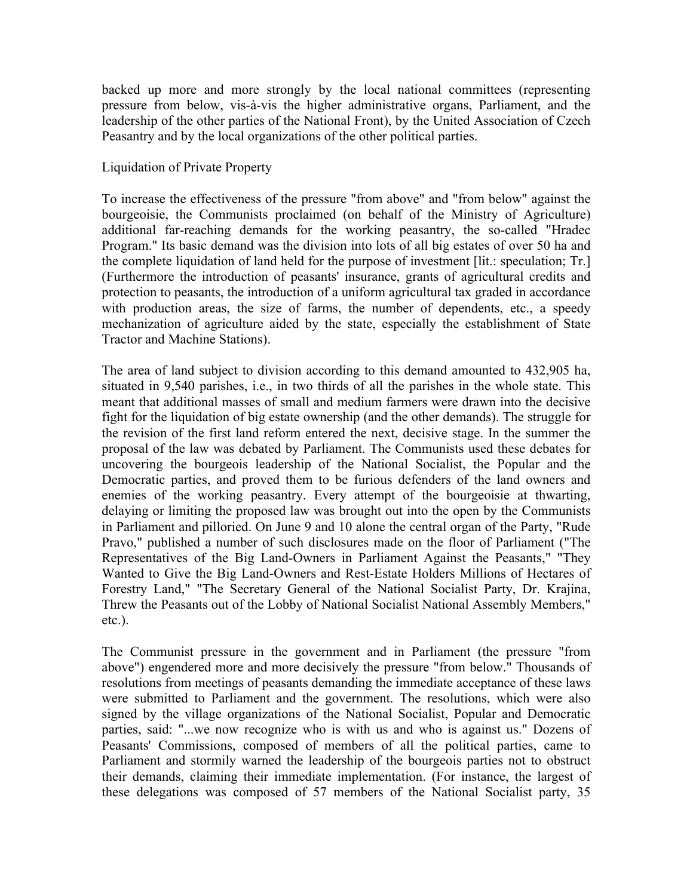backed up more and more strongly by the local national committees (representing pressure from below, vis-à-vis the higher administrative organs, Parliament, and the leadership of the other parties of the National Front), by the United Association of Czech Peasantry and by the local organizations of the other political parties.

## Liquidation of Private Property

To increase the effectiveness of the pressure "from above" and "from below" against the bourgeoisie, the Communists proclaimed (on behalf of the Ministry of Agriculture) additional far-reaching demands for the working peasantry, the so-called "Hradec Program." Its basic demand was the division into lots of all big estates of over 50 ha and the complete liquidation of land held for the purpose of investment [lit.: speculation; Tr.] (Furthermore the introduction of peasants' insurance, grants of agricultural credits and protection to peasants, the introduction of a uniform agricultural tax graded in accordance with production areas, the size of farms, the number of dependents, etc., a speedy mechanization of agriculture aided by the state, especially the establishment of State Tractor and Machine Stations).

The area of land subject to division according to this demand amounted to 432,905 ha, situated in 9,540 parishes, i.e., in two thirds of all the parishes in the whole state. This meant that additional masses of small and medium farmers were drawn into the decisive fight for the liquidation of big estate ownership (and the other demands). The struggle for the revision of the first land reform entered the next, decisive stage. In the summer the proposal of the law was debated by Parliament. The Communists used these debates for uncovering the bourgeois leadership of the National Socialist, the Popular and the Democratic parties, and proved them to be furious defenders of the land owners and enemies of the working peasantry. Every attempt of the bourgeoisie at thwarting, delaying or limiting the proposed law was brought out into the open by the Communists in Parliament and pilloried. On June 9 and 10 alone the central organ of the Party, "Rude Pravo," published a number of such disclosures made on the floor of Parliament ("The Representatives of the Big Land-Owners in Parliament Against the Peasants," "They Wanted to Give the Big Land-Owners and Rest-Estate Holders Millions of Hectares of Forestry Land," "The Secretary General of the National Socialist Party, Dr. Krajina, Threw the Peasants out of the Lobby of National Socialist National Assembly Members," etc.).

The Communist pressure in the government and in Parliament (the pressure "from above") engendered more and more decisively the pressure "from below." Thousands of resolutions from meetings of peasants demanding the immediate acceptance of these laws were submitted to Parliament and the government. The resolutions, which were also signed by the village organizations of the National Socialist, Popular and Democratic parties, said: "...we now recognize who is with us and who is against us." Dozens of Peasants' Commissions, composed of members of all the political parties, came to Parliament and stormily warned the leadership of the bourgeois parties not to obstruct their demands, claiming their immediate implementation. (For instance, the largest of these delegations was composed of 57 members of the National Socialist party, 35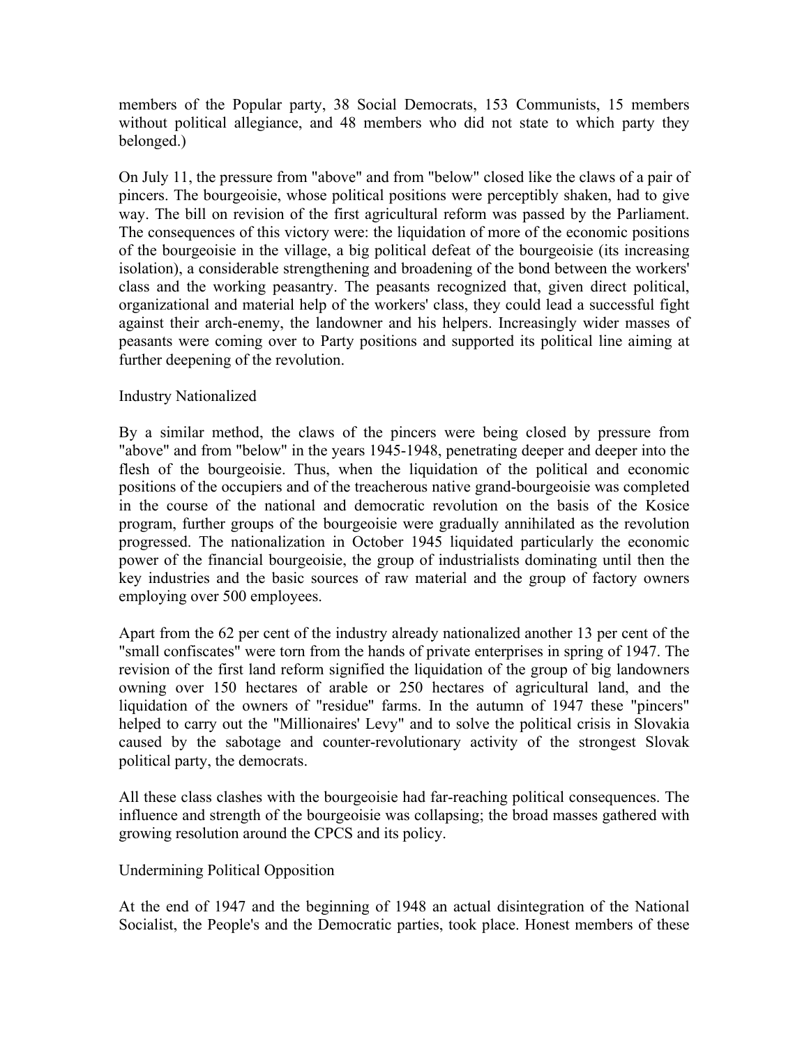members of the Popular party, 38 Social Democrats, 153 Communists, 15 members without political allegiance, and 48 members who did not state to which party they belonged.)

On July 11, the pressure from "above" and from "below" closed like the claws of a pair of pincers. The bourgeoisie, whose political positions were perceptibly shaken, had to give way. The bill on revision of the first agricultural reform was passed by the Parliament. The consequences of this victory were: the liquidation of more of the economic positions of the bourgeoisie in the village, a big political defeat of the bourgeoisie (its increasing isolation), a considerable strengthening and broadening of the bond between the workers' class and the working peasantry. The peasants recognized that, given direct political, organizational and material help of the workers' class, they could lead a successful fight against their arch-enemy, the landowner and his helpers. Increasingly wider masses of peasants were coming over to Party positions and supported its political line aiming at further deepening of the revolution.

## Industry Nationalized

By a similar method, the claws of the pincers were being closed by pressure from "above" and from "below" in the years 1945-1948, penetrating deeper and deeper into the flesh of the bourgeoisie. Thus, when the liquidation of the political and economic positions of the occupiers and of the treacherous native grand-bourgeoisie was completed in the course of the national and democratic revolution on the basis of the Kosice program, further groups of the bourgeoisie were gradually annihilated as the revolution progressed. The nationalization in October 1945 liquidated particularly the economic power of the financial bourgeoisie, the group of industrialists dominating until then the key industries and the basic sources of raw material and the group of factory owners employing over 500 employees.

Apart from the 62 per cent of the industry already nationalized another 13 per cent of the "small confiscates" were torn from the hands of private enterprises in spring of 1947. The revision of the first land reform signified the liquidation of the group of big landowners owning over 150 hectares of arable or 250 hectares of agricultural land, and the liquidation of the owners of "residue" farms. In the autumn of 1947 these "pincers" helped to carry out the "Millionaires' Levy" and to solve the political crisis in Slovakia caused by the sabotage and counter-revolutionary activity of the strongest Slovak political party, the democrats.

All these class clashes with the bourgeoisie had far-reaching political consequences. The influence and strength of the bourgeoisie was collapsing; the broad masses gathered with growing resolution around the CPCS and its policy.

## Undermining Political Opposition

At the end of 1947 and the beginning of 1948 an actual disintegration of the National Socialist, the People's and the Democratic parties, took place. Honest members of these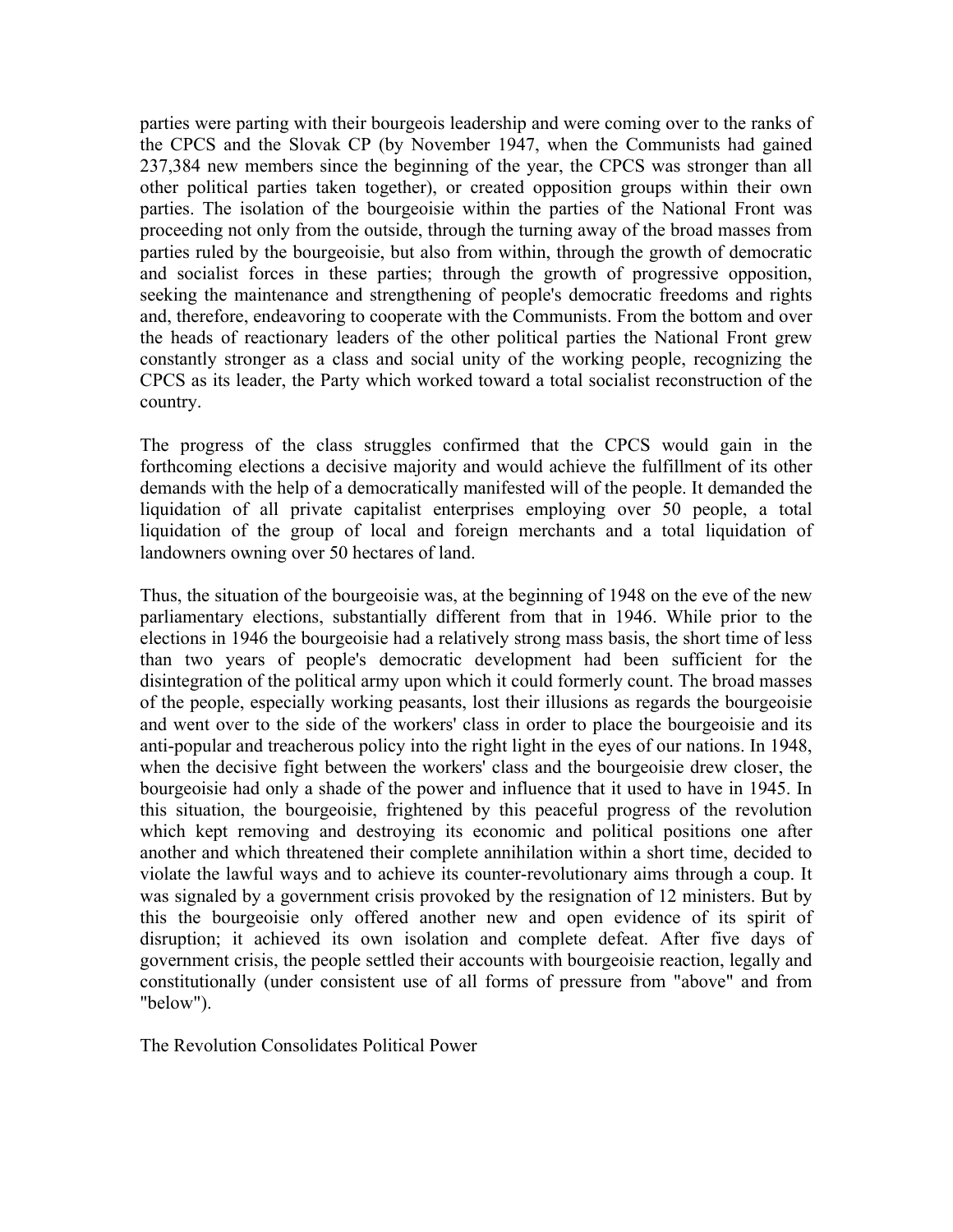parties were parting with their bourgeois leadership and were coming over to the ranks of the CPCS and the Slovak CP (by November 1947, when the Communists had gained 237,384 new members since the beginning of the year, the CPCS was stronger than all other political parties taken together), or created opposition groups within their own parties. The isolation of the bourgeoisie within the parties of the National Front was proceeding not only from the outside, through the turning away of the broad masses from parties ruled by the bourgeoisie, but also from within, through the growth of democratic and socialist forces in these parties; through the growth of progressive opposition, seeking the maintenance and strengthening of people's democratic freedoms and rights and, therefore, endeavoring to cooperate with the Communists. From the bottom and over the heads of reactionary leaders of the other political parties the National Front grew constantly stronger as a class and social unity of the working people, recognizing the CPCS as its leader, the Party which worked toward a total socialist reconstruction of the country.

The progress of the class struggles confirmed that the CPCS would gain in the forthcoming elections a decisive majority and would achieve the fulfillment of its other demands with the help of a democratically manifested will of the people. It demanded the liquidation of all private capitalist enterprises employing over 50 people, a total liquidation of the group of local and foreign merchants and a total liquidation of landowners owning over 50 hectares of land.

Thus, the situation of the bourgeoisie was, at the beginning of 1948 on the eve of the new parliamentary elections, substantially different from that in 1946. While prior to the elections in 1946 the bourgeoisie had a relatively strong mass basis, the short time of less than two years of people's democratic development had been sufficient for the disintegration of the political army upon which it could formerly count. The broad masses of the people, especially working peasants, lost their illusions as regards the bourgeoisie and went over to the side of the workers' class in order to place the bourgeoisie and its anti-popular and treacherous policy into the right light in the eyes of our nations. In 1948, when the decisive fight between the workers' class and the bourgeoisie drew closer, the bourgeoisie had only a shade of the power and influence that it used to have in 1945. In this situation, the bourgeoisie, frightened by this peaceful progress of the revolution which kept removing and destroying its economic and political positions one after another and which threatened their complete annihilation within a short time, decided to violate the lawful ways and to achieve its counter-revolutionary aims through a coup. It was signaled by a government crisis provoked by the resignation of 12 ministers. But by this the bourgeoisie only offered another new and open evidence of its spirit of disruption; it achieved its own isolation and complete defeat. After five days of government crisis, the people settled their accounts with bourgeoisie reaction, legally and constitutionally (under consistent use of all forms of pressure from "above" and from "below").

## The Revolution Consolidates Political Power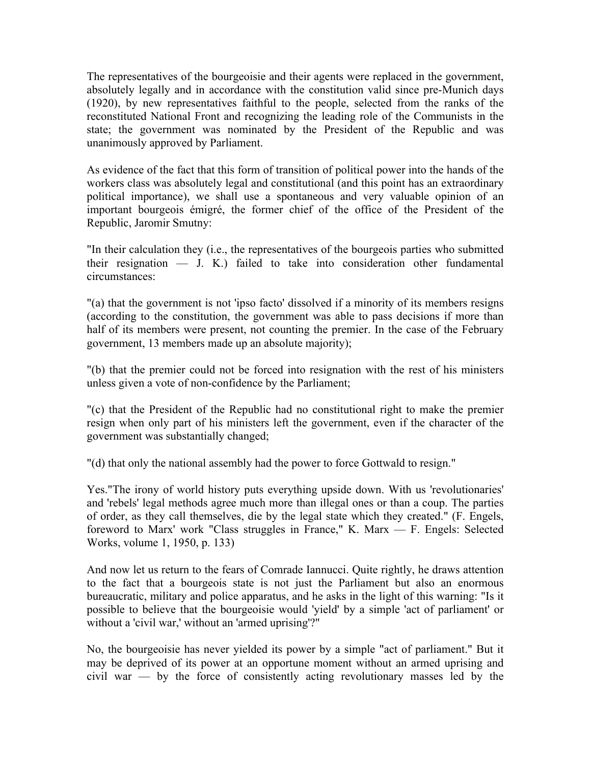The representatives of the bourgeoisie and their agents were replaced in the government, absolutely legally and in accordance with the constitution valid since pre-Munich days (1920), by new representatives faithful to the people, selected from the ranks of the reconstituted National Front and recognizing the leading role of the Communists in the state; the government was nominated by the President of the Republic and was unanimously approved by Parliament.

As evidence of the fact that this form of transition of political power into the hands of the workers class was absolutely legal and constitutional (and this point has an extraordinary political importance), we shall use a spontaneous and very valuable opinion of an important bourgeois émigré, the former chief of the office of the President of the Republic, Jaromir Smutny:

"In their calculation they (i.e., the representatives of the bourgeois parties who submitted their resignation — J. K.) failed to take into consideration other fundamental circumstances:

"(a) that the government is not 'ipso facto' dissolved if a minority of its members resigns (according to the constitution, the government was able to pass decisions if more than half of its members were present, not counting the premier. In the case of the February government, 13 members made up an absolute majority);

"(b) that the premier could not be forced into resignation with the rest of his ministers unless given a vote of non-confidence by the Parliament;

"(c) that the President of the Republic had no constitutional right to make the premier resign when only part of his ministers left the government, even if the character of the government was substantially changed;

"(d) that only the national assembly had the power to force Gottwald to resign."

Yes."The irony of world history puts everything upside down. With us 'revolutionaries' and 'rebels' legal methods agree much more than illegal ones or than a coup. The parties of order, as they call themselves, die by the legal state which they created." (F. Engels, foreword to Marx' work "Class struggles in France," K. Marx — F. Engels: Selected Works, volume 1, 1950, p. 133)

And now let us return to the fears of Comrade Iannucci. Quite rightly, he draws attention to the fact that a bourgeois state is not just the Parliament but also an enormous bureaucratic, military and police apparatus, and he asks in the light of this warning: "Is it possible to believe that the bourgeoisie would 'yield' by a simple 'act of parliament' or without a 'civil war,' without an 'armed uprising'?"

No, the bourgeoisie has never yielded its power by a simple "act of parliament." But it may be deprived of its power at an opportune moment without an armed uprising and civil war — by the force of consistently acting revolutionary masses led by the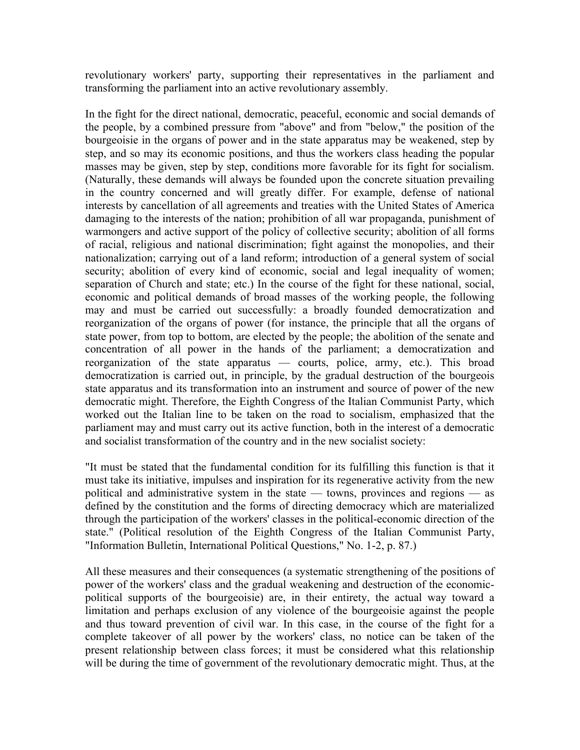revolutionary workers' party, supporting their representatives in the parliament and transforming the parliament into an active revolutionary assembly.

In the fight for the direct national, democratic, peaceful, economic and social demands of the people, by a combined pressure from "above" and from "below," the position of the bourgeoisie in the organs of power and in the state apparatus may be weakened, step by step, and so may its economic positions, and thus the workers class heading the popular masses may be given, step by step, conditions more favorable for its fight for socialism. (Naturally, these demands will always be founded upon the concrete situation prevailing in the country concerned and will greatly differ. For example, defense of national interests by cancellation of all agreements and treaties with the United States of America damaging to the interests of the nation; prohibition of all war propaganda, punishment of warmongers and active support of the policy of collective security; abolition of all forms of racial, religious and national discrimination; fight against the monopolies, and their nationalization; carrying out of a land reform; introduction of a general system of social security; abolition of every kind of economic, social and legal inequality of women; separation of Church and state; etc.) In the course of the fight for these national, social, economic and political demands of broad masses of the working people, the following may and must be carried out successfully: a broadly founded democratization and reorganization of the organs of power (for instance, the principle that all the organs of state power, from top to bottom, are elected by the people; the abolition of the senate and concentration of all power in the hands of the parliament; a democratization and reorganization of the state apparatus — courts, police, army, etc.). This broad democratization is carried out, in principle, by the gradual destruction of the bourgeois state apparatus and its transformation into an instrument and source of power of the new democratic might. Therefore, the Eighth Congress of the Italian Communist Party, which worked out the Italian line to be taken on the road to socialism, emphasized that the parliament may and must carry out its active function, both in the interest of a democratic and socialist transformation of the country and in the new socialist society:

"It must be stated that the fundamental condition for its fulfilling this function is that it must take its initiative, impulses and inspiration for its regenerative activity from the new political and administrative system in the state — towns, provinces and regions — as defined by the constitution and the forms of directing democracy which are materialized through the participation of the workers' classes in the political-economic direction of the state." (Political resolution of the Eighth Congress of the Italian Communist Party, "Information Bulletin, International Political Questions," No. 1-2, p. 87.)

All these measures and their consequences (a systematic strengthening of the positions of power of the workers' class and the gradual weakening and destruction of the economic-political supports of the bourgeoisie) are, in their entirety, the actual way toward a limitation and perhaps exclusion of any violence of the bourgeoisie against the people and thus toward prevention of civil war. In this case, in the course of the fight for a complete takeover of all power by the workers' class, no notice can be taken of the present relationship between class forces; it must be considered what this relationship will be during the time of government of the revolutionary democratic might. Thus, at the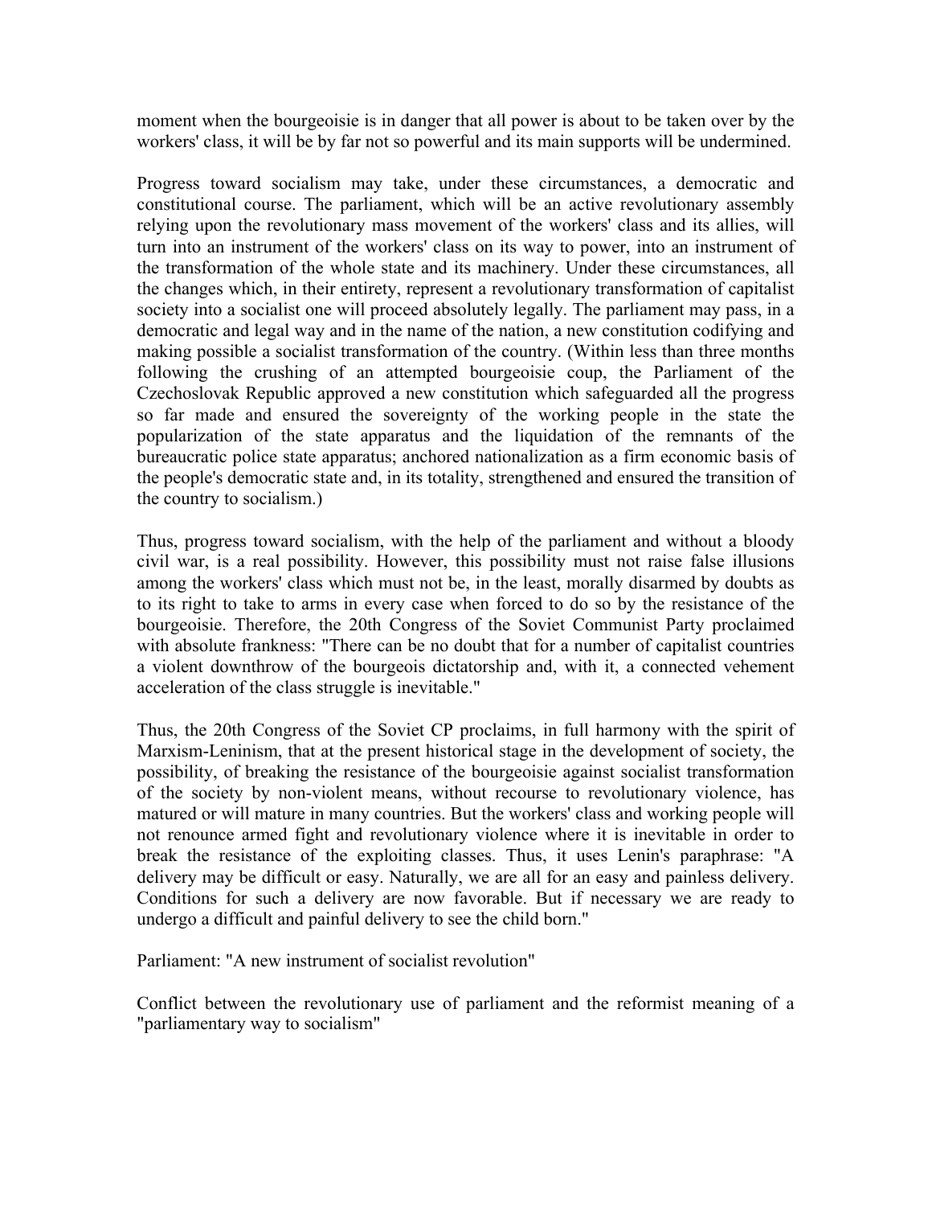moment when the bourgeoisie is in danger that all power is about to be taken over by the workers' class, it will be by far not so powerful and its main supports will be undermined.

Progress toward socialism may take, under these circumstances, a democratic and constitutional course. The parliament, which will be an active revolutionary assembly relying upon the revolutionary mass movement of the workers' class and its allies, will turn into an instrument of the workers' class on its way to power, into an instrument of the transformation of the whole state and its machinery. Under these circumstances, all the changes which, in their entirety, represent a revolutionary transformation of capitalist society into a socialist one will proceed absolutely legally. The parliament may pass, in a democratic and legal way and in the name of the nation, a new constitution codifying and making possible a socialist transformation of the country. (Within less than three months following the crushing of an attempted bourgeoisie coup, the Parliament of the Czechoslovak Republic approved a new constitution which safeguarded all the progress so far made and ensured the sovereignty of the working people in the state the popularization of the state apparatus and the liquidation of the remnants of the bureaucratic police state apparatus; anchored nationalization as a firm economic basis of the people's democratic state and, in its totality, strengthened and ensured the transition of the country to socialism.)

Thus, progress toward socialism, with the help of the parliament and without a bloody civil war, is a real possibility. However, this possibility must not raise false illusions among the workers' class which must not be, in the least, morally disarmed by doubts as to its right to take to arms in every case when forced to do so by the resistance of the bourgeoisie. Therefore, the 20th Congress of the Soviet Communist Party proclaimed with absolute frankness: "There can be no doubt that for a number of capitalist countries a violent downthrow of the bourgeois dictatorship and, with it, a connected vehement acceleration of the class struggle is inevitable."

Thus, the 20th Congress of the Soviet CP proclaims, in full harmony with the spirit of Marxism-Leninism, that at the present historical stage in the development of society, the possibility, of breaking the resistance of the bourgeoisie against socialist transformation of the society by non-violent means, without recourse to revolutionary violence, has matured or will mature in many countries. But the workers' class and working people will not renounce armed fight and revolutionary violence where it is inevitable in order to break the resistance of the exploiting classes. Thus, it uses Lenin's paraphrase: "A delivery may be difficult or easy. Naturally, we are all for an easy and painless delivery. Conditions for such a delivery are now favorable. But if necessary we are ready to undergo a difficult and painful delivery to see the child born."

Parliament: "A new instrument of socialist revolution"

Conflict between the revolutionary use of parliament and the reformist meaning of a "parliamentary way to socialism"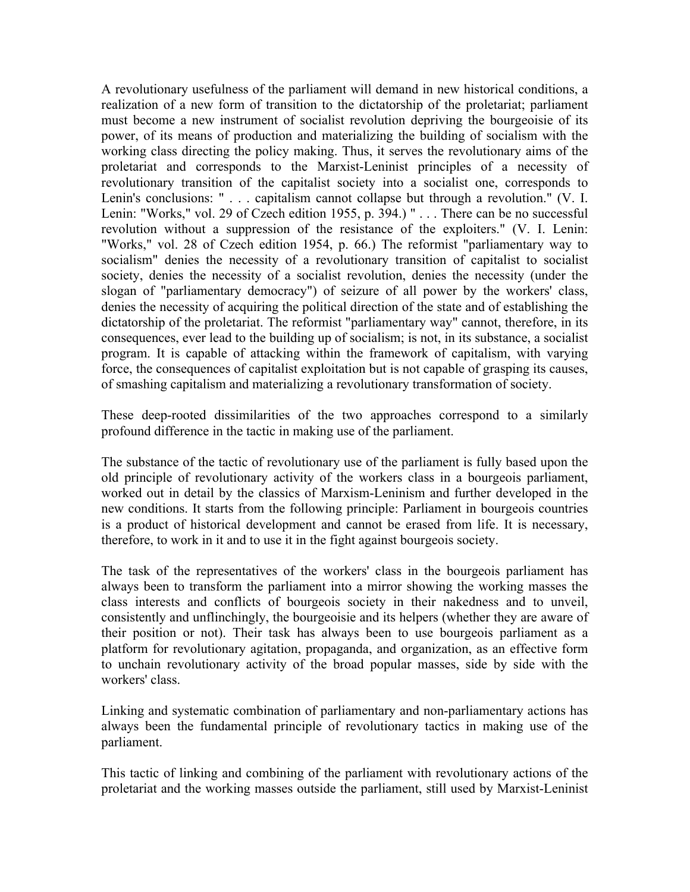A revolutionary usefulness of the parliament will demand in new historical conditions, a realization of a new form of transition to the dictatorship of the proletariat; parliament must become a new instrument of socialist revolution depriving the bourgeoisie of its power, of its means of production and materializing the building of socialism with the working class directing the policy making. Thus, it serves the revolutionary aims of the proletariat and corresponds to the Marxist-Leninist principles of a necessity of revolutionary transition of the capitalist society into a socialist one, corresponds to Lenin's conclusions: " . . . capitalism cannot collapse but through a revolution." (V. I. Lenin: "Works," vol. 29 of Czech edition 1955, p. 394.) " . . . There can be no successful revolution without a suppression of the resistance of the exploiters." (V. I. Lenin: "Works," vol. 28 of Czech edition 1954, p. 66.) The reformist "parliamentary way to socialism" denies the necessity of a revolutionary transition of capitalist to socialist society, denies the necessity of a socialist revolution, denies the necessity (under the slogan of "parliamentary democracy") of seizure of all power by the workers' class, denies the necessity of acquiring the political direction of the state and of establishing the dictatorship of the proletariat. The reformist "parliamentary way" cannot, therefore, in its consequences, ever lead to the building up of socialism; is not, in its substance, a socialist program. It is capable of attacking within the framework of capitalism, with varying force, the consequences of capitalist exploitation but is not capable of grasping its causes, of smashing capitalism and materializing a revolutionary transformation of society.

These deep-rooted dissimilarities of the two approaches correspond to a similarly profound difference in the tactic in making use of the parliament.

The substance of the tactic of revolutionary use of the parliament is fully based upon the old principle of revolutionary activity of the workers class in a bourgeois parliament, worked out in detail by the classics of Marxism-Leninism and further developed in the new conditions. It starts from the following principle: Parliament in bourgeois countries is a product of historical development and cannot be erased from life. It is necessary, therefore, to work in it and to use it in the fight against bourgeois society.

The task of the representatives of the workers' class in the bourgeois parliament has always been to transform the parliament into a mirror showing the working masses the class interests and conflicts of bourgeois society in their nakedness and to unveil, consistently and unflinchingly, the bourgeoisie and its helpers (whether they are aware of their position or not). Their task has always been to use bourgeois parliament as a platform for revolutionary agitation, propaganda, and organization, as an effective form to unchain revolutionary activity of the broad popular masses, side by side with the workers' class.

Linking and systematic combination of parliamentary and non-parliamentary actions has always been the fundamental principle of revolutionary tactics in making use of the parliament.

This tactic of linking and combining of the parliament with revolutionary actions of the proletariat and the working masses outside the parliament, still used by Marxist-Leninist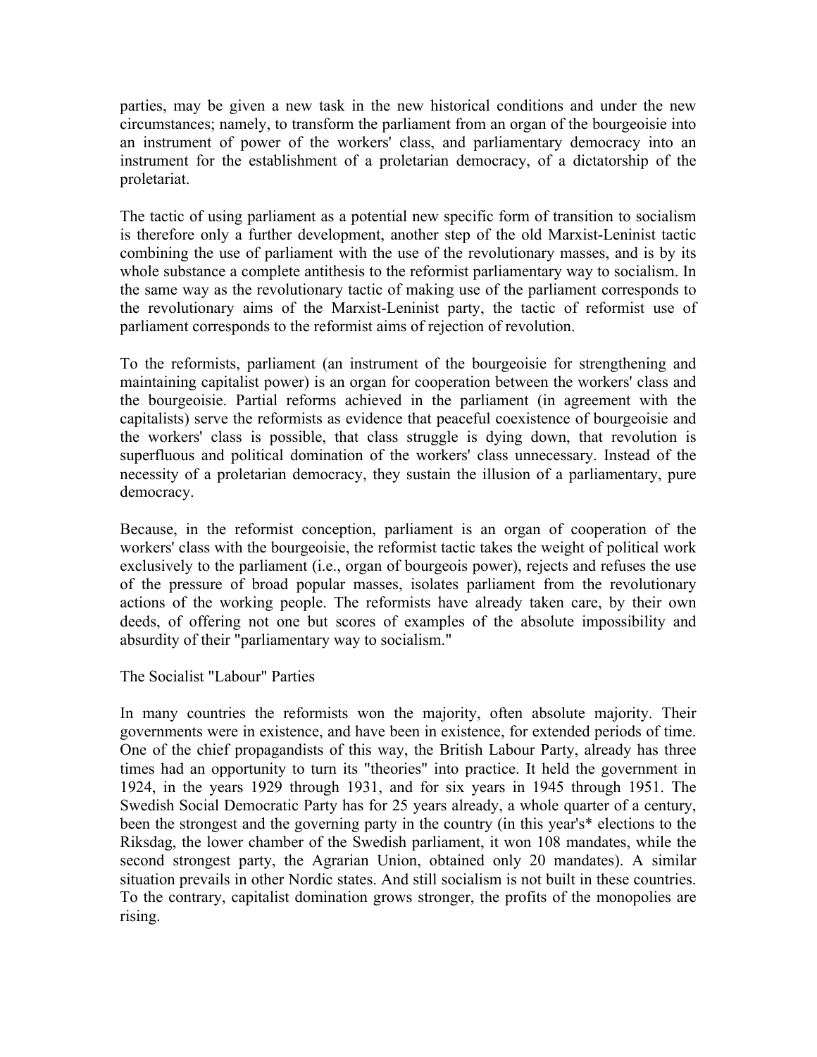parties, may be given a new task in the new historical conditions and under the new circumstances; namely, to transform the parliament from an organ of the bourgeoisie into an instrument of power of the workers' class, and parliamentary democracy into an instrument for the establishment of a proletarian democracy, of a dictatorship of the proletariat.

The tactic of using parliament as a potential new specific form of transition to socialism is therefore only a further development, another step of the old Marxist-Leninist tactic combining the use of parliament with the use of the revolutionary masses, and is by its whole substance a complete antithesis to the reformist parliamentary way to socialism. In the same way as the revolutionary tactic of making use of the parliament corresponds to the revolutionary aims of the Marxist-Leninist party, the tactic of reformist use of parliament corresponds to the reformist aims of rejection of revolution.

To the reformists, parliament (an instrument of the bourgeoisie for strengthening and maintaining capitalist power) is an organ for cooperation between the workers' class and the bourgeoisie. Partial reforms achieved in the parliament (in agreement with the capitalists) serve the reformists as evidence that peaceful coexistence of bourgeoisie and the workers' class is possible, that class struggle is dying down, that revolution is superfluous and political domination of the workers' class unnecessary. Instead of the necessity of a proletarian democracy, they sustain the illusion of a parliamentary, pure democracy.

Because, in the reformist conception, parliament is an organ of cooperation of the workers' class with the bourgeoisie, the reformist tactic takes the weight of political work exclusively to the parliament (i.e., organ of bourgeois power), rejects and refuses the use of the pressure of broad popular masses, isolates parliament from the revolutionary actions of the working people. The reformists have already taken care, by their own deeds, of offering not one but scores of examples of the absolute impossibility and absurdity of their "parliamentary way to socialism."

## The Socialist "Labour" Parties

In many countries the reformists won the majority, often absolute majority. Their governments were in existence, and have been in existence, for extended periods of time. One of the chief propagandists of this way, the British Labour Party, already has three times had an opportunity to turn its "theories" into practice. It held the government in 1924, in the years 1929 through 1931, and for six years in 1945 through 1951. The Swedish Social Democratic Party has for 25 years already, a whole quarter of a century, been the strongest and the governing party in the country (in this year's* elections to the Riksdag, the lower chamber of the Swedish parliament, it won 108 mandates, while the second strongest party, the Agrarian Union, obtained only 20 mandates). A similar situation prevails in other Nordic states. And still socialism is not built in these countries. To the contrary, capitalist domination grows stronger, the profits of the monopolies are rising.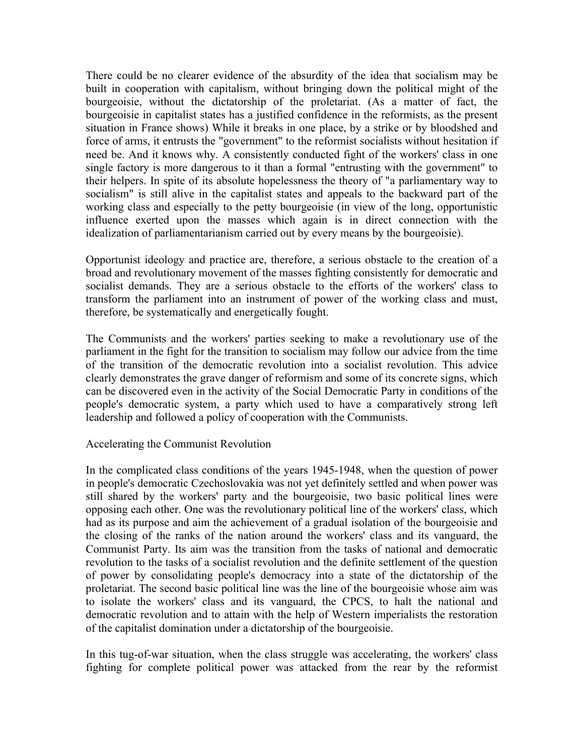There could be no clearer evidence of the absurdity of the idea that socialism may be built in cooperation with capitalism, without bringing down the political might of the bourgeoisie, without the dictatorship of the proletariat. (As a matter of fact, the bourgeoisie in capitalist states has a justified confidence in the reformists, as the present situation in France shows) While it breaks in one place, by a strike or by bloodshed and force of arms, it entrusts the "government" to the reformist socialists without hesitation if need be. And it knows why. A consistently conducted fight of the workers' class in one single factory is more dangerous to it than a formal "entrusting with the government" to their helpers. In spite of its absolute hopelessness the theory of "a parliamentary way to socialism" is still alive in the capitalist states and appeals to the backward part of the working class and especially to the petty bourgeoisie (in view of the long, opportunistic influence exerted upon the masses which again is in direct connection with the idealization of parliamentarianism carried out by every means by the bourgeoisie).

Opportunist ideology and practice are, therefore, a serious obstacle to the creation of a broad and revolutionary movement of the masses fighting consistently for democratic and socialist demands. They are a serious obstacle to the efforts of the workers' class to transform the parliament into an instrument of power of the working class and must, therefore, be systematically and energetically fought.

The Communists and the workers' parties seeking to make a revolutionary use of the parliament in the fight for the transition to socialism may follow our advice from the time of the transition of the democratic revolution into a socialist revolution. This advice clearly demonstrates the grave danger of reformism and some of its concrete signs, which can be discovered even in the activity of the Social Democratic Party in conditions of the people's democratic system, a party which used to have a comparatively strong left leadership and followed a policy of cooperation with the Communists.

## Accelerating the Communist Revolution

In the complicated class conditions of the years 1945-1948, when the question of power in people's democratic Czechoslovakia was not yet definitely settled and when power was still shared by the workers' party and the bourgeoisie, two basic political lines were opposing each other. One was the revolutionary political line of the workers' class, which had as its purpose and aim the achievement of a gradual isolation of the bourgeoisie and the closing of the ranks of the nation around the workers' class and its vanguard, the Communist Party. Its aim was the transition from the tasks of national and democratic revolution to the tasks of a socialist revolution and the definite settlement of the question of power by consolidating people's democracy into a state of the dictatorship of the proletariat. The second basic political line was the line of the bourgeoisie whose aim was to isolate the workers' class and its vanguard, the CPCS, to halt the national and democratic revolution and to attain with the help of Western imperialists the restoration of the capitalist domination under a dictatorship of the bourgeoisie.

In this tug-of-war situation, when the class struggle was accelerating, the workers' class fighting for complete political power was attacked from the rear by the reformist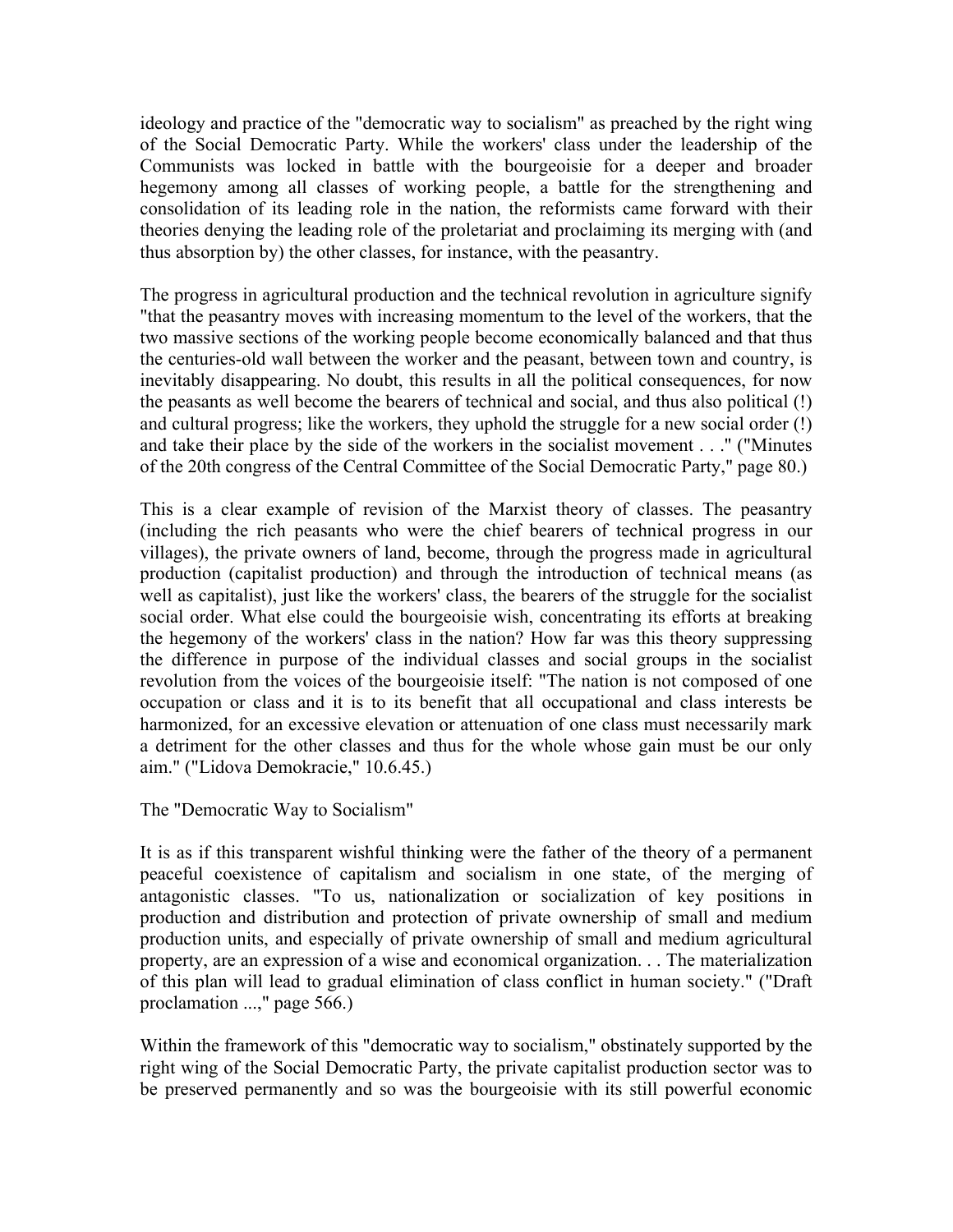ideology and practice of the "democratic way to socialism" as preached by the right wing of the Social Democratic Party. While the workers' class under the leadership of the Communists was locked in battle with the bourgeoisie for a deeper and broader hegemony among all classes of working people, a battle for the strengthening and consolidation of its leading role in the nation, the reformists came forward with their theories denying the leading role of the proletariat and proclaiming its merging with (and thus absorption by) the other classes, for instance, with the peasantry.

The progress in agricultural production and the technical revolution in agriculture signify "that the peasantry moves with increasing momentum to the level of the workers, that the two massive sections of the working people become economically balanced and that thus the centuries-old wall between the worker and the peasant, between town and country, is inevitably disappearing. No doubt, this results in all the political consequences, for now the peasants as well become the bearers of technical and social, and thus also political (!) and cultural progress; like the workers, they uphold the struggle for a new social order (!) and take their place by the side of the workers in the socialist movement . . ." ("Minutes of the 20th congress of the Central Committee of the Social Democratic Party," page 80.)

This is a clear example of revision of the Marxist theory of classes. The peasantry (including the rich peasants who were the chief bearers of technical progress in our villages), the private owners of land, become, through the progress made in agricultural production (capitalist production) and through the introduction of technical means (as well as capitalist), just like the workers' class, the bearers of the struggle for the socialist social order. What else could the bourgeoisie wish, concentrating its efforts at breaking the hegemony of the workers' class in the nation? How far was this theory suppressing the difference in purpose of the individual classes and social groups in the socialist revolution from the voices of the bourgeoisie itself: "The nation is not composed of one occupation or class and it is to its benefit that all occupational and class interests be harmonized, for an excessive elevation or attenuation of one class must necessarily mark a detriment for the other classes and thus for the whole whose gain must be our only aim." ("Lidova Demokracie," 10.6.45.)

## The "Democratic Way to Socialism"

It is as if this transparent wishful thinking were the father of the theory of a permanent peaceful coexistence of capitalism and socialism in one state, of the merging of antagonistic classes. "To us, nationalization or socialization of key positions in production and distribution and protection of private ownership of small and medium production units, and especially of private ownership of small and medium agricultural property, are an expression of a wise and economical organization. . . The materialization of this plan will lead to gradual elimination of class conflict in human society." ("Draft proclamation ...," page 566.)

Within the framework of this "democratic way to socialism," obstinately supported by the right wing of the Social Democratic Party, the private capitalist production sector was to be preserved permanently and so was the bourgeoisie with its still powerful economic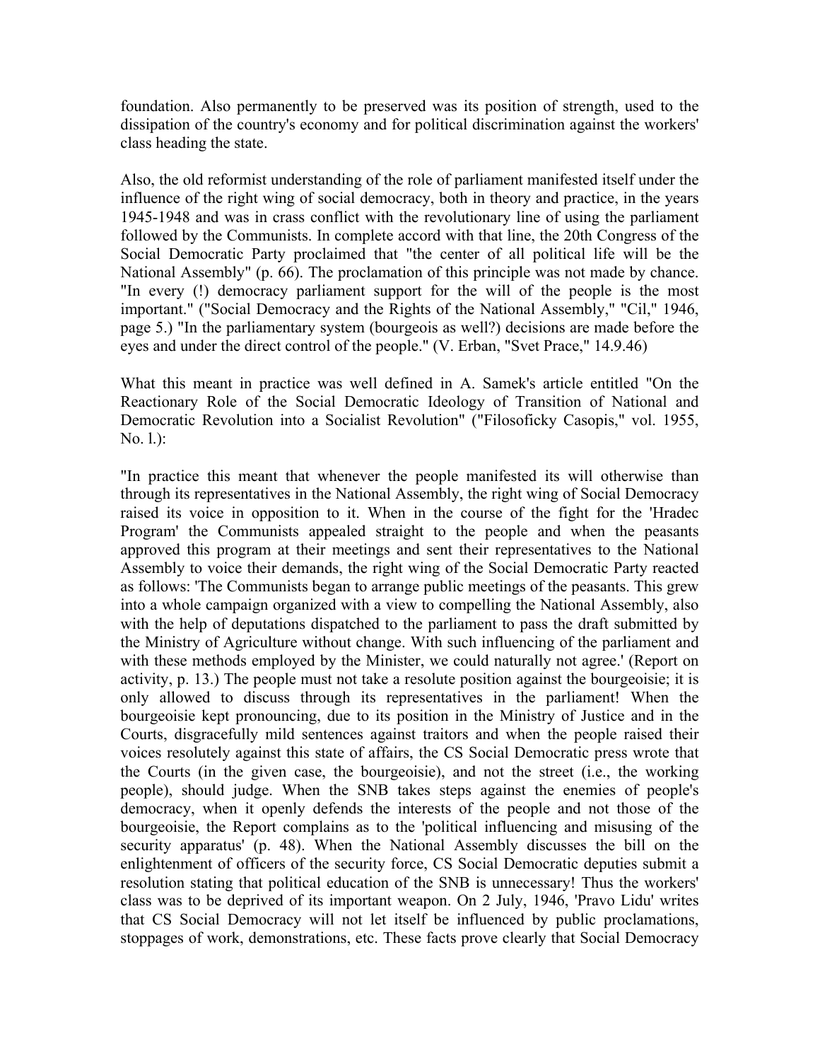foundation. Also permanently to be preserved was its position of strength, used to the dissipation of the country's economy and for political discrimination against the workers' class heading the state.

Also, the old reformist understanding of the role of parliament manifested itself under the influence of the right wing of social democracy, both in theory and practice, in the years 1945-1948 and was in crass conflict with the revolutionary line of using the parliament followed by the Communists. In complete accord with that line, the 20th Congress of the Social Democratic Party proclaimed that "the center of all political life will be the National Assembly" (p. 66). The proclamation of this principle was not made by chance. "In every (!) democracy parliament support for the will of the people is the most important." ("Social Democracy and the Rights of the National Assembly," "Cil," 1946, page 5.) "In the parliamentary system (bourgeois as well?) decisions are made before the eyes and under the direct control of the people." (V. Erban, "Svet Prace," 14.9.46)

What this meant in practice was well defined in A. Samek's article entitled "On the Reactionary Role of the Social Democratic Ideology of Transition of National and Democratic Revolution into a Socialist Revolution" ("Filosoficky Casopis," vol. 1955, No. l.):

"In practice this meant that whenever the people manifested its will otherwise than through its representatives in the National Assembly, the right wing of Social Democracy raised its voice in opposition to it. When in the course of the fight for the 'Hradec Program' the Communists appealed straight to the people and when the peasants approved this program at their meetings and sent their representatives to the National Assembly to voice their demands, the right wing of the Social Democratic Party reacted as follows: 'The Communists began to arrange public meetings of the peasants. This grew into a whole campaign organized with a view to compelling the National Assembly, also with the help of deputations dispatched to the parliament to pass the draft submitted by the Ministry of Agriculture without change. With such influencing of the parliament and with these methods employed by the Minister, we could naturally not agree.' (Report on activity, p. 13.) The people must not take a resolute position against the bourgeoisie; it is only allowed to discuss through its representatives in the parliament! When the bourgeoisie kept pronouncing, due to its position in the Ministry of Justice and in the Courts, disgracefully mild sentences against traitors and when the people raised their voices resolutely against this state of affairs, the CS Social Democratic press wrote that the Courts (in the given case, the bourgeoisie), and not the street (i.e., the working people), should judge. When the SNB takes steps against the enemies of people's democracy, when it openly defends the interests of the people and not those of the bourgeoisie, the Report complains as to the 'political influencing and misusing of the security apparatus' (p. 48). When the National Assembly discusses the bill on the enlightenment of officers of the security force, CS Social Democratic deputies submit a resolution stating that political education of the SNB is unnecessary! Thus the workers' class was to be deprived of its important weapon. On 2 July, 1946, 'Pravo Lidu' writes that CS Social Democracy will not let itself be influenced by public proclamations, stoppages of work, demonstrations, etc. These facts prove clearly that Social Democracy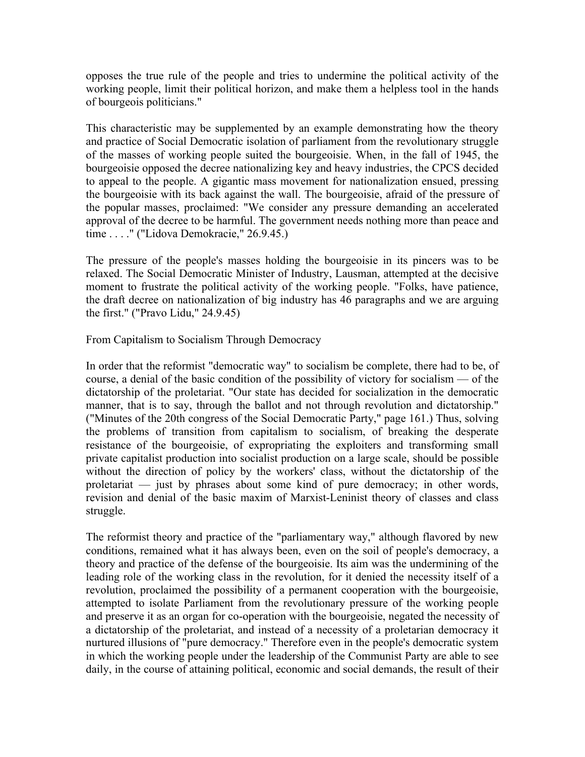opposes the true rule of the people and tries to undermine the political activity of the working people, limit their political horizon, and make them a helpless tool in the hands of bourgeois politicians."

This characteristic may be supplemented by an example demonstrating how the theory and practice of Social Democratic isolation of parliament from the revolutionary struggle of the masses of working people suited the bourgeoisie. When, in the fall of 1945, the bourgeoisie opposed the decree nationalizing key and heavy industries, the CPCS decided to appeal to the people. A gigantic mass movement for nationalization ensued, pressing the bourgeoisie with its back against the wall. The bourgeoisie, afraid of the pressure of the popular masses, proclaimed: "We consider any pressure demanding an accelerated approval of the decree to be harmful. The government needs nothing more than peace and time . . . ." ("Lidova Demokracie," 26.9.45.)

The pressure of the people's masses holding the bourgeoisie in its pincers was to be relaxed. The Social Democratic Minister of Industry, Lausman, attempted at the decisive moment to frustrate the political activity of the working people. "Folks, have patience, the draft decree on nationalization of big industry has 46 paragraphs and we are arguing the first." ("Pravo Lidu," 24.9.45)

## From Capitalism to Socialism Through Democracy

In order that the reformist "democratic way" to socialism be complete, there had to be, of course, a denial of the basic condition of the possibility of victory for socialism — of the dictatorship of the proletariat. "Our state has decided for socialization in the democratic manner, that is to say, through the ballot and not through revolution and dictatorship." ("Minutes of the 20th congress of the Social Democratic Party," page 161.) Thus, solving the problems of transition from capitalism to socialism, of breaking the desperate resistance of the bourgeoisie, of expropriating the exploiters and transforming small private capitalist production into socialist production on a large scale, should be possible without the direction of policy by the workers' class, without the dictatorship of the proletariat — just by phrases about some kind of pure democracy; in other words, revision and denial of the basic maxim of Marxist-Leninist theory of classes and class struggle.

The reformist theory and practice of the "parliamentary way," although flavored by new conditions, remained what it has always been, even on the soil of people's democracy, a theory and practice of the defense of the bourgeoisie. Its aim was the undermining of the leading role of the working class in the revolution, for it denied the necessity itself of a revolution, proclaimed the possibility of a permanent cooperation with the bourgeoisie, attempted to isolate Parliament from the revolutionary pressure of the working people and preserve it as an organ for co-operation with the bourgeoisie, negated the necessity of a dictatorship of the proletariat, and instead of a necessity of a proletarian democracy it nurtured illusions of "pure democracy." Therefore even in the people's democratic system in which the working people under the leadership of the Communist Party are able to see daily, in the course of attaining political, economic and social demands, the result of their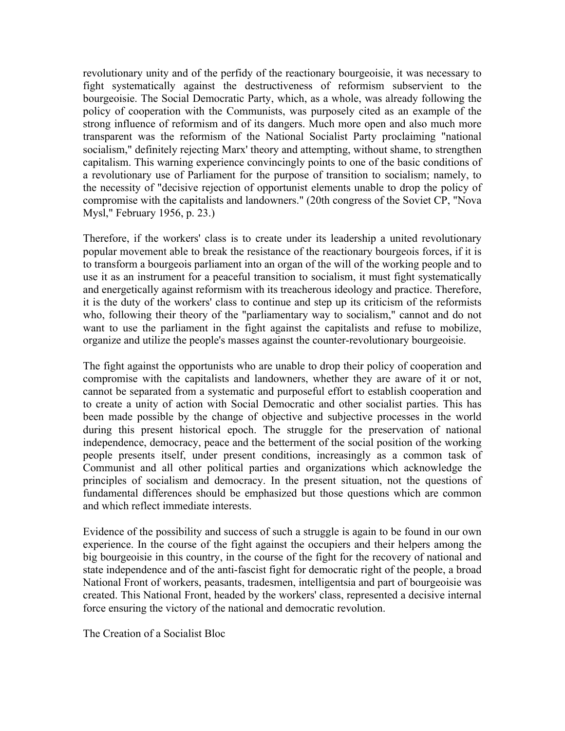revolutionary unity and of the perfidy of the reactionary bourgeoisie, it was necessary to fight systematically against the destructiveness of reformism subservient to the bourgeoisie. The Social Democratic Party, which, as a whole, was already following the policy of cooperation with the Communists, was purposely cited as an example of the strong influence of reformism and of its dangers. Much more open and also much more transparent was the reformism of the National Socialist Party proclaiming "national socialism," definitely rejecting Marx' theory and attempting, without shame, to strengthen capitalism. This warning experience convincingly points to one of the basic conditions of a revolutionary use of Parliament for the purpose of transition to socialism; namely, to the necessity of "decisive rejection of opportunist elements unable to drop the policy of compromise with the capitalists and landowners." (20th congress of the Soviet CP, "Nova Mysl," February 1956, p. 23.)

Therefore, if the workers' class is to create under its leadership a united revolutionary popular movement able to break the resistance of the reactionary bourgeois forces, if it is to transform a bourgeois parliament into an organ of the will of the working people and to use it as an instrument for a peaceful transition to socialism, it must fight systematically and energetically against reformism with its treacherous ideology and practice. Therefore, it is the duty of the workers' class to continue and step up its criticism of the reformists who, following their theory of the "parliamentary way to socialism," cannot and do not want to use the parliament in the fight against the capitalists and refuse to mobilize, organize and utilize the people's masses against the counter-revolutionary bourgeoisie.

The fight against the opportunists who are unable to drop their policy of cooperation and compromise with the capitalists and landowners, whether they are aware of it or not, cannot be separated from a systematic and purposeful effort to establish cooperation and to create a unity of action with Social Democratic and other socialist parties. This has been made possible by the change of objective and subjective processes in the world during this present historical epoch. The struggle for the preservation of national independence, democracy, peace and the betterment of the social position of the working people presents itself, under present conditions, increasingly as a common task of Communist and all other political parties and organizations which acknowledge the principles of socialism and democracy. In the present situation, not the questions of fundamental differences should be emphasized but those questions which are common and which reflect immediate interests.

Evidence of the possibility and success of such a struggle is again to be found in our own experience. In the course of the fight against the occupiers and their helpers among the big bourgeoisie in this country, in the course of the fight for the recovery of national and state independence and of the anti-fascist fight for democratic right of the people, a broad National Front of workers, peasants, tradesmen, intelligentsia and part of bourgeoisie was created. This National Front, headed by the workers' class, represented a decisive internal force ensuring the victory of the national and democratic revolution.

## The Creation of a Socialist Bloc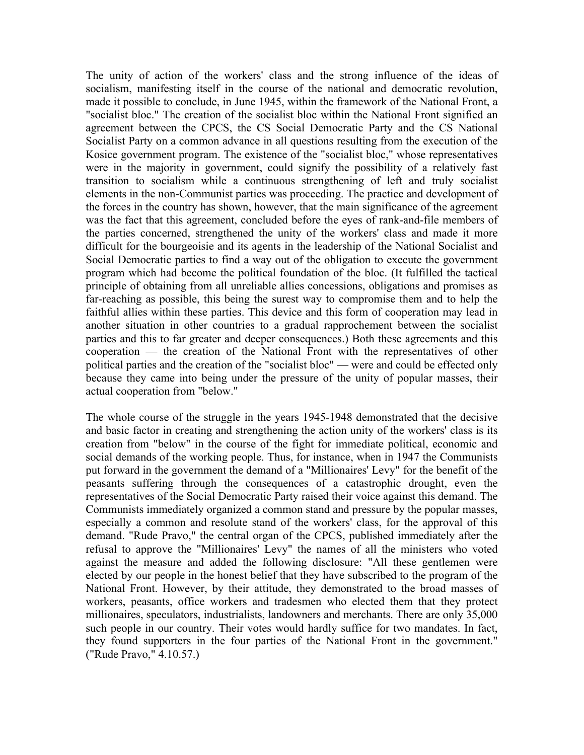The unity of action of the workers' class and the strong influence of the ideas of socialism, manifesting itself in the course of the national and democratic revolution, made it possible to conclude, in June 1945, within the framework of the National Front, a "socialist bloc." The creation of the socialist bloc within the National Front signified an agreement between the CPCS, the CS Social Democratic Party and the CS National Socialist Party on a common advance in all questions resulting from the execution of the Kosice government program. The existence of the "socialist bloc," whose representatives were in the majority in government, could signify the possibility of a relatively fast transition to socialism while a continuous strengthening of left and truly socialist elements in the non-Communist parties was proceeding. The practice and development of the forces in the country has shown, however, that the main significance of the agreement was the fact that this agreement, concluded before the eyes of rank-and-file members of the parties concerned, strengthened the unity of the workers' class and made it more difficult for the bourgeoisie and its agents in the leadership of the National Socialist and Social Democratic parties to find a way out of the obligation to execute the government program which had become the political foundation of the bloc. (It fulfilled the tactical principle of obtaining from all unreliable allies concessions, obligations and promises as far-reaching as possible, this being the surest way to compromise them and to help the faithful allies within these parties. This device and this form of cooperation may lead in another situation in other countries to a gradual rapprochement between the socialist parties and this to far greater and deeper consequences.) Both these agreements and this cooperation — the creation of the National Front with the representatives of other political parties and the creation of the "socialist bloc" — were and could be effected only because they came into being under the pressure of the unity of popular masses, their actual cooperation from "below."

The whole course of the struggle in the years 1945-1948 demonstrated that the decisive and basic factor in creating and strengthening the action unity of the workers' class is its creation from "below" in the course of the fight for immediate political, economic and social demands of the working people. Thus, for instance, when in 1947 the Communists put forward in the government the demand of a "Millionaires' Levy" for the benefit of the peasants suffering through the consequences of a catastrophic drought, even the representatives of the Social Democratic Party raised their voice against this demand. The Communists immediately organized a common stand and pressure by the popular masses, especially a common and resolute stand of the workers' class, for the approval of this demand. "Rude Pravo," the central organ of the CPCS, published immediately after the refusal to approve the "Millionaires' Levy" the names of all the ministers who voted against the measure and added the following disclosure: "All these gentlemen were elected by our people in the honest belief that they have subscribed to the program of the National Front. However, by their attitude, they demonstrated to the broad masses of workers, peasants, office workers and tradesmen who elected them that they protect millionaires, speculators, industrialists, landowners and merchants. There are only 35,000 such people in our country. Their votes would hardly suffice for two mandates. In fact, they found supporters in the four parties of the National Front in the government." ("Rude Pravo," 4.10.57.)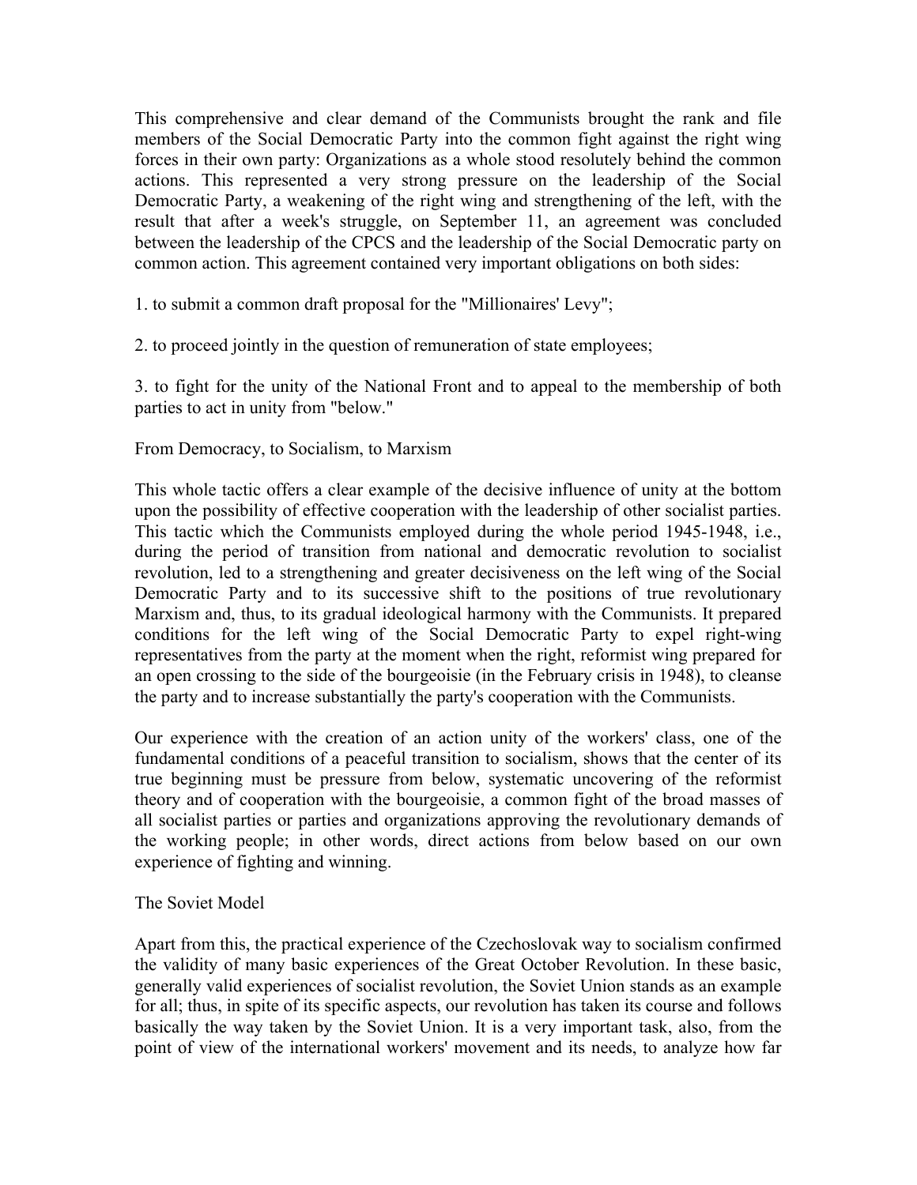This comprehensive and clear demand of the Communists brought the rank and file members of the Social Democratic Party into the common fight against the right wing forces in their own party: Organizations as a whole stood resolutely behind the common actions. This represented a very strong pressure on the leadership of the Social Democratic Party, a weakening of the right wing and strengthening of the left, with the result that after a week's struggle, on September 11, an agreement was concluded between the leadership of the CPCS and the leadership of the Social Democratic party on common action. This agreement contained very important obligations on both sides:

1. to submit a common draft proposal for the "Millionaires' Levy";

2. to proceed jointly in the question of remuneration of state employees;

3. to fight for the unity of the National Front and to appeal to the membership of both parties to act in unity from "below."

## From Democracy, to Socialism, to Marxism

This whole tactic offers a clear example of the decisive influence of unity at the bottom upon the possibility of effective cooperation with the leadership of other socialist parties. This tactic which the Communists employed during the whole period 1945-1948, i.e., during the period of transition from national and democratic revolution to socialist revolution, led to a strengthening and greater decisiveness on the left wing of the Social Democratic Party and to its successive shift to the positions of true revolutionary Marxism and, thus, to its gradual ideological harmony with the Communists. It prepared conditions for the left wing of the Social Democratic Party to expel right-wing representatives from the party at the moment when the right, reformist wing prepared for an open crossing to the side of the bourgeoisie (in the February crisis in 1948), to cleanse the party and to increase substantially the party's cooperation with the Communists.

Our experience with the creation of an action unity of the workers' class, one of the fundamental conditions of a peaceful transition to socialism, shows that the center of its true beginning must be pressure from below, systematic uncovering of the reformist theory and of cooperation with the bourgeoisie, a common fight of the broad masses of all socialist parties or parties and organizations approving the revolutionary demands of the working people; in other words, direct actions from below based on our own experience of fighting and winning.

## The Soviet Model

Apart from this, the practical experience of the Czechoslovak way to socialism confirmed the validity of many basic experiences of the Great October Revolution. In these basic, generally valid experiences of socialist revolution, the Soviet Union stands as an example for all; thus, in spite of its specific aspects, our revolution has taken its course and follows basically the way taken by the Soviet Union. It is a very important task, also, from the point of view of the international workers' movement and its needs, to analyze how far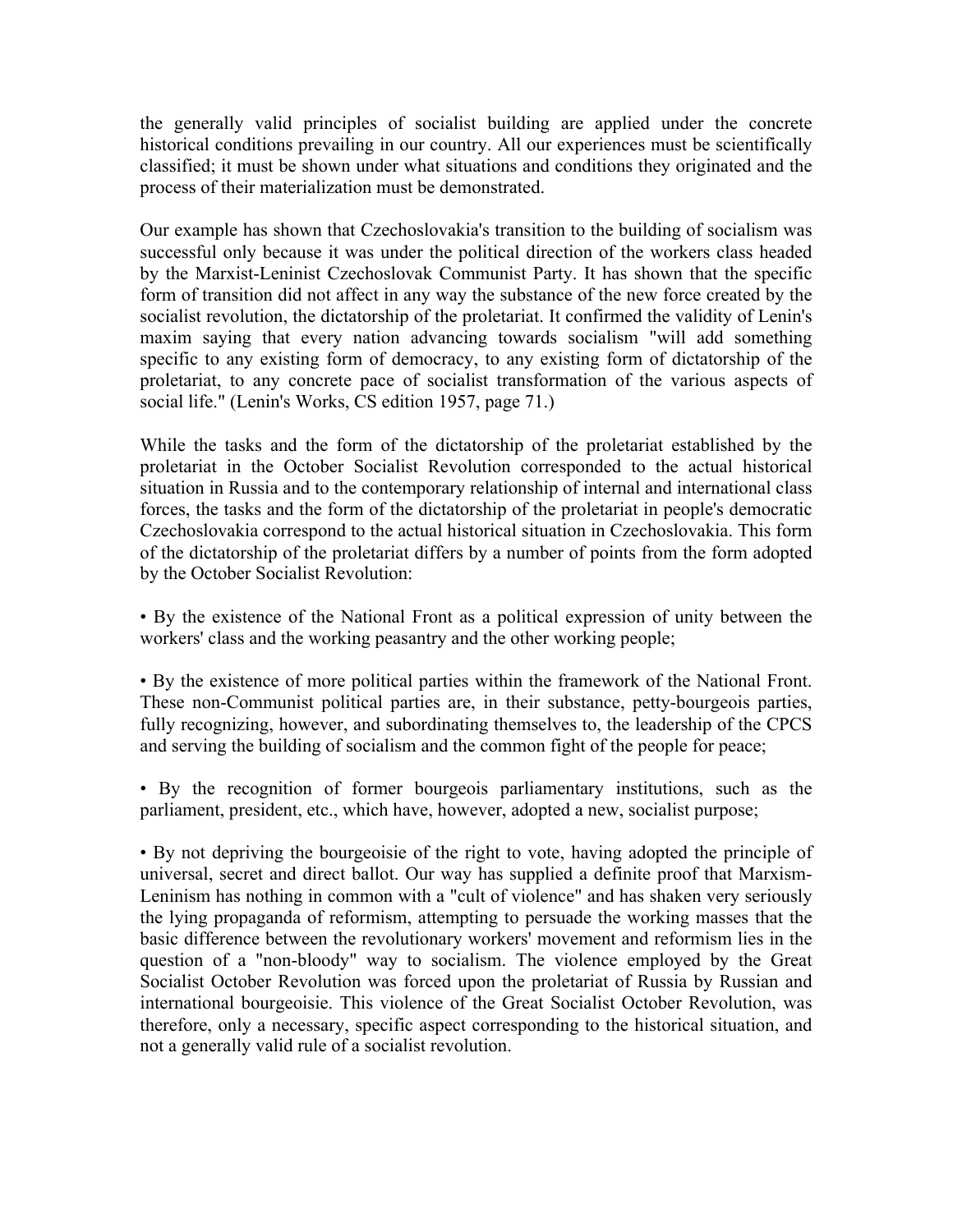the generally valid principles of socialist building are applied under the concrete historical conditions prevailing in our country. All our experiences must be scientifically classified; it must be shown under what situations and conditions they originated and the process of their materialization must be demonstrated.

Our example has shown that Czechoslovakia's transition to the building of socialism was successful only because it was under the political direction of the workers class headed by the Marxist-Leninist Czechoslovak Communist Party. It has shown that the specific form of transition did not affect in any way the substance of the new force created by the socialist revolution, the dictatorship of the proletariat. It confirmed the validity of Lenin's maxim saying that every nation advancing towards socialism "will add something specific to any existing form of democracy, to any existing form of dictatorship of the proletariat, to any concrete pace of socialist transformation of the various aspects of social life." (Lenin's Works, CS edition 1957, page 71.)

While the tasks and the form of the dictatorship of the proletariat established by the proletariat in the October Socialist Revolution corresponded to the actual historical situation in Russia and to the contemporary relationship of internal and international class forces, the tasks and the form of the dictatorship of the proletariat in people's democratic Czechoslovakia correspond to the actual historical situation in Czechoslovakia. This form of the dictatorship of the proletariat differs by a number of points from the form adopted by the October Socialist Revolution:

- By the existence of the National Front as a political expression of unity between the workers' class and the working peasantry and the other working people;

- By the existence of more political parties within the framework of the National Front. These non-Communist political parties are, in their substance, petty-bourgeois parties, fully recognizing, however, and subordinating themselves to, the leadership of the CPCS and serving the building of socialism and the common fight of the people for peace;

- By the recognition of former bourgeois parliamentary institutions, such as the parliament, president, etc., which have, however, adopted a new, socialist purpose;

- By not depriving the bourgeoisie of the right to vote, having adopted the principle of universal, secret and direct ballot. Our way has supplied a definite proof that Marxism-Leninism has nothing in common with a "cult of violence" and has shaken very seriously the lying propaganda of reformism, attempting to persuade the working masses that the basic difference between the revolutionary workers' movement and reformism lies in the question of a "non-bloody" way to socialism. The violence employed by the Great Socialist October Revolution was forced upon the proletariat of Russia by Russian and international bourgeoisie. This violence of the Great Socialist October Revolution, was therefore, only a necessary, specific aspect corresponding to the historical situation, and not a generally valid rule of a socialist revolution.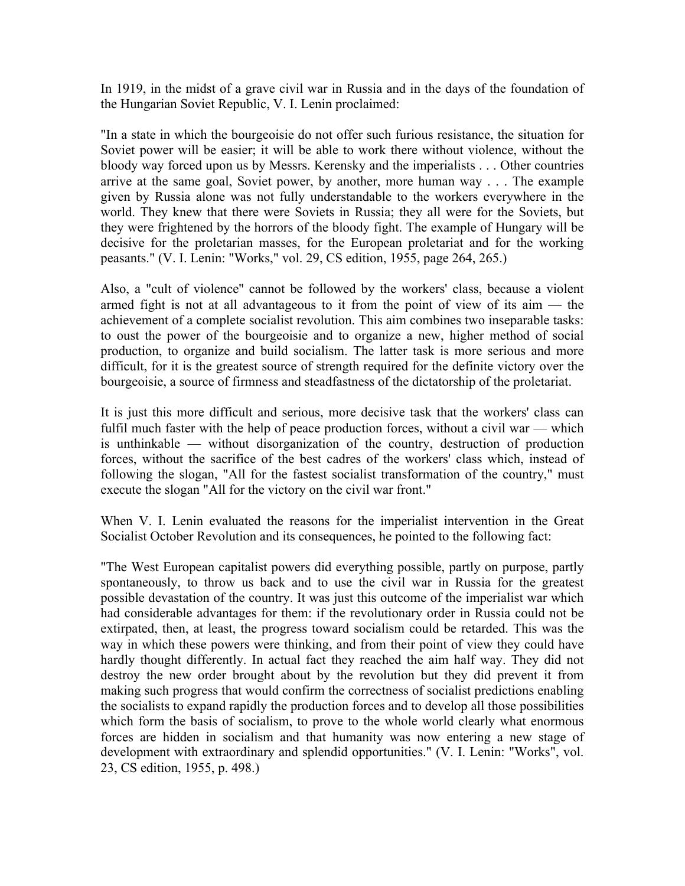In 1919, in the midst of a grave civil war in Russia and in the days of the foundation of the Hungarian Soviet Republic, V. I. Lenin proclaimed:

"In a state in which the bourgeoisie do not offer such furious resistance, the situation for Soviet power will be easier; it will be able to work there without violence, without the bloody way forced upon us by Messrs. Kerensky and the imperialists . . . Other countries arrive at the same goal, Soviet power, by another, more human way . . . The example given by Russia alone was not fully understandable to the workers everywhere in the world. They knew that there were Soviets in Russia; they all were for the Soviets, but they were frightened by the horrors of the bloody fight. The example of Hungary will be decisive for the proletarian masses, for the European proletariat and for the working peasants." (V. I. Lenin: "Works," vol. 29, CS edition, 1955, page 264, 265.)

Also, a "cult of violence" cannot be followed by the workers' class, because a violent armed fight is not at all advantageous to it from the point of view of its aim — the achievement of a complete socialist revolution. This aim combines two inseparable tasks: to oust the power of the bourgeoisie and to organize a new, higher method of social production, to organize and build socialism. The latter task is more serious and more difficult, for it is the greatest source of strength required for the definite victory over the bourgeoisie, a source of firmness and steadfastness of the dictatorship of the proletariat.

It is just this more difficult and serious, more decisive task that the workers' class can fulfil much faster with the help of peace production forces, without a civil war — which is unthinkable — without disorganization of the country, destruction of production forces, without the sacrifice of the best cadres of the workers' class which, instead of following the slogan, "All for the fastest socialist transformation of the country," must execute the slogan "All for the victory on the civil war front."

When V. I. Lenin evaluated the reasons for the imperialist intervention in the Great Socialist October Revolution and its consequences, he pointed to the following fact:

"The West European capitalist powers did everything possible, partly on purpose, partly spontaneously, to throw us back and to use the civil war in Russia for the greatest possible devastation of the country. It was just this outcome of the imperialist war which had considerable advantages for them: if the revolutionary order in Russia could not be extirpated, then, at least, the progress toward socialism could be retarded. This was the way in which these powers were thinking, and from their point of view they could have hardly thought differently. In actual fact they reached the aim half way. They did not destroy the new order brought about by the revolution but they did prevent it from making such progress that would confirm the correctness of socialist predictions enabling the socialists to expand rapidly the production forces and to develop all those possibilities which form the basis of socialism, to prove to the whole world clearly what enormous forces are hidden in socialism and that humanity was now entering a new stage of development with extraordinary and splendid opportunities." (V. I. Lenin: "Works", vol. 23, CS edition, 1955, p. 498.)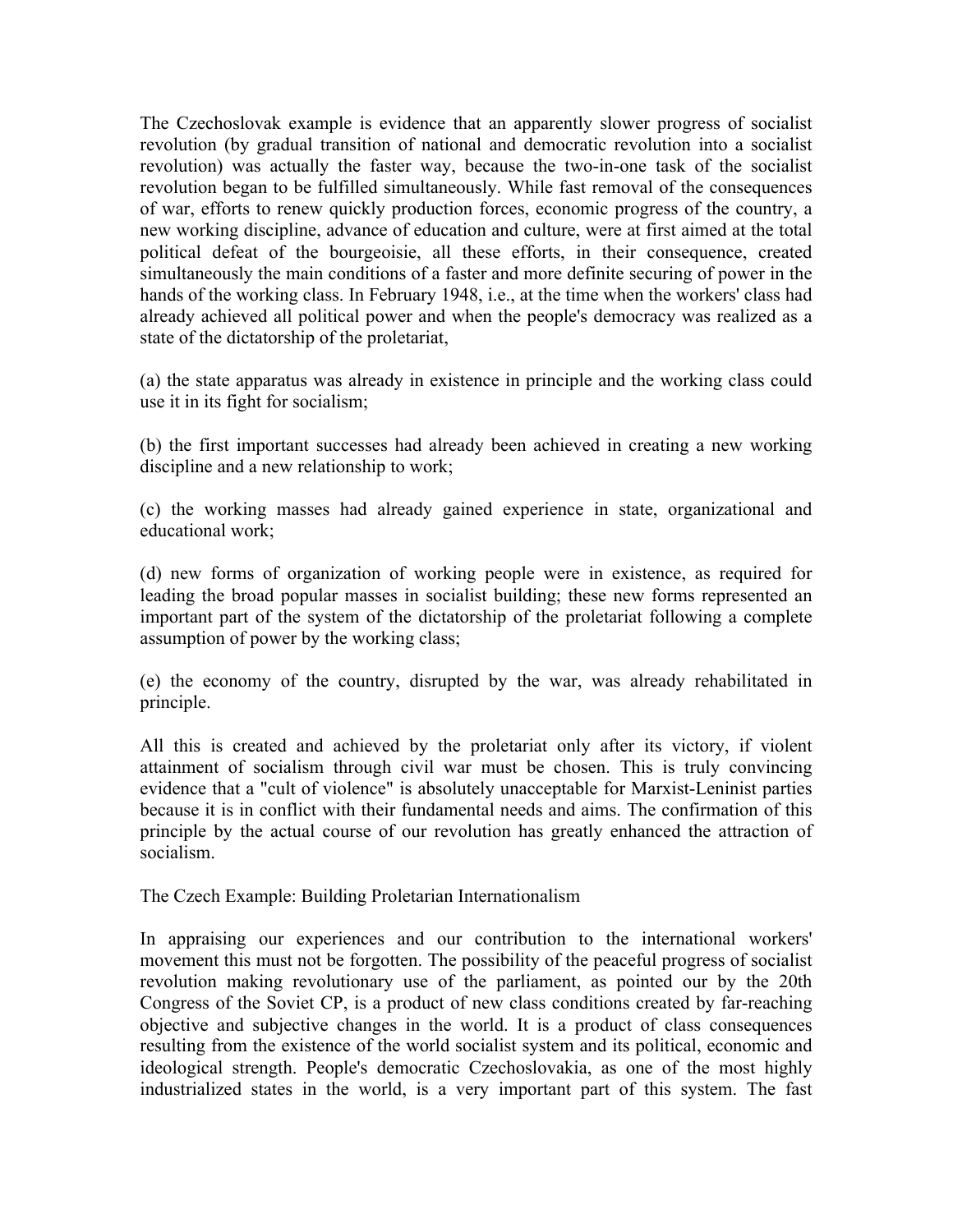The Czechoslovak example is evidence that an apparently slower progress of socialist revolution (by gradual transition of national and democratic revolution into a socialist revolution) was actually the faster way, because the two-in-one task of the socialist revolution began to be fulfilled simultaneously. While fast removal of the consequences of war, efforts to renew quickly production forces, economic progress of the country, a new working discipline, advance of education and culture, were at first aimed at the total political defeat of the bourgeoisie, all these efforts, in their consequence, created simultaneously the main conditions of a faster and more definite securing of power in the hands of the working class. In February 1948, i.e., at the time when the workers' class had already achieved all political power and when the people's democracy was realized as a state of the dictatorship of the proletariat,

(a) the state apparatus was already in existence in principle and the working class could use it in its fight for socialism;

(b) the first important successes had already been achieved in creating a new working discipline and a new relationship to work;

(c) the working masses had already gained experience in state, organizational and educational work;

(d) new forms of organization of working people were in existence, as required for leading the broad popular masses in socialist building; these new forms represented an important part of the system of the dictatorship of the proletariat following a complete assumption of power by the working class;

(e) the economy of the country, disrupted by the war, was already rehabilitated in principle.

All this is created and achieved by the proletariat only after its victory, if violent attainment of socialism through civil war must be chosen. This is truly convincing evidence that a "cult of violence" is absolutely unacceptable for Marxist-Leninist parties because it is in conflict with their fundamental needs and aims. The confirmation of this principle by the actual course of our revolution has greatly enhanced the attraction of socialism.

## The Czech Example: Building Proletarian Internationalism

In appraising our experiences and our contribution to the international workers' movement this must not be forgotten. The possibility of the peaceful progress of socialist revolution making revolutionary use of the parliament, as pointed our by the 20th Congress of the Soviet CP, is a product of new class conditions created by far-reaching objective and subjective changes in the world. It is a product of class consequences resulting from the existence of the world socialist system and its political, economic and ideological strength. People's democratic Czechoslovakia, as one of the most highly industrialized states in the world, is a very important part of this system. The fast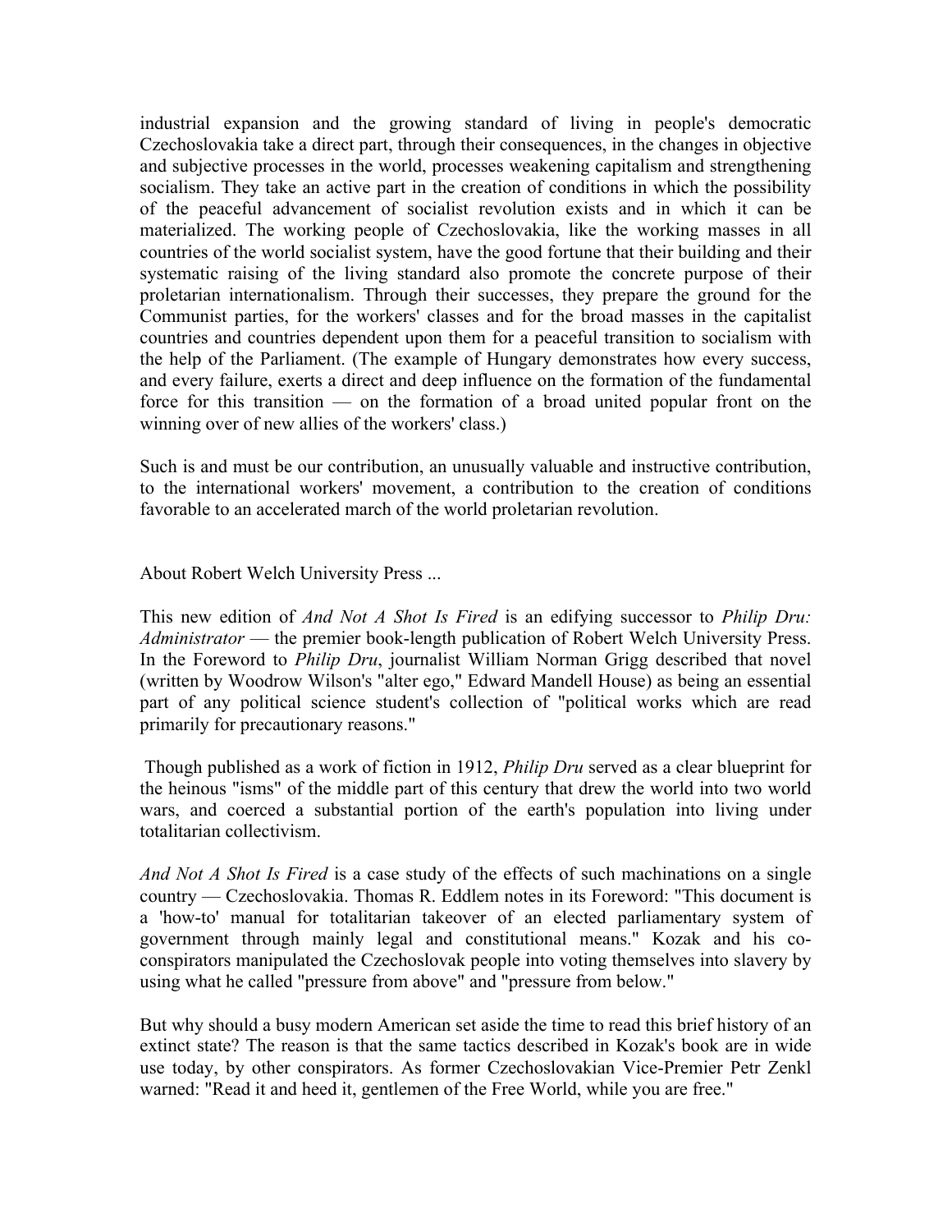industrial expansion and the growing standard of living in people's democratic Czechoslovakia take a direct part, through their consequences, in the changes in objective and subjective processes in the world, processes weakening capitalism and strengthening socialism. They take an active part in the creation of conditions in which the possibility of the peaceful advancement of socialist revolution exists and in which it can be materialized. The working people of Czechoslovakia, like the working masses in all countries of the world socialist system, have the good fortune that their building and their systematic raising of the living standard also promote the concrete purpose of their proletarian internationalism. Through their successes, they prepare the ground for the Communist parties, for the workers' classes and for the broad masses in the capitalist countries and countries dependent upon them for a peaceful transition to socialism with the help of the Parliament. (The example of Hungary demonstrates how every success, and every failure, exerts a direct and deep influence on the formation of the fundamental force for this transition — on the formation of a broad united popular front on the winning over of new allies of the workers' class.)

Such is and must be our contribution, an unusually valuable and instructive contribution, to the international workers' movement, a contribution to the creation of conditions favorable to an accelerated march of the world proletarian revolution.

About Robert Welch University Press ...

This new edition of *And Not A Shot Is Fired* is an edifying successor to *Philip Dru: Administrator* — the premier book-length publication of Robert Welch University Press. In the Foreword to *Philip Dru*, journalist William Norman Grigg described that novel (written by Woodrow Wilson's "alter ego," Edward Mandell House) as being an essential part of any political science student's collection of "political works which are read primarily for precautionary reasons."

Though published as a work of fiction in 1912, *Philip Dru* served as a clear blueprint for the heinous "isms" of the middle part of this century that drew the world into two world wars, and coerced a substantial portion of the earth's population into living under totalitarian collectivism.

*And Not A Shot Is Fired* is a case study of the effects of such machinations on a single country — Czechoslovakia. Thomas R. Eddlem notes in its Foreword: "This document is a 'how-to' manual for totalitarian takeover of an elected parliamentary system of government through mainly legal and constitutional means." Kozak and his co-conspirators manipulated the Czechoslovak people into voting themselves into slavery by using what he called "pressure from above" and "pressure from below."

But why should a busy modern American set aside the time to read this brief history of an extinct state? The reason is that the same tactics described in Kozak's book are in wide use today, by other conspirators. As former Czechoslovakian Vice-Premier Petr Zenkl warned: "Read it and heed it, gentlemen of the Free World, while you are free."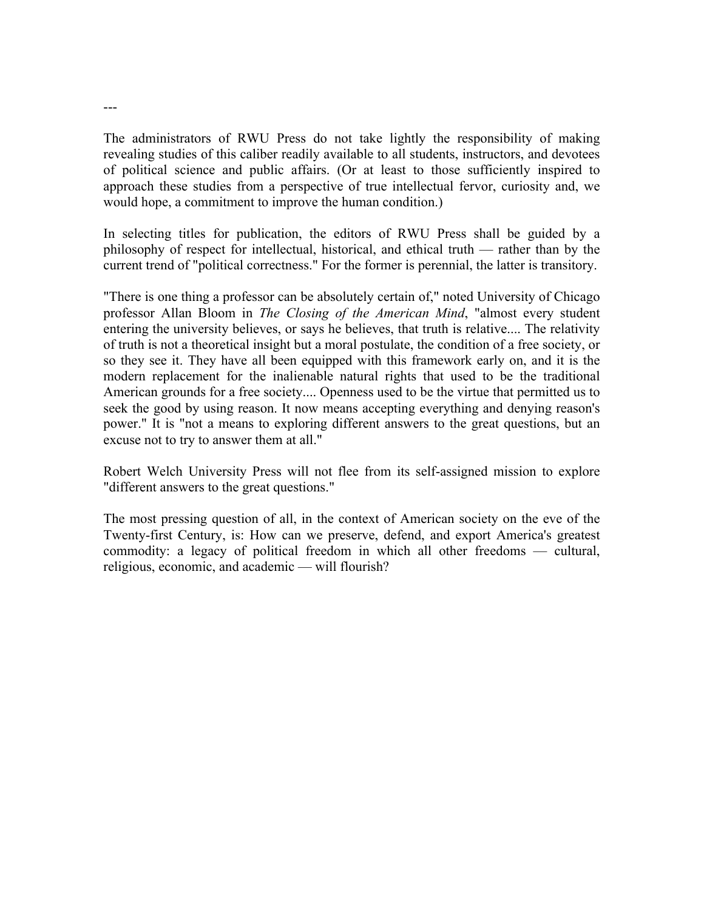---

The administrators of RWU Press do not take lightly the responsibility of making revealing studies of this caliber readily available to all students, instructors, and devotees of political science and public affairs. (Or at least to those sufficiently inspired to approach these studies from a perspective of true intellectual fervor, curiosity and, we would hope, a commitment to improve the human condition.)

In selecting titles for publication, the editors of RWU Press shall be guided by a philosophy of respect for intellectual, historical, and ethical truth — rather than by the current trend of "political correctness." For the former is perennial, the latter is transitory.

"There is one thing a professor can be absolutely certain of," noted University of Chicago professor Allan Bloom in *The Closing of the American Mind*, "almost every student entering the university believes, or says he believes, that truth is relative.... The relativity of truth is not a theoretical insight but a moral postulate, the condition of a free society, or so they see it. They have all been equipped with this framework early on, and it is the modern replacement for the inalienable natural rights that used to be the traditional American grounds for a free society.... Openness used to be the virtue that permitted us to seek the good by using reason. It now means accepting everything and denying reason's power." It is "not a means to exploring different answers to the great questions, but an excuse not to try to answer them at all."

Robert Welch University Press will not flee from its self-assigned mission to explore "different answers to the great questions."

The most pressing question of all, in the context of American society on the eve of the Twenty-first Century, is: How can we preserve, defend, and export America's greatest commodity: a legacy of political freedom in which all other freedoms — cultural, religious, economic, and academic — will flourish?